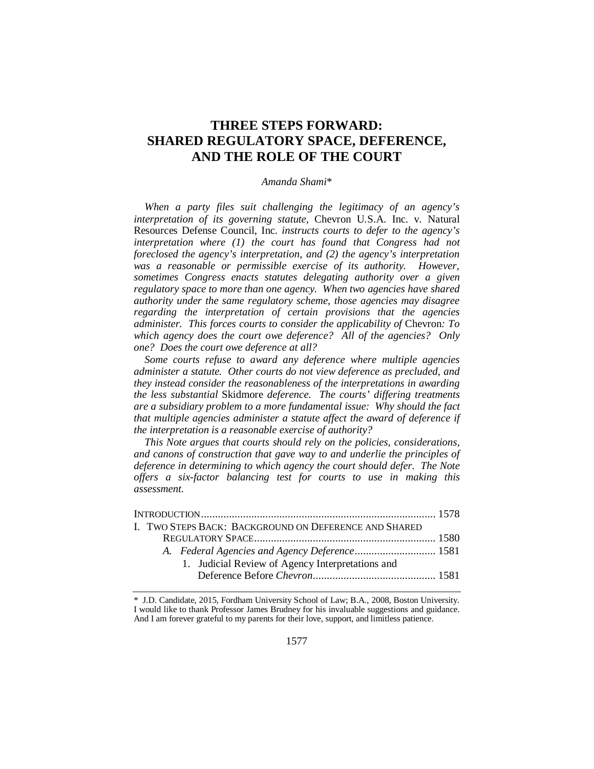# THREE STEPS FORWARD: SHARED REGULATORY SPACE, DEFERENCE, AND THE ROLE OF THE COURT

*Amanda Shami\**

*When a party files suit challenging the legitimacy of an agency's interpretation of its governing statute,* Chevron U.S.A. Inc. v. Natural Resources Defense Council, Inc. *instructs courts to defer to the agency's interpretation where (1) the court has found that Congress had not foreclosed the agency's interpretation, and (2) the agency's interpretation was a reasonable or permissible exercise of its authority. However, sometimes Congress enacts statutes delegating authority over a given regulatory space to more than one agency. When two agencies have shared authority under the same regulatory scheme, those agencies may disagree regarding the interpretation of certain provisions that the agencies administer. This forces courts to consider the applicability of* Chevron*: To which agency does the court owe deference? All of the agencies? Only one? Does the court owe deference at all?*

*Some courts refuse to award any deference where multiple agencies administer a statute. Other courts do not view deference as precluded, and they instead consider the reasonableness of the interpretations in awarding the less substantial* Skidmore *deference. The courts' differing treatments are a subsidiary problem to a more fundamental issue: Why should the fact that multiple agencies administer a statute affect the award of deference if the interpretation is a reasonable exercise of authority?*

*This Note argues that courts should rely on the policies, considerations, and canons of construction that gave way to and underlie the principles of deference in determining to which agency the court should defer. The Note offers a six-factor balancing test for courts to use in making this assessment.*

INTRODUCTION .................................................................................... 1578

I. TWO STEPS BACK: BACKGROUND ON DEFERENCE AND SHARED REGULATORY SPACE ................................................................. 1580

*A. Federal Agencies and Agency Deference* ............................. 1581

1. Judicial Review of Agency Interpretations and Deference Before *Chevron* ............................................ 1581

---

\* J.D. Candidate, 2015, Fordham University School of Law; B.A., 2008, Boston University. I would like to thank Professor James Brudney for his invaluable suggestions and guidance. And I am forever grateful to my parents for their love, support, and limitless patience.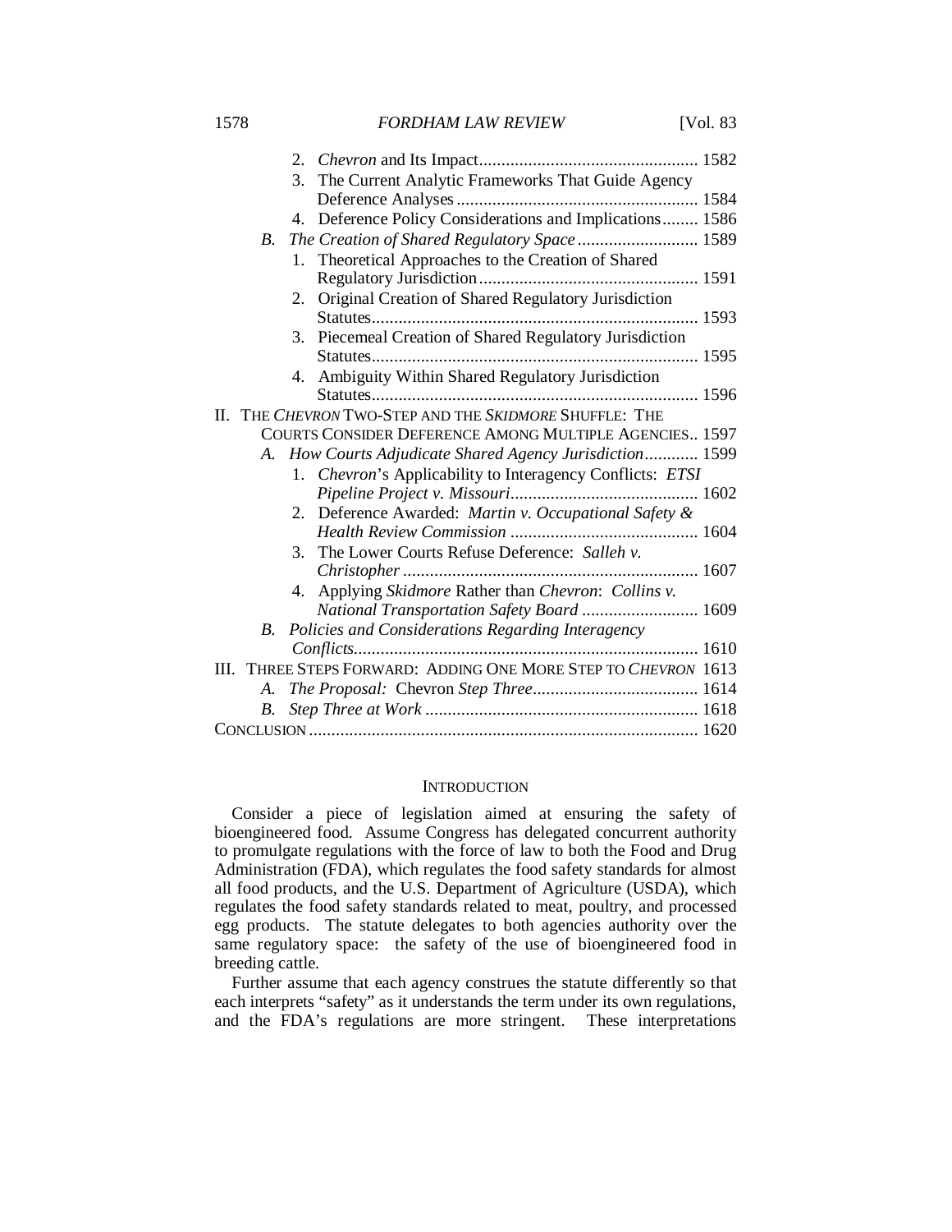2. *Chevron* and Its Impact ........ 1582
3. The Current Analytic Frameworks That Guide Agency Deference Analyses ........ 1584
4. Deference Policy Considerations and Implications ........ 1586

*B. The Creation of Shared Regulatory Space* ........ 1589

1. Theoretical Approaches to the Creation of Shared Regulatory Jurisdiction ........ 1591
2. Original Creation of Shared Regulatory Jurisdiction Statutes ........ 1593
3. Piecemeal Creation of Shared Regulatory Jurisdiction Statutes ........ 1595
4. Ambiguity Within Shared Regulatory Jurisdiction Statutes ........ 1596

II. THE *CHEVRON* TWO-STEP AND THE *SKIDMORE* SHUFFLE: THE COURTS CONSIDER DEFERENCE AMONG MULTIPLE AGENCIES .. 1597

*A. How Courts Adjudicate Shared Agency Jurisdiction* ........ 1599

1. *Chevron*'s Applicability to Interagency Conflicts: *ETSI Pipeline Project v. Missouri* ........ 1602
2. Deference Awarded: *Martin v. Occupational Safety & Health Review Commission* ........ 1604
3. The Lower Courts Refuse Deference: *Salleh v. Christopher* ........ 1607
4. Applying *Skidmore* Rather than *Chevron*: *Collins v. National Transportation Safety Board* ........ 1609

*B. Policies and Considerations Regarding Interagency Conflicts* ........ 1610

III. THREE STEPS FORWARD: ADDING ONE MORE STEP TO *CHEVRON* 1613

*A. The Proposal:* Chevron *Step Three* ........ 1614

*B. Step Three at Work* ........ 1618

CONCLUSION ........ 1620

## INTRODUCTION

Consider a piece of legislation aimed at ensuring the safety of bioengineered food. Assume Congress has delegated concurrent authority to promulgate regulations with the force of law to both the Food and Drug Administration (FDA), which regulates the food safety standards for almost all food products, and the U.S. Department of Agriculture (USDA), which regulates the food safety standards related to meat, poultry, and processed egg products. The statute delegates to both agencies authority over the same regulatory space: the safety of the use of bioengineered food in breeding cattle.

Further assume that each agency construes the statute differently so that each interprets "safety" as it understands the term under its own regulations, and the FDA's regulations are more stringent. These interpretations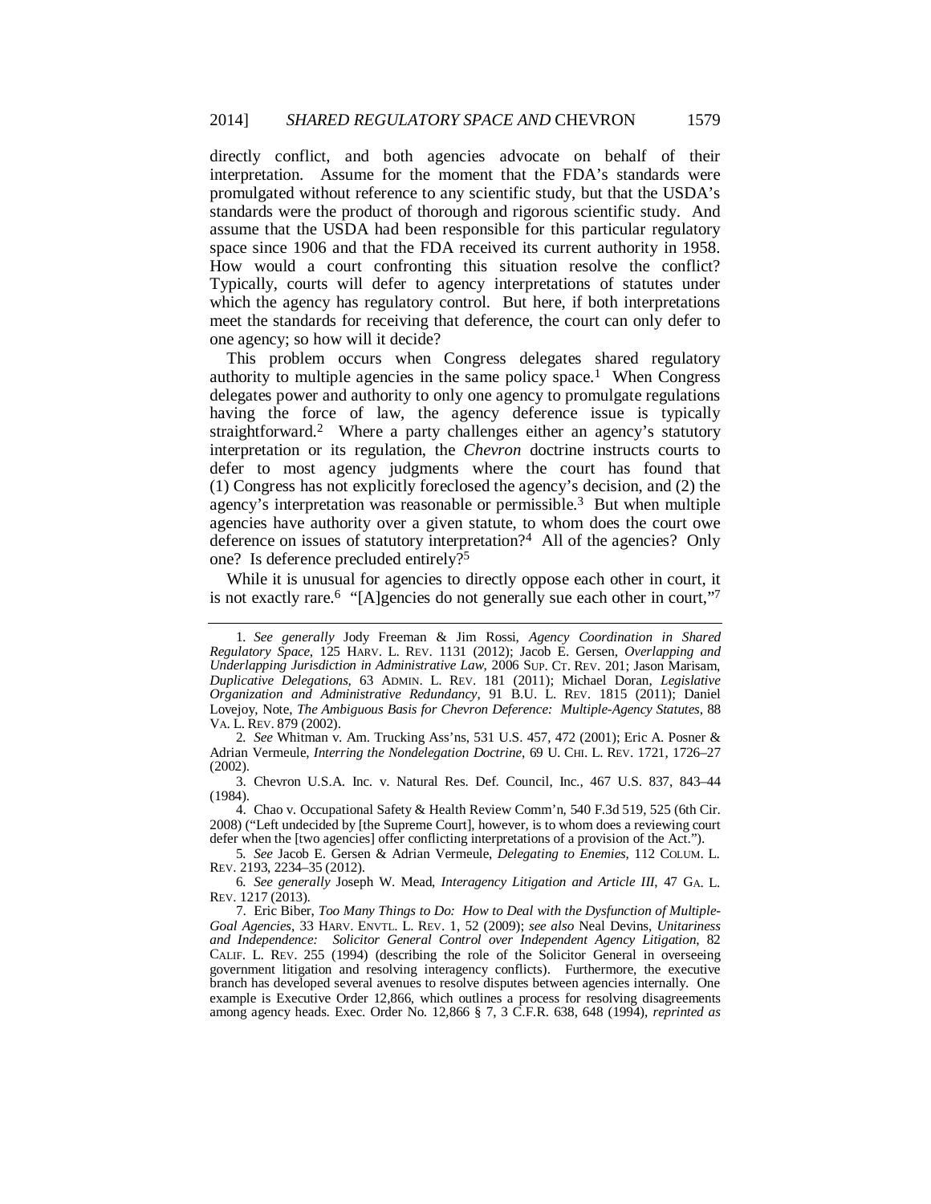directly conflict, and both agencies advocate on behalf of their interpretation. Assume for the moment that the FDA's standards were promulgated without reference to any scientific study, but that the USDA's standards were the product of thorough and rigorous scientific study. And assume that the USDA had been responsible for this particular regulatory space since 1906 and that the FDA received its current authority in 1958. How would a court confronting this situation resolve the conflict? Typically, courts will defer to agency interpretations of statutes under which the agency has regulatory control. But here, if both interpretations meet the standards for receiving that deference, the court can only defer to one agency; so how will it decide?

This problem occurs when Congress delegates shared regulatory authority to multiple agencies in the same policy space.[1] When Congress delegates power and authority to only one agency to promulgate regulations having the force of law, the agency deference issue is typically straightforward.[2] Where a party challenges either an agency's statutory interpretation or its regulation, the *Chevron* doctrine instructs courts to defer to most agency judgments where the court has found that (1) Congress has not explicitly foreclosed the agency's decision, and (2) the agency's interpretation was reasonable or permissible.[3] But when multiple agencies have authority over a given statute, to whom does the court owe deference on issues of statutory interpretation?[4] All of the agencies? Only one? Is deference precluded entirely?[5]

While it is unusual for agencies to directly oppose each other in court, it is not exactly rare.[6] "[A]gencies do not generally sue each other in court,"[7]

---

1. *See generally* Jody Freeman & Jim Rossi, *Agency Coordination in Shared Regulatory Space*, 125 HARV. L. REV. 1131 (2012); Jacob E. Gersen, *Overlapping and Underlapping Jurisdiction in Administrative Law*, 2006 SUP. CT. REV. 201; Jason Marisam, *Duplicative Delegations*, 63 ADMIN. L. REV. 181 (2011); Michael Doran, *Legislative Organization and Administrative Redundancy*, 91 B.U. L. REV. 1815 (2011); Daniel Lovejoy, Note, *The Ambiguous Basis for Chevron Deference: Multiple-Agency Statutes*, 88 VA. L. REV. 879 (2002).

2. *See* Whitman v. Am. Trucking Ass'ns, 531 U.S. 457, 472 (2001); Eric A. Posner & Adrian Vermeule, *Interring the Nondelegation Doctrine*, 69 U. CHI. L. REV. 1721, 1726–27 (2002).

3. Chevron U.S.A. Inc. v. Natural Res. Def. Council, Inc., 467 U.S. 837, 843–44 (1984).

4. Chao v. Occupational Safety & Health Review Comm'n, 540 F.3d 519, 525 (6th Cir. 2008) ("Left undecided by [the Supreme Court], however, is to whom does a reviewing court defer when the [two agencies] offer conflicting interpretations of a provision of the Act.").

5. *See* Jacob E. Gersen & Adrian Vermeule, *Delegating to Enemies*, 112 COLUM. L. REV. 2193, 2234–35 (2012).

6. *See generally* Joseph W. Mead, *Interagency Litigation and Article III*, 47 GA. L. REV. 1217 (2013).

7. Eric Biber, *Too Many Things to Do: How to Deal with the Dysfunction of Multiple-Goal Agencies*, 33 HARV. ENVTL. L. REV. 1, 52 (2009); *see also* Neal Devins, *Unitariness and Independence: Solicitor General Control over Independent Agency Litigation*, 82 CALIF. L. REV. 255 (1994) (describing the role of the Solicitor General in overseeing government litigation and resolving interagency conflicts). Furthermore, the executive branch has developed several avenues to resolve disputes between agencies internally. One example is Executive Order 12,866, which outlines a process for resolving disagreements among agency heads. Exec. Order No. 12,866 § 7, 3 C.F.R. 638, 648 (1994), *reprinted as*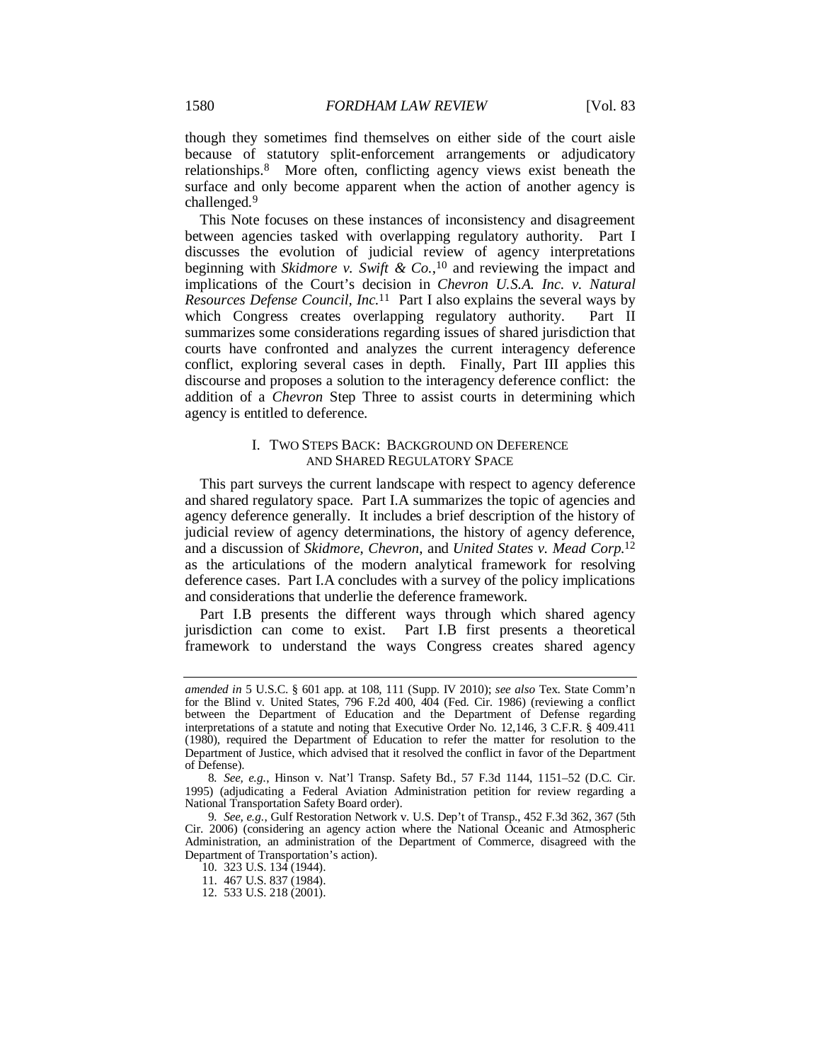though they sometimes find themselves on either side of the court aisle because of statutory split-enforcement arrangements or adjudicatory relationships.[8] More often, conflicting agency views exist beneath the surface and only become apparent when the action of another agency is challenged.[9]

This Note focuses on these instances of inconsistency and disagreement between agencies tasked with overlapping regulatory authority. Part I discusses the evolution of judicial review of agency interpretations beginning with *Skidmore v. Swift & Co.*,[10] and reviewing the impact and implications of the Court's decision in *Chevron U.S.A. Inc. v. Natural Resources Defense Council, Inc.*[11] Part I also explains the several ways by which Congress creates overlapping regulatory authority. Part II summarizes some considerations regarding issues of shared jurisdiction that courts have confronted and analyzes the current interagency deference conflict, exploring several cases in depth. Finally, Part III applies this discourse and proposes a solution to the interagency deference conflict: the addition of a *Chevron* Step Three to assist courts in determining which agency is entitled to deference.

## I. TWO STEPS BACK: BACKGROUND ON DEFERENCE AND SHARED REGULATORY SPACE

This part surveys the current landscape with respect to agency deference and shared regulatory space. Part I.A summarizes the topic of agencies and agency deference generally. It includes a brief description of the history of judicial review of agency determinations, the history of agency deference, and a discussion of *Skidmore*, *Chevron*, and *United States v. Mead Corp.*[12] as the articulations of the modern analytical framework for resolving deference cases. Part I.A concludes with a survey of the policy implications and considerations that underlie the deference framework.

Part I.B presents the different ways through which shared agency jurisdiction can come to exist. Part I.B first presents a theoretical framework to understand the ways Congress creates shared agency

---

*amended in* 5 U.S.C. § 601 app. at 108, 111 (Supp. IV 2010); *see also* Tex. State Comm'n for the Blind v. United States, 796 F.2d 400, 404 (Fed. Cir. 1986) (reviewing a conflict between the Department of Education and the Department of Defense regarding interpretations of a statute and noting that Executive Order No. 12,146, 3 C.F.R. § 409.411 (1980), required the Department of Education to refer the matter for resolution to the Department of Justice, which advised that it resolved the conflict in favor of the Department of Defense).

8. *See, e.g.*, Hinson v. Nat'l Transp. Safety Bd., 57 F.3d 1144, 1151–52 (D.C. Cir. 1995) (adjudicating a Federal Aviation Administration petition for review regarding a National Transportation Safety Board order).

9. *See, e.g.*, Gulf Restoration Network v. U.S. Dep't of Transp., 452 F.3d 362, 367 (5th Cir. 2006) (considering an agency action where the National Oceanic and Atmospheric Administration, an administration of the Department of Commerce, disagreed with the Department of Transportation's action).

10. 323 U.S. 134 (1944).

11. 467 U.S. 837 (1984).

12. 533 U.S. 218 (2001).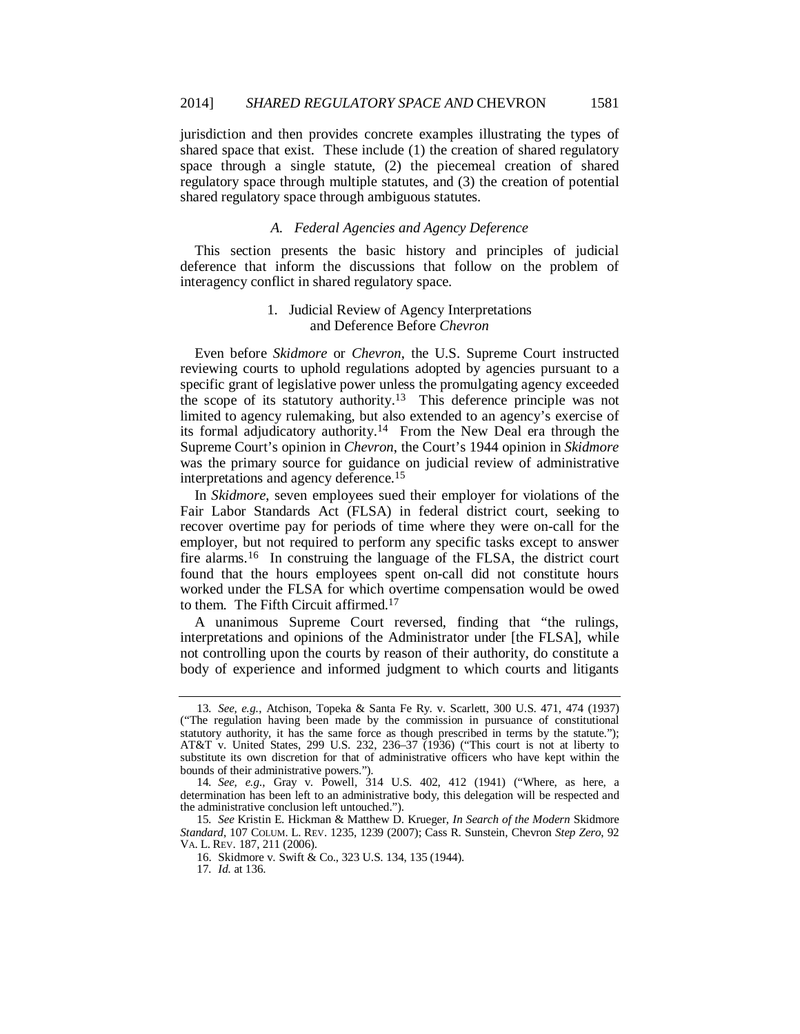jurisdiction and then provides concrete examples illustrating the types of shared space that exist. These include (1) the creation of shared regulatory space through a single statute, (2) the piecemeal creation of shared regulatory space through multiple statutes, and (3) the creation of potential shared regulatory space through ambiguous statutes.

### *A. Federal Agencies and Agency Deference*

This section presents the basic history and principles of judicial deference that inform the discussions that follow on the problem of interagency conflict in shared regulatory space.

#### 1. Judicial Review of Agency Interpretations and Deference Before *Chevron*

Even before *Skidmore* or *Chevron*, the U.S. Supreme Court instructed reviewing courts to uphold regulations adopted by agencies pursuant to a specific grant of legislative power unless the promulgating agency exceeded the scope of its statutory authority.[13] This deference principle was not limited to agency rulemaking, but also extended to an agency's exercise of its formal adjudicatory authority.[14] From the New Deal era through the Supreme Court's opinion in *Chevron*, the Court's 1944 opinion in *Skidmore* was the primary source for guidance on judicial review of administrative interpretations and agency deference.[15]

In *Skidmore*, seven employees sued their employer for violations of the Fair Labor Standards Act (FLSA) in federal district court, seeking to recover overtime pay for periods of time where they were on-call for the employer, but not required to perform any specific tasks except to answer fire alarms.[16] In construing the language of the FLSA, the district court found that the hours employees spent on-call did not constitute hours worked under the FLSA for which overtime compensation would be owed to them. The Fifth Circuit affirmed.[17]

A unanimous Supreme Court reversed, finding that "the rulings, interpretations and opinions of the Administrator under [the FLSA], while not controlling upon the courts by reason of their authority, do constitute a body of experience and informed judgment to which courts and litigants

---

13. *See, e.g.*, Atchison, Topeka & Santa Fe Ry. v. Scarlett, 300 U.S. 471, 474 (1937) ("The regulation having been made by the commission in pursuance of constitutional statutory authority, it has the same force as though prescribed in terms by the statute."); AT&T v. United States, 299 U.S. 232, 236–37 (1936) ("This court is not at liberty to substitute its own discretion for that of administrative officers who have kept within the bounds of their administrative powers.").

14. *See, e.g.*, Gray v. Powell, 314 U.S. 402, 412 (1941) ("Where, as here, a determination has been left to an administrative body, this delegation will be respected and the administrative conclusion left untouched.").

15. *See* Kristin E. Hickman & Matthew D. Krueger, *In Search of the Modern* Skidmore *Standard*, 107 COLUM. L. REV. 1235, 1239 (2007); Cass R. Sunstein, Chevron *Step Zero*, 92 VA. L. REV. 187, 211 (2006).

16. Skidmore v. Swift & Co., 323 U.S. 134, 135 (1944).

17. *Id.* at 136.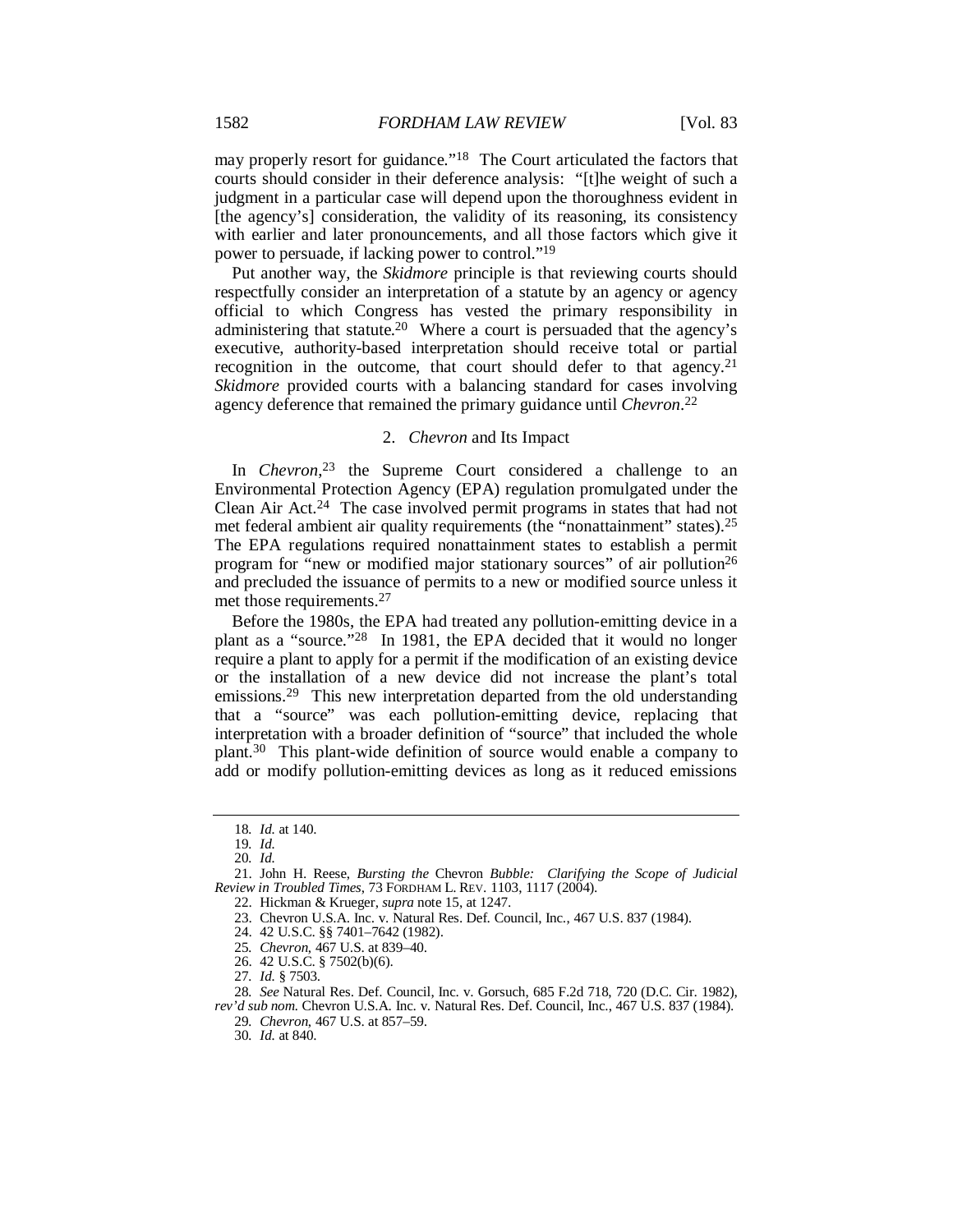may properly resort for guidance."[18] The Court articulated the factors that courts should consider in their deference analysis: "[t]he weight of such a judgment in a particular case will depend upon the thoroughness evident in [the agency's] consideration, the validity of its reasoning, its consistency with earlier and later pronouncements, and all those factors which give it power to persuade, if lacking power to control."[19]

Put another way, the *Skidmore* principle is that reviewing courts should respectfully consider an interpretation of a statute by an agency or agency official to which Congress has vested the primary responsibility in administering that statute.[20] Where a court is persuaded that the agency's executive, authority-based interpretation should receive total or partial recognition in the outcome, that court should defer to that agency.[21] *Skidmore* provided courts with a balancing standard for cases involving agency deference that remained the primary guidance until *Chevron*.[22]

### 2. *Chevron* and Its Impact

In *Chevron*,[23] the Supreme Court considered a challenge to an Environmental Protection Agency (EPA) regulation promulgated under the Clean Air Act.[24] The case involved permit programs in states that had not met federal ambient air quality requirements (the "nonattainment" states).[25] The EPA regulations required nonattainment states to establish a permit program for "new or modified major stationary sources" of air pollution[26] and precluded the issuance of permits to a new or modified source unless it met those requirements.[27]

Before the 1980s, the EPA had treated any pollution-emitting device in a plant as a "source."[28] In 1981, the EPA decided that it would no longer require a plant to apply for a permit if the modification of an existing device or the installation of a new device did not increase the plant's total emissions.[29] This new interpretation departed from the old understanding that a "source" was each pollution-emitting device, replacing that interpretation with a broader definition of "source" that included the whole plant.[30] This plant-wide definition of source would enable a company to add or modify pollution-emitting devices as long as it reduced emissions

---

18. *Id.* at 140.

19. *Id.*

20. *Id.*

21. John H. Reese, *Bursting the* Chevron *Bubble: Clarifying the Scope of Judicial Review in Troubled Times*, 73 FORDHAM L. REV. 1103, 1117 (2004).

22. Hickman & Krueger, *supra* note 15, at 1247.

23. Chevron U.S.A. Inc. v. Natural Res. Def. Council, Inc., 467 U.S. 837 (1984).

24. 42 U.S.C. §§ 7401–7642 (1982).

25. *Chevron*, 467 U.S. at 839–40.

26. 42 U.S.C. § 7502(b)(6).

27. *Id.* § 7503.

28. *See* Natural Res. Def. Council, Inc. v. Gorsuch, 685 F.2d 718, 720 (D.C. Cir. 1982), *rev'd sub nom.* Chevron U.S.A. Inc. v. Natural Res. Def. Council, Inc., 467 U.S. 837 (1984).

29. *Chevron*, 467 U.S. at 857–59.

30. *Id.* at 840.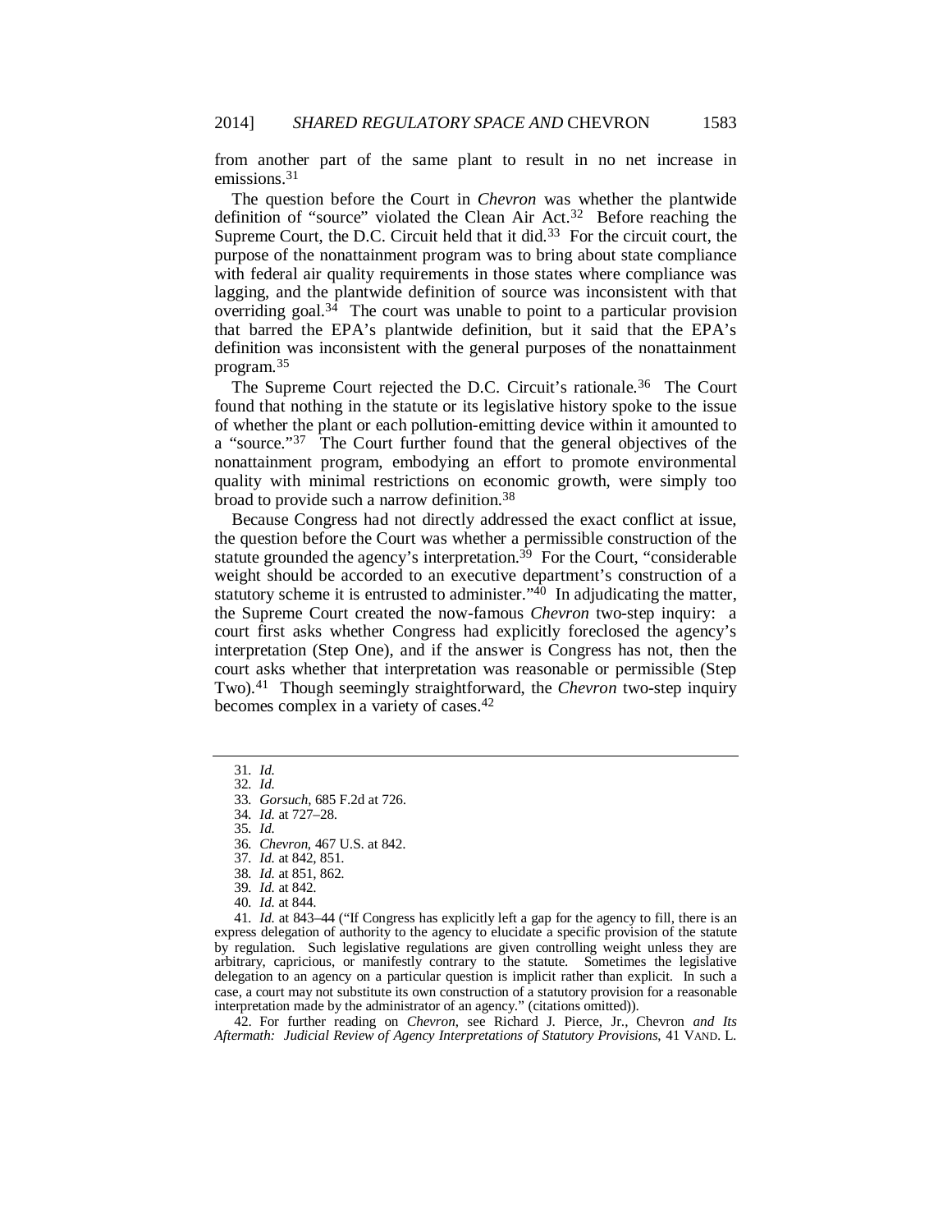from another part of the same plant to result in no net increase in emissions.[31]

The question before the Court in *Chevron* was whether the plantwide definition of "source" violated the Clean Air Act.[32] Before reaching the Supreme Court, the D.C. Circuit held that it did.[33] For the circuit court, the purpose of the nonattainment program was to bring about state compliance with federal air quality requirements in those states where compliance was lagging, and the plantwide definition of source was inconsistent with that overriding goal.[34] The court was unable to point to a particular provision that barred the EPA's plantwide definition, but it said that the EPA's definition was inconsistent with the general purposes of the nonattainment program.[35]

The Supreme Court rejected the D.C. Circuit's rationale.[36] The Court found that nothing in the statute or its legislative history spoke to the issue of whether the plant or each pollution-emitting device within it amounted to a "source."[37] The Court further found that the general objectives of the nonattainment program, embodying an effort to promote environmental quality with minimal restrictions on economic growth, were simply too broad to provide such a narrow definition.[38]

Because Congress had not directly addressed the exact conflict at issue, the question before the Court was whether a permissible construction of the statute grounded the agency's interpretation.[39] For the Court, "considerable weight should be accorded to an executive department's construction of a statutory scheme it is entrusted to administer."[40] In adjudicating the matter, the Supreme Court created the now-famous *Chevron* two-step inquiry: a court first asks whether Congress had explicitly foreclosed the agency's interpretation (Step One), and if the answer is Congress has not, then the court asks whether that interpretation was reasonable or permissible (Step Two).[41] Though seemingly straightforward, the *Chevron* two-step inquiry becomes complex in a variety of cases.[42]

---

31. *Id.*
32. *Id.*
33. *Gorsuch*, 685 F.2d at 726.
34. *Id.* at 727–28.
35. *Id.*
36. *Chevron*, 467 U.S. at 842.
37. *Id.* at 842, 851.
38. *Id.* at 851, 862.
39. *Id.* at 842.
40. *Id.* at 844.
41. *Id.* at 843–44 ("If Congress has explicitly left a gap for the agency to fill, there is an express delegation of authority to the agency to elucidate a specific provision of the statute by regulation. Such legislative regulations are given controlling weight unless they are arbitrary, capricious, or manifestly contrary to the statute. Sometimes the legislative delegation to an agency on a particular question is implicit rather than explicit. In such a case, a court may not substitute its own construction of a statutory provision for a reasonable interpretation made by the administrator of an agency." (citations omitted)).
42. For further reading on *Chevron*, see Richard J. Pierce, Jr., Chevron *and Its Aftermath: Judicial Review of Agency Interpretations of Statutory Provisions*, 41 VAND. L.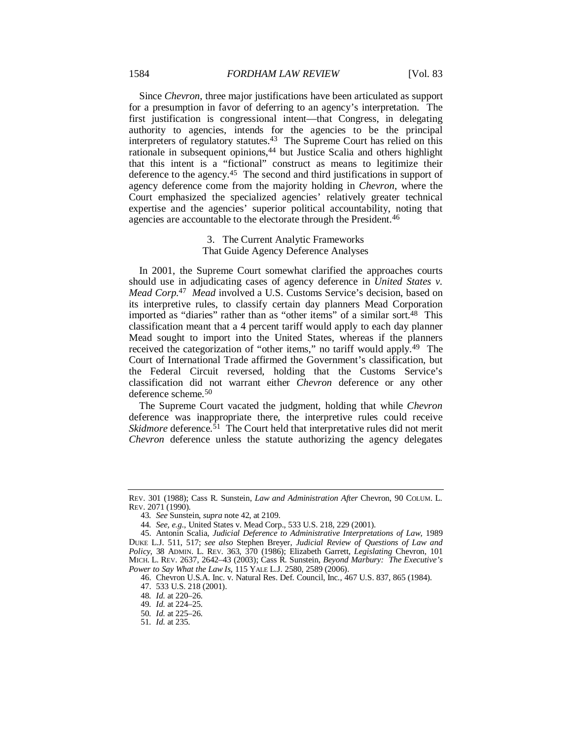Since *Chevron*, three major justifications have been articulated as support for a presumption in favor of deferring to an agency's interpretation. The first justification is congressional intent—that Congress, in delegating authority to agencies, intends for the agencies to be the principal interpreters of regulatory statutes.[43] The Supreme Court has relied on this rationale in subsequent opinions,[44] but Justice Scalia and others highlight that this intent is a "fictional" construct as means to legitimize their deference to the agency.[45] The second and third justifications in support of agency deference come from the majority holding in *Chevron*, where the Court emphasized the specialized agencies' relatively greater technical expertise and the agencies' superior political accountability, noting that agencies are accountable to the electorate through the President.[46]

### 3. The Current Analytic Frameworks That Guide Agency Deference Analyses

In 2001, the Supreme Court somewhat clarified the approaches courts should use in adjudicating cases of agency deference in *United States v. Mead Corp.*[47] *Mead* involved a U.S. Customs Service's decision, based on its interpretive rules, to classify certain day planners Mead Corporation imported as "diaries" rather than as "other items" of a similar sort.[48] This classification meant that a 4 percent tariff would apply to each day planner Mead sought to import into the United States, whereas if the planners received the categorization of "other items," no tariff would apply.[49] The Court of International Trade affirmed the Government's classification, but the Federal Circuit reversed, holding that the Customs Service's classification did not warrant either *Chevron* deference or any other deference scheme.[50]

The Supreme Court vacated the judgment, holding that while *Chevron* deference was inappropriate there, the interpretive rules could receive *Skidmore* deference.[51] The Court held that interpretative rules did not merit *Chevron* deference unless the statute authorizing the agency delegates

---

REV. 301 (1988); Cass R. Sunstein, *Law and Administration After* Chevron, 90 COLUM. L. REV. 2071 (1990).

43. *See* Sunstein, *supra* note 42, at 2109.

44. *See, e.g.*, United States v. Mead Corp., 533 U.S. 218, 229 (2001).

45. Antonin Scalia, *Judicial Deference to Administrative Interpretations of Law*, 1989 DUKE L.J. 511, 517; *see also* Stephen Breyer, *Judicial Review of Questions of Law and Policy*, 38 ADMIN. L. REV. 363, 370 (1986); Elizabeth Garrett, *Legislating* Chevron, 101 MICH. L. REV. 2637, 2642–43 (2003); Cass R. Sunstein, *Beyond Marbury: The Executive's Power to Say What the Law Is*, 115 YALE L.J. 2580, 2589 (2006).

46. Chevron U.S.A. Inc. v. Natural Res. Def. Council, Inc., 467 U.S. 837, 865 (1984).

47. 533 U.S. 218 (2001).

48. *Id.* at 220–26.

49. *Id.* at 224–25.

50. *Id.* at 225–26.

51. *Id.* at 235.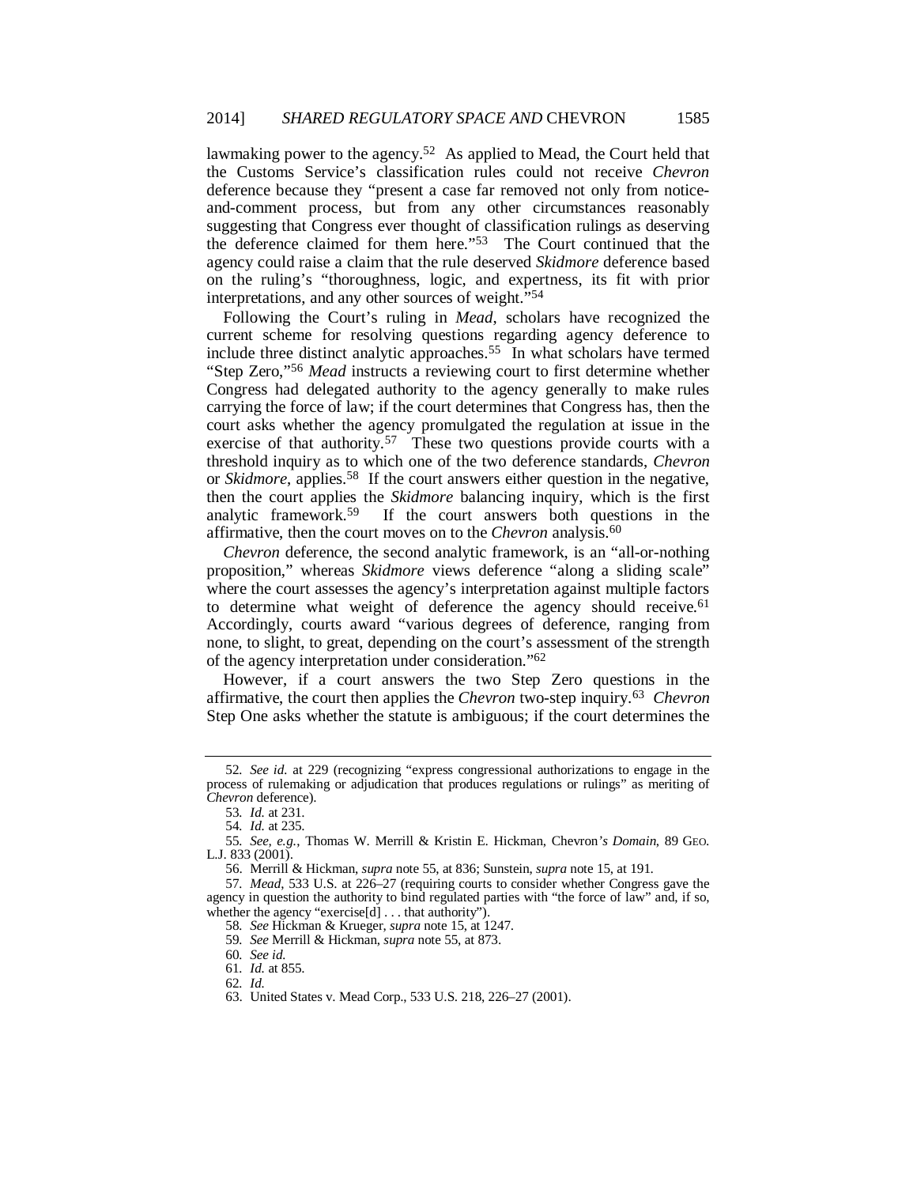lawmaking power to the agency.[52] As applied to Mead, the Court held that the Customs Service's classification rules could not receive *Chevron* deference because they "present a case far removed not only from notice-and-comment process, but from any other circumstances reasonably suggesting that Congress ever thought of classification rulings as deserving the deference claimed for them here."[53] The Court continued that the agency could raise a claim that the rule deserved *Skidmore* deference based on the ruling's "thoroughness, logic, and expertness, its fit with prior interpretations, and any other sources of weight."[54]

Following the Court's ruling in *Mead*, scholars have recognized the current scheme for resolving questions regarding agency deference to include three distinct analytic approaches.[55] In what scholars have termed "Step Zero,"[56] *Mead* instructs a reviewing court to first determine whether Congress had delegated authority to the agency generally to make rules carrying the force of law; if the court determines that Congress has, then the court asks whether the agency promulgated the regulation at issue in the exercise of that authority.[57] These two questions provide courts with a threshold inquiry as to which one of the two deference standards, *Chevron* or *Skidmore*, applies.[58] If the court answers either question in the negative, then the court applies the *Skidmore* balancing inquiry, which is the first analytic framework.[59] If the court answers both questions in the affirmative, then the court moves on to the *Chevron* analysis.[60]

*Chevron* deference, the second analytic framework, is an "all-or-nothing proposition," whereas *Skidmore* views deference "along a sliding scale" where the court assesses the agency's interpretation against multiple factors to determine what weight of deference the agency should receive.[61] Accordingly, courts award "various degrees of deference, ranging from none, to slight, to great, depending on the court's assessment of the strength of the agency interpretation under consideration."[62]

However, if a court answers the two Step Zero questions in the affirmative, the court then applies the *Chevron* two-step inquiry.[63] *Chevron* Step One asks whether the statute is ambiguous; if the court determines the

---

52. *See id.* at 229 (recognizing "express congressional authorizations to engage in the process of rulemaking or adjudication that produces regulations or rulings" as meriting of *Chevron* deference).

53. *Id.* at 231.

54. *Id.* at 235.

55. *See, e.g.*, Thomas W. Merrill & Kristin E. Hickman, Chevron*'s Domain*, 89 GEO. L.J. 833 (2001).

56. Merrill & Hickman, *supra* note 55, at 836; Sunstein, *supra* note 15, at 191.

57. *Mead*, 533 U.S. at 226–27 (requiring courts to consider whether Congress gave the agency in question the authority to bind regulated parties with "the force of law" and, if so, whether the agency "exercise[d] . . . that authority").

58. *See* Hickman & Krueger, *supra* note 15, at 1247.

59. *See* Merrill & Hickman, *supra* note 55, at 873.

60. *See id.*

61. *Id.* at 855.

62. *Id.*

63. United States v. Mead Corp., 533 U.S. 218, 226–27 (2001).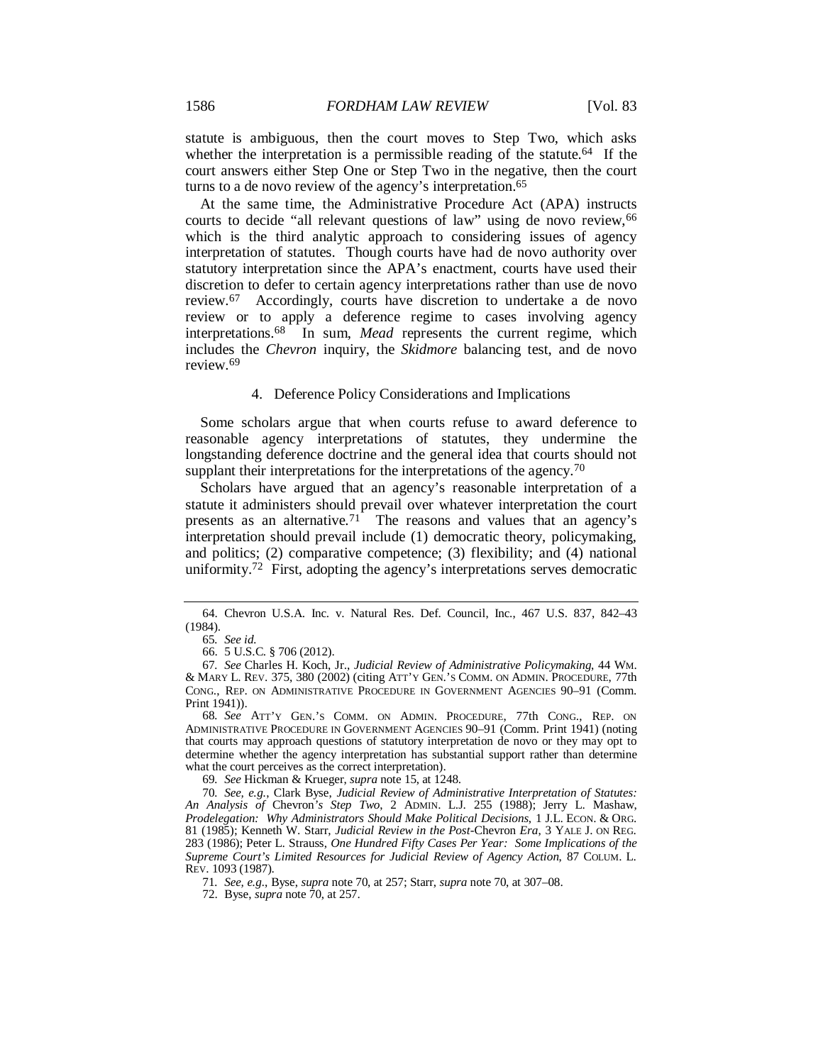statute is ambiguous, then the court moves to Step Two, which asks whether the interpretation is a permissible reading of the statute.[64] If the court answers either Step One or Step Two in the negative, then the court turns to a de novo review of the agency's interpretation.[65]

At the same time, the Administrative Procedure Act (APA) instructs courts to decide "all relevant questions of law" using de novo review,[66] which is the third analytic approach to considering issues of agency interpretation of statutes. Though courts have had de novo authority over statutory interpretation since the APA's enactment, courts have used their discretion to defer to certain agency interpretations rather than use de novo review.[67] Accordingly, courts have discretion to undertake a de novo review or to apply a deference regime to cases involving agency interpretations.[68] In sum, *Mead* represents the current regime, which includes the *Chevron* inquiry, the *Skidmore* balancing test, and de novo review.[69]

#### 4. Deference Policy Considerations and Implications

Some scholars argue that when courts refuse to award deference to reasonable agency interpretations of statutes, they undermine the longstanding deference doctrine and the general idea that courts should not supplant their interpretations for the interpretations of the agency.[70]

Scholars have argued that an agency's reasonable interpretation of a statute it administers should prevail over whatever interpretation the court presents as an alternative.[71] The reasons and values that an agency's interpretation should prevail include (1) democratic theory, policymaking, and politics; (2) comparative competence; (3) flexibility; and (4) national uniformity.[72] First, adopting the agency's interpretations serves democratic

---

64. Chevron U.S.A. Inc. v. Natural Res. Def. Council, Inc., 467 U.S. 837, 842–43 (1984).

65. *See id.*

66. 5 U.S.C. § 706 (2012).

67. *See* Charles H. Koch, Jr., *Judicial Review of Administrative Policymaking*, 44 WM. & MARY L. REV. 375, 380 (2002) (citing ATT'Y GEN.'S COMM. ON ADMIN. PROCEDURE, 77th CONG., REP. ON ADMINISTRATIVE PROCEDURE IN GOVERNMENT AGENCIES 90–91 (Comm. Print 1941)).

68. *See* ATT'Y GEN.'S COMM. ON ADMIN. PROCEDURE, 77th CONG., REP. ON ADMINISTRATIVE PROCEDURE IN GOVERNMENT AGENCIES 90–91 (Comm. Print 1941) (noting that courts may approach questions of statutory interpretation de novo or they may opt to determine whether the agency interpretation has substantial support rather than determine what the court perceives as the correct interpretation).

69. *See* Hickman & Krueger, *supra* note 15, at 1248.

70. *See, e.g.*, Clark Byse, *Judicial Review of Administrative Interpretation of Statutes: An Analysis of* Chevron*'s Step Two*, 2 ADMIN. L.J. 255 (1988); Jerry L. Mashaw, *Prodelegation: Why Administrators Should Make Political Decisions*, 1 J.L. ECON. & ORG. 81 (1985); Kenneth W. Starr, *Judicial Review in the Post-*Chevron *Era*, 3 YALE J. ON REG. 283 (1986); Peter L. Strauss, *One Hundred Fifty Cases Per Year: Some Implications of the Supreme Court's Limited Resources for Judicial Review of Agency Action*, 87 COLUM. L. REV. 1093 (1987).

71. *See, e.g.*, Byse, *supra* note 70, at 257; Starr, *supra* note 70, at 307–08.

72. Byse, *supra* note 70, at 257.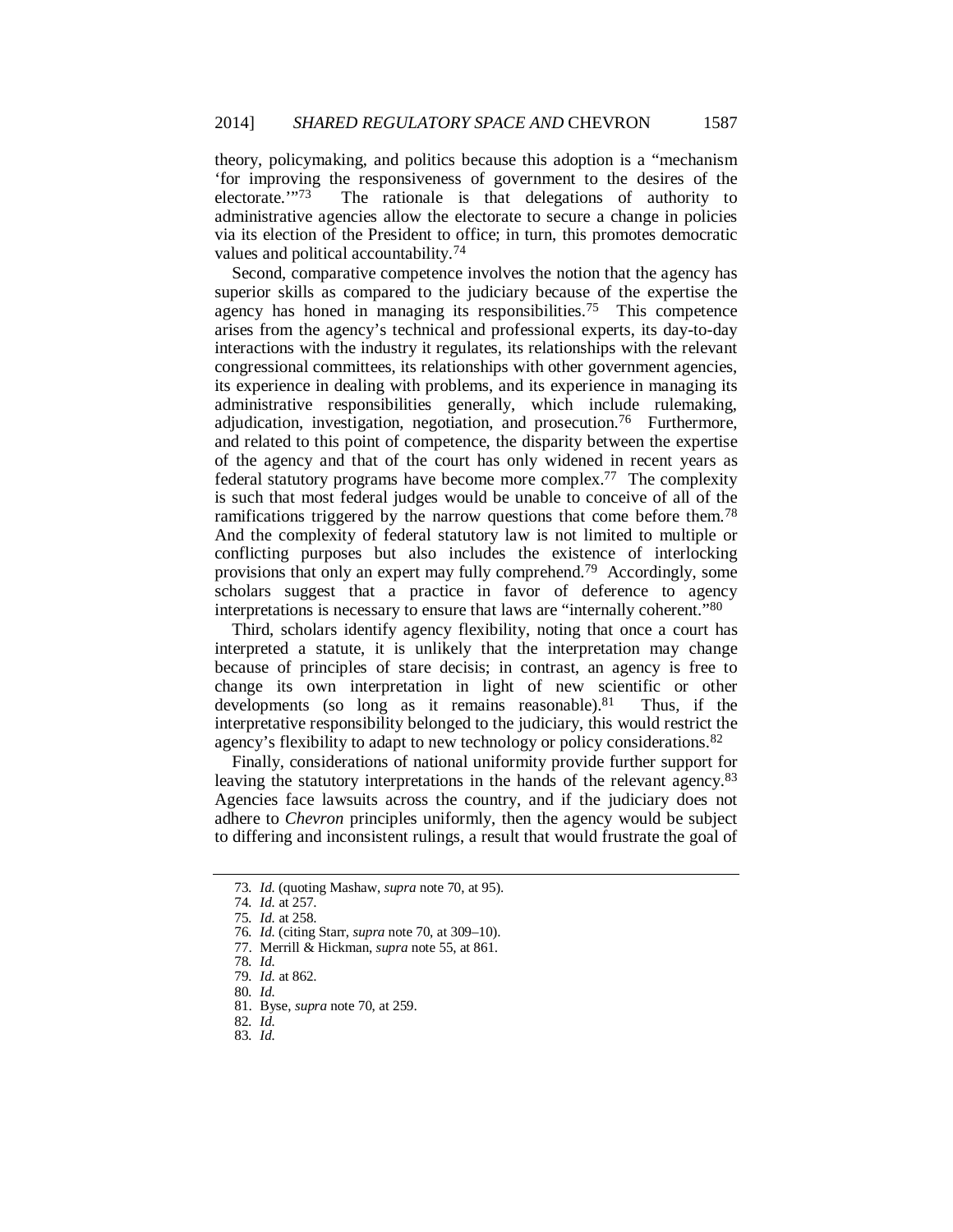theory, policymaking, and politics because this adoption is a "mechanism 'for improving the responsiveness of government to the desires of the electorate.'"[73] The rationale is that delegations of authority to administrative agencies allow the electorate to secure a change in policies via its election of the President to office; in turn, this promotes democratic values and political accountability.[74]

Second, comparative competence involves the notion that the agency has superior skills as compared to the judiciary because of the expertise the agency has honed in managing its responsibilities.[75] This competence arises from the agency's technical and professional experts, its day-to-day interactions with the industry it regulates, its relationships with the relevant congressional committees, its relationships with other government agencies, its experience in dealing with problems, and its experience in managing its administrative responsibilities generally, which include rulemaking, adjudication, investigation, negotiation, and prosecution.[76] Furthermore, and related to this point of competence, the disparity between the expertise of the agency and that of the court has only widened in recent years as federal statutory programs have become more complex.[77] The complexity is such that most federal judges would be unable to conceive of all of the ramifications triggered by the narrow questions that come before them.[78] And the complexity of federal statutory law is not limited to multiple or conflicting purposes but also includes the existence of interlocking provisions that only an expert may fully comprehend.[79] Accordingly, some scholars suggest that a practice in favor of deference to agency interpretations is necessary to ensure that laws are "internally coherent."[80]

Third, scholars identify agency flexibility, noting that once a court has interpreted a statute, it is unlikely that the interpretation may change because of principles of stare decisis; in contrast, an agency is free to change its own interpretation in light of new scientific or other developments (so long as it remains reasonable).[81] Thus, if the interpretative responsibility belonged to the judiciary, this would restrict the agency's flexibility to adapt to new technology or policy considerations.[82]

Finally, considerations of national uniformity provide further support for leaving the statutory interpretations in the hands of the relevant agency.[83] Agencies face lawsuits across the country, and if the judiciary does not adhere to *Chevron* principles uniformly, then the agency would be subject to differing and inconsistent rulings, a result that would frustrate the goal of

---

73. *Id.* (quoting Mashaw, *supra* note 70, at 95).
74. *Id.* at 257.
75. *Id.* at 258.
76. *Id.* (citing Starr, *supra* note 70, at 309–10).
77. Merrill & Hickman, *supra* note 55, at 861.
78. *Id.*
79. *Id.* at 862.
80. *Id.*
81. Byse, *supra* note 70, at 259.
82. *Id.*
83. *Id.*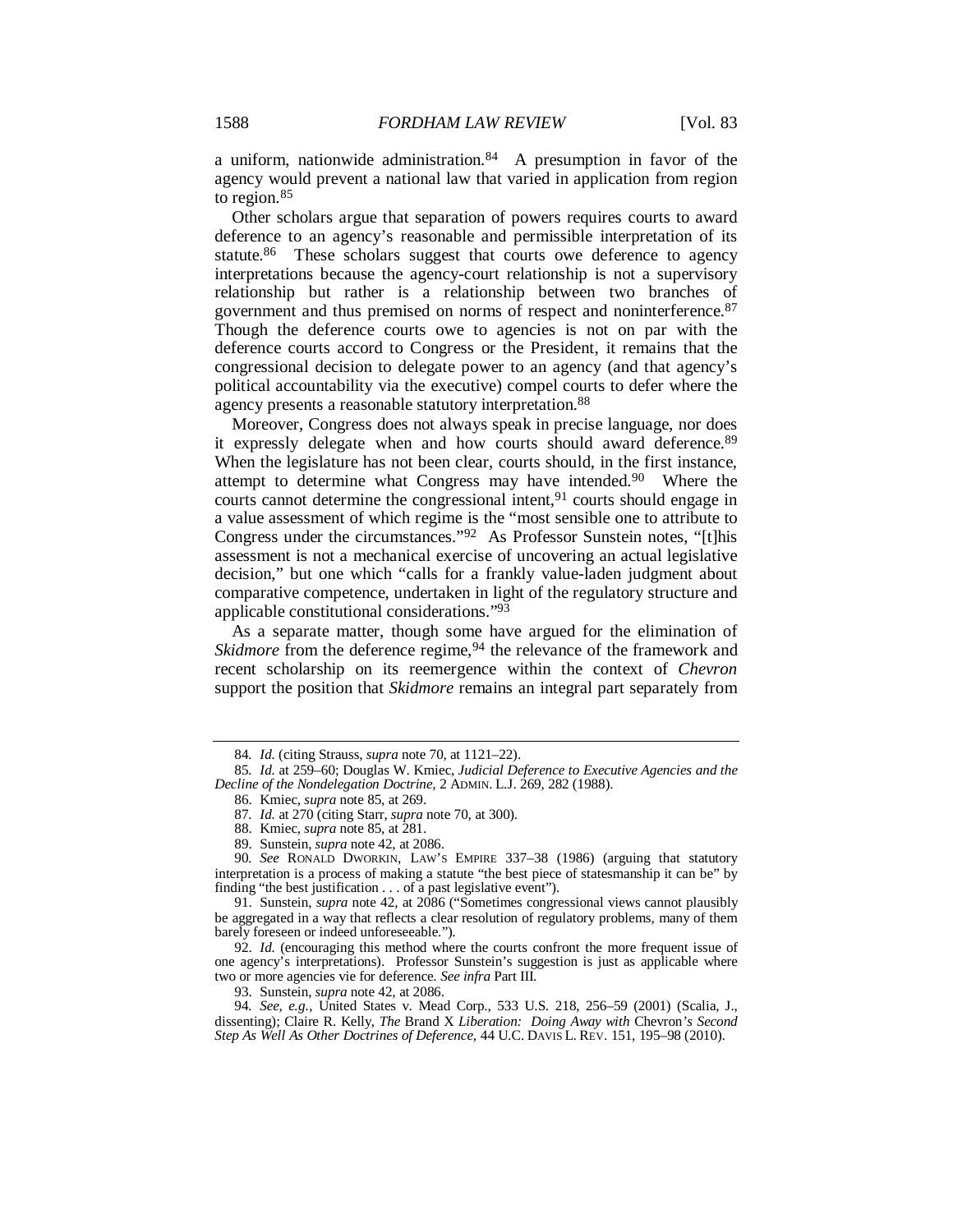a uniform, nationwide administration.[84] A presumption in favor of the agency would prevent a national law that varied in application from region to region.[85]

Other scholars argue that separation of powers requires courts to award deference to an agency's reasonable and permissible interpretation of its statute.[86] These scholars suggest that courts owe deference to agency interpretations because the agency-court relationship is not a supervisory relationship but rather is a relationship between two branches of government and thus premised on norms of respect and noninterference.[87] Though the deference courts owe to agencies is not on par with the deference courts accord to Congress or the President, it remains that the congressional decision to delegate power to an agency (and that agency's political accountability via the executive) compel courts to defer where the agency presents a reasonable statutory interpretation.[88]

Moreover, Congress does not always speak in precise language, nor does it expressly delegate when and how courts should award deference.[89] When the legislature has not been clear, courts should, in the first instance, attempt to determine what Congress may have intended.[90] Where the courts cannot determine the congressional intent,[91] courts should engage in a value assessment of which regime is the "most sensible one to attribute to Congress under the circumstances."[92] As Professor Sunstein notes, "[t]his assessment is not a mechanical exercise of uncovering an actual legislative decision," but one which "calls for a frankly value-laden judgment about comparative competence, undertaken in light of the regulatory structure and applicable constitutional considerations."[93]

As a separate matter, though some have argued for the elimination of *Skidmore* from the deference regime,[94] the relevance of the framework and recent scholarship on its reemergence within the context of *Chevron* support the position that *Skidmore* remains an integral part separately from

---

84. *Id.* (citing Strauss, *supra* note 70, at 1121–22).

85. *Id.* at 259–60; Douglas W. Kmiec, *Judicial Deference to Executive Agencies and the Decline of the Nondelegation Doctrine*, 2 ADMIN. L.J. 269, 282 (1988).

86. Kmiec, *supra* note 85, at 269.

87. *Id.* at 270 (citing Starr, *supra* note 70, at 300).

88. Kmiec, *supra* note 85, at 281.

89. Sunstein, *supra* note 42, at 2086.

90. *See* RONALD DWORKIN, LAW'S EMPIRE 337–38 (1986) (arguing that statutory interpretation is a process of making a statute "the best piece of statesmanship it can be" by finding "the best justification . . . of a past legislative event").

91. Sunstein, *supra* note 42, at 2086 ("Sometimes congressional views cannot plausibly be aggregated in a way that reflects a clear resolution of regulatory problems, many of them barely foreseen or indeed unforeseeable.").

92. *Id.* (encouraging this method where the courts confront the more frequent issue of one agency's interpretations). Professor Sunstein's suggestion is just as applicable where two or more agencies vie for deference. *See infra* Part III.

93. Sunstein, *supra* note 42, at 2086.

94. *See, e.g.*, United States v. Mead Corp., 533 U.S. 218, 256–59 (2001) (Scalia, J., dissenting); Claire R. Kelly, *The* Brand X *Liberation: Doing Away with* Chevron*'s Second Step As Well As Other Doctrines of Deference*, 44 U.C. DAVIS L. REV. 151, 195–98 (2010).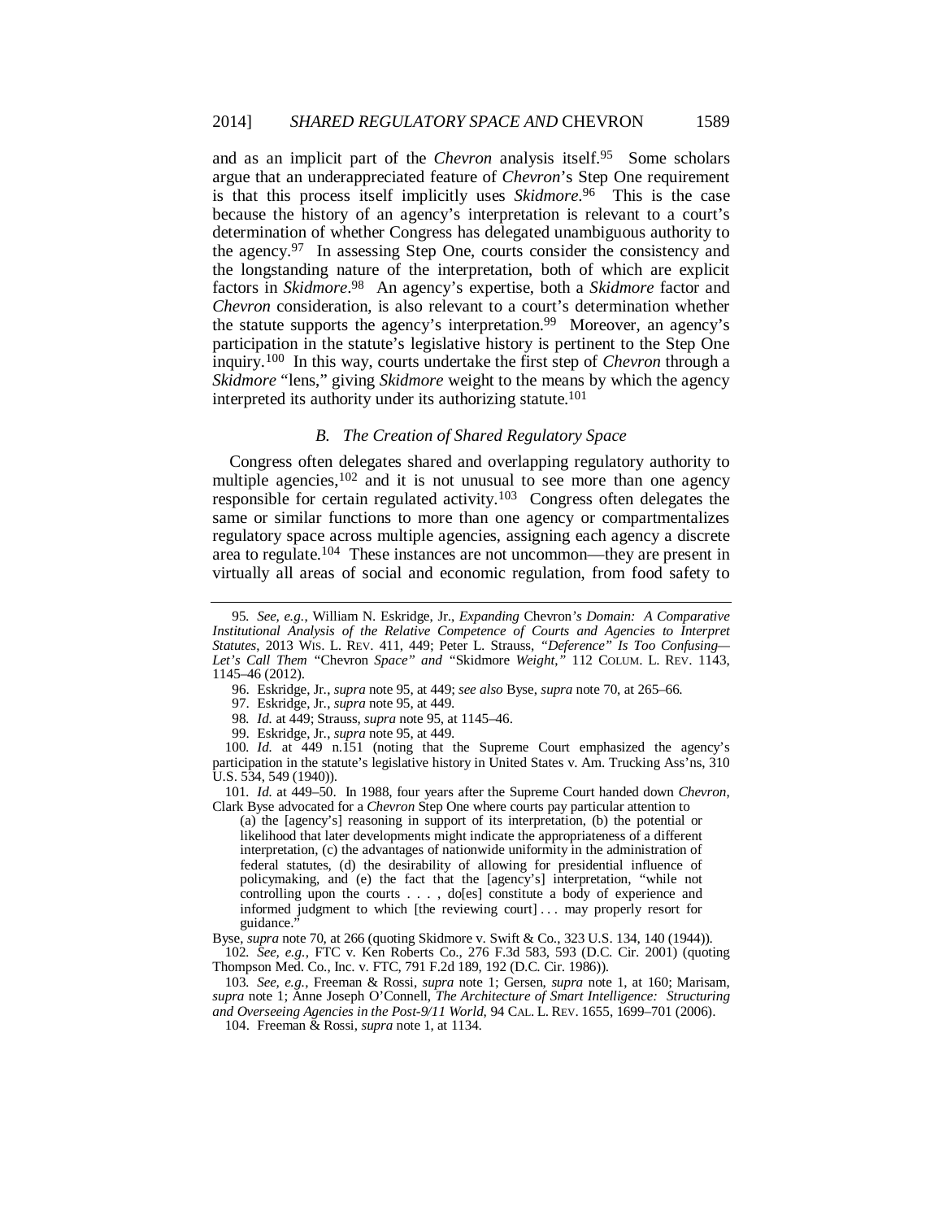and as an implicit part of the *Chevron* analysis itself.[95] Some scholars argue that an underappreciated feature of *Chevron*'s Step One requirement is that this process itself implicitly uses *Skidmore*.[96] This is the case because the history of an agency's interpretation is relevant to a court's determination of whether Congress has delegated unambiguous authority to the agency.[97] In assessing Step One, courts consider the consistency and the longstanding nature of the interpretation, both of which are explicit factors in *Skidmore*.[98] An agency's expertise, both a *Skidmore* factor and *Chevron* consideration, is also relevant to a court's determination whether the statute supports the agency's interpretation.[99] Moreover, an agency's participation in the statute's legislative history is pertinent to the Step One inquiry.[100] In this way, courts undertake the first step of *Chevron* through a *Skidmore* "lens," giving *Skidmore* weight to the means by which the agency interpreted its authority under its authorizing statute.[101]

### *B. The Creation of Shared Regulatory Space*

Congress often delegates shared and overlapping regulatory authority to multiple agencies,[102] and it is not unusual to see more than one agency responsible for certain regulated activity.[103] Congress often delegates the same or similar functions to more than one agency or compartmentalizes regulatory space across multiple agencies, assigning each agency a discrete area to regulate.[104] These instances are not uncommon—they are present in virtually all areas of social and economic regulation, from food safety to

---

95. *See, e.g.*, William N. Eskridge, Jr., *Expanding* Chevron*'s Domain: A Comparative Institutional Analysis of the Relative Competence of Courts and Agencies to Interpret Statutes*, 2013 WIS. L. REV. 411, 449; Peter L. Strauss, *"Deference" Is Too Confusing—Let's Call Them* "Chevron *Space" and* "Skidmore *Weight,"* 112 COLUM. L. REV. 1143, 1145–46 (2012).

96. Eskridge, Jr., *supra* note 95, at 449; *see also* Byse, *supra* note 70, at 265–66.

97. Eskridge, Jr., *supra* note 95, at 449.

98. *Id.* at 449; Strauss, *supra* note 95, at 1145–46.

99. Eskridge, Jr., *supra* note 95, at 449.

100. *Id.* at 449 n.151 (noting that the Supreme Court emphasized the agency's participation in the statute's legislative history in United States v. Am. Trucking Ass'ns, 310 U.S. 534, 549 (1940)).

101. *Id.* at 449–50. In 1988, four years after the Supreme Court handed down *Chevron*, Clark Byse advocated for a *Chevron* Step One where courts pay particular attention to

> (a) the [agency's] reasoning in support of its interpretation, (b) the potential or likelihood that later developments might indicate the appropriateness of a different interpretation, (c) the advantages of nationwide uniformity in the administration of federal statutes, (d) the desirability of allowing for presidential influence of policymaking, and (e) the fact that the [agency's] interpretation, "while not controlling upon the courts . . . , do[es] constitute a body of experience and informed judgment to which [the reviewing court] . . . may properly resort for guidance."

Byse, *supra* note 70, at 266 (quoting Skidmore v. Swift & Co., 323 U.S. 134, 140 (1944)).

102. *See, e.g.*, FTC v. Ken Roberts Co., 276 F.3d 583, 593 (D.C. Cir. 2001) (quoting Thompson Med. Co., Inc. v. FTC, 791 F.2d 189, 192 (D.C. Cir. 1986)).

103. *See, e.g.*, Freeman & Rossi, *supra* note 1; Gersen, *supra* note 1, at 160; Marisam, *supra* note 1; Anne Joseph O'Connell, *The Architecture of Smart Intelligence: Structuring and Overseeing Agencies in the Post-9/11 World*, 94 CAL. L. REV. 1655, 1699–701 (2006).

104. Freeman & Rossi, *supra* note 1, at 1134.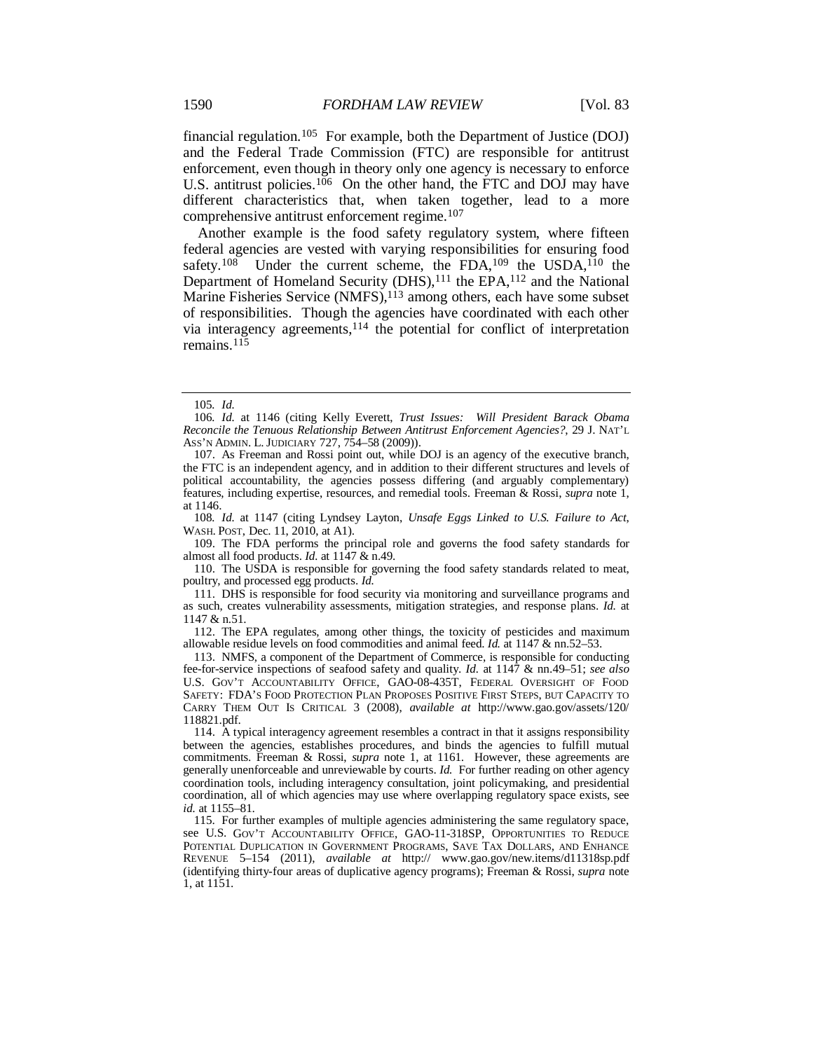financial regulation.[105] For example, both the Department of Justice (DOJ) and the Federal Trade Commission (FTC) are responsible for antitrust enforcement, even though in theory only one agency is necessary to enforce U.S. antitrust policies.[106] On the other hand, the FTC and DOJ may have different characteristics that, when taken together, lead to a more comprehensive antitrust enforcement regime.[107]

Another example is the food safety regulatory system, where fifteen federal agencies are vested with varying responsibilities for ensuring food safety.[108] Under the current scheme, the FDA,[109] the USDA,[110] the Department of Homeland Security (DHS),[111] the EPA,[112] and the National Marine Fisheries Service (NMFS),[113] among others, each have some subset of responsibilities. Though the agencies have coordinated with each other via interagency agreements,[114] the potential for conflict of interpretation remains.[115]

---

105. *Id.*

106. *Id.* at 1146 (citing Kelly Everett, *Trust Issues: Will President Barack Obama Reconcile the Tenuous Relationship Between Antitrust Enforcement Agencies?*, 29 J. NAT'L ASS'N ADMIN. L. JUDICIARY 727, 754–58 (2009)).

107. As Freeman and Rossi point out, while DOJ is an agency of the executive branch, the FTC is an independent agency, and in addition to their different structures and levels of political accountability, the agencies possess differing (and arguably complementary) features, including expertise, resources, and remedial tools. Freeman & Rossi, *supra* note 1, at 1146.

108. *Id.* at 1147 (citing Lyndsey Layton, *Unsafe Eggs Linked to U.S. Failure to Act*, WASH. POST, Dec. 11, 2010, at A1).

109. The FDA performs the principal role and governs the food safety standards for almost all food products. *Id.* at 1147 & n.49.

110. The USDA is responsible for governing the food safety standards related to meat, poultry, and processed egg products. *Id.*

111. DHS is responsible for food security via monitoring and surveillance programs and as such, creates vulnerability assessments, mitigation strategies, and response plans. *Id.* at 1147 & n.51.

112. The EPA regulates, among other things, the toxicity of pesticides and maximum allowable residue levels on food commodities and animal feed. *Id.* at 1147 & nn.52–53.

113. NMFS, a component of the Department of Commerce, is responsible for conducting fee-for-service inspections of seafood safety and quality. *Id.* at 1147 & nn.49–51; *see also* U.S. GOV'T ACCOUNTABILITY OFFICE, GAO-08-435T, FEDERAL OVERSIGHT OF FOOD SAFETY: FDA'S FOOD PROTECTION PLAN PROPOSES POSITIVE FIRST STEPS, BUT CAPACITY TO CARRY THEM OUT IS CRITICAL 3 (2008), *available at* http://www.gao.gov/assets/120/118821.pdf.

114. A typical interagency agreement resembles a contract in that it assigns responsibility between the agencies, establishes procedures, and binds the agencies to fulfill mutual commitments. Freeman & Rossi, *supra* note 1, at 1161. However, these agreements are generally unenforceable and unreviewable by courts. *Id.* For further reading on other agency coordination tools, including interagency consultation, joint policymaking, and presidential coordination, all of which agencies may use where overlapping regulatory space exists, see *id.* at 1155–81.

115. For further examples of multiple agencies administering the same regulatory space, see U.S. GOV'T ACCOUNTABILITY OFFICE, GAO-11-318SP, OPPORTUNITIES TO REDUCE POTENTIAL DUPLICATION IN GOVERNMENT PROGRAMS, SAVE TAX DOLLARS, AND ENHANCE REVENUE 5–154 (2011), *available at* http:// www.gao.gov/new.items/d11318sp.pdf (identifying thirty-four areas of duplicative agency programs); Freeman & Rossi, *supra* note 1, at 1151.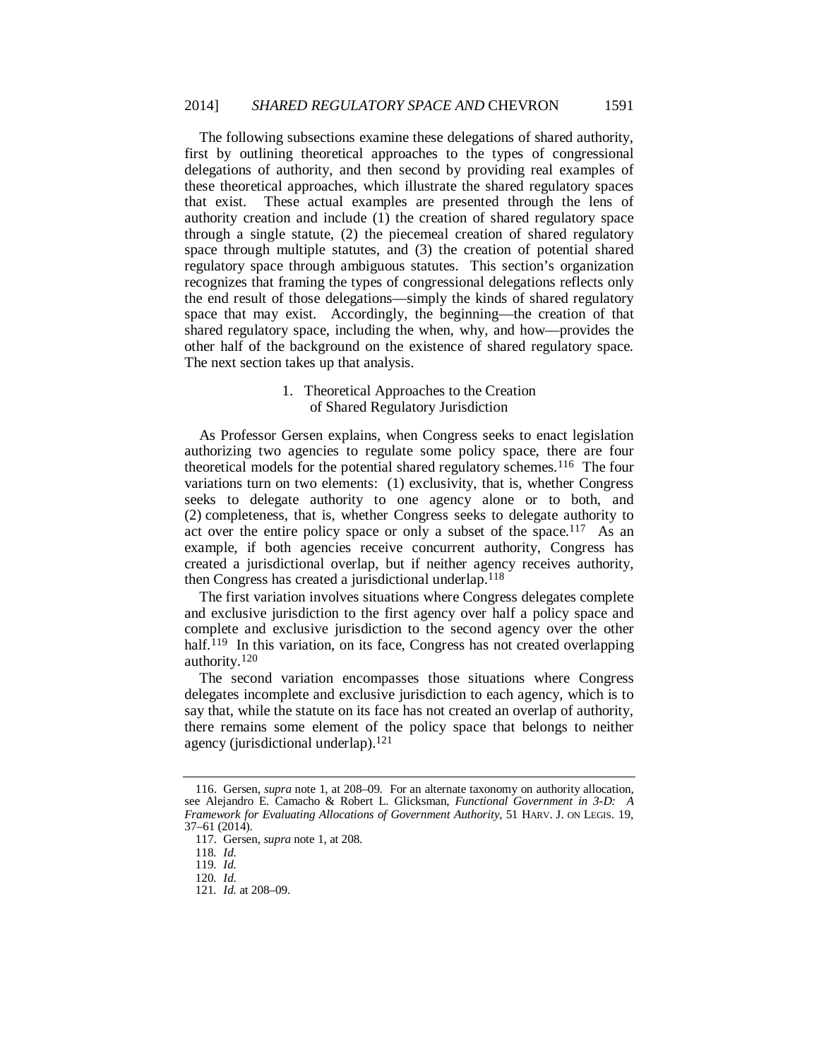The following subsections examine these delegations of shared authority, first by outlining theoretical approaches to the types of congressional delegations of authority, and then second by providing real examples of these theoretical approaches, which illustrate the shared regulatory spaces that exist. These actual examples are presented through the lens of authority creation and include (1) the creation of shared regulatory space through a single statute, (2) the piecemeal creation of shared regulatory space through multiple statutes, and (3) the creation of potential shared regulatory space through ambiguous statutes. This section's organization recognizes that framing the types of congressional delegations reflects only the end result of those delegations—simply the kinds of shared regulatory space that may exist. Accordingly, the beginning—the creation of that shared regulatory space, including the when, why, and how—provides the other half of the background on the existence of shared regulatory space. The next section takes up that analysis.

### 1. Theoretical Approaches to the Creation of Shared Regulatory Jurisdiction

As Professor Gersen explains, when Congress seeks to enact legislation authorizing two agencies to regulate some policy space, there are four theoretical models for the potential shared regulatory schemes.[116] The four variations turn on two elements: (1) exclusivity, that is, whether Congress seeks to delegate authority to one agency alone or to both, and (2) completeness, that is, whether Congress seeks to delegate authority to act over the entire policy space or only a subset of the space.[117] As an example, if both agencies receive concurrent authority, Congress has created a jurisdictional overlap, but if neither agency receives authority, then Congress has created a jurisdictional underlap.[118]

The first variation involves situations where Congress delegates complete and exclusive jurisdiction to the first agency over half a policy space and complete and exclusive jurisdiction to the second agency over the other half.[119] In this variation, on its face, Congress has not created overlapping authority.[120]

The second variation encompasses those situations where Congress delegates incomplete and exclusive jurisdiction to each agency, which is to say that, while the statute on its face has not created an overlap of authority, there remains some element of the policy space that belongs to neither agency (jurisdictional underlap).[121]

---

116. Gersen, *supra* note 1, at 208–09. For an alternate taxonomy on authority allocation, see Alejandro E. Camacho & Robert L. Glicksman, *Functional Government in 3-D: A Framework for Evaluating Allocations of Government Authority*, 51 HARV. J. ON LEGIS. 19, 37–61 (2014).

117. Gersen, *supra* note 1, at 208.

118. *Id.*

119. *Id.*

120. *Id.*

121. *Id.* at 208–09.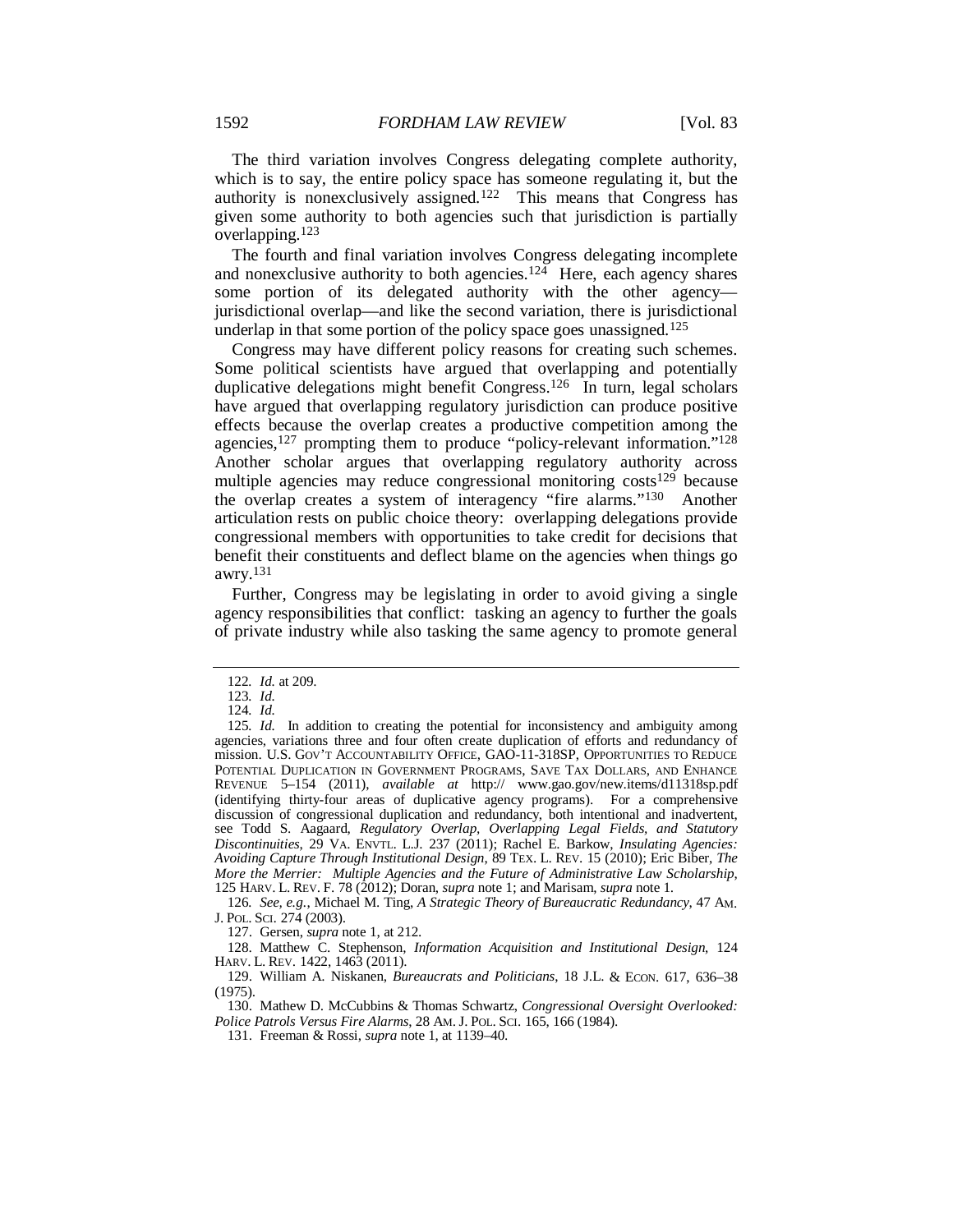The third variation involves Congress delegating complete authority, which is to say, the entire policy space has someone regulating it, but the authority is nonexclusively assigned.[122] This means that Congress has given some authority to both agencies such that jurisdiction is partially overlapping.[123]

The fourth and final variation involves Congress delegating incomplete and nonexclusive authority to both agencies.[124] Here, each agency shares some portion of its delegated authority with the other agency—jurisdictional overlap—and like the second variation, there is jurisdictional underlap in that some portion of the policy space goes unassigned.[125]

Congress may have different policy reasons for creating such schemes. Some political scientists have argued that overlapping and potentially duplicative delegations might benefit Congress.[126] In turn, legal scholars have argued that overlapping regulatory jurisdiction can produce positive effects because the overlap creates a productive competition among the agencies,[127] prompting them to produce "policy-relevant information."[128] Another scholar argues that overlapping regulatory authority across multiple agencies may reduce congressional monitoring costs[129] because the overlap creates a system of interagency "fire alarms."[130] Another articulation rests on public choice theory: overlapping delegations provide congressional members with opportunities to take credit for decisions that benefit their constituents and deflect blame on the agencies when things go awry.[131]

Further, Congress may be legislating in order to avoid giving a single agency responsibilities that conflict: tasking an agency to further the goals of private industry while also tasking the same agency to promote general

---

122. *Id.* at 209.

123. *Id.*

124. *Id.*

125. *Id.* In addition to creating the potential for inconsistency and ambiguity among agencies, variations three and four often create duplication of efforts and redundancy of mission. U.S. GOV'T ACCOUNTABILITY OFFICE, GAO-11-318SP, OPPORTUNITIES TO REDUCE POTENTIAL DUPLICATION IN GOVERNMENT PROGRAMS, SAVE TAX DOLLARS, AND ENHANCE REVENUE 5–154 (2011), *available at* http:// www.gao.gov/new.items/d11318sp.pdf (identifying thirty-four areas of duplicative agency programs). For a comprehensive discussion of congressional duplication and redundancy, both intentional and inadvertent, see Todd S. Aagaard, *Regulatory Overlap, Overlapping Legal Fields, and Statutory Discontinuities*, 29 VA. ENVTL. L.J. 237 (2011); Rachel E. Barkow, *Insulating Agencies: Avoiding Capture Through Institutional Design*, 89 TEX. L. REV. 15 (2010); Eric Biber, *The More the Merrier: Multiple Agencies and the Future of Administrative Law Scholarship*, 125 HARV. L. REV. F. 78 (2012); Doran, *supra* note 1; and Marisam, *supra* note 1.

126. *See, e.g.*, Michael M. Ting, *A Strategic Theory of Bureaucratic Redundancy*, 47 AM. J. POL. SCI. 274 (2003).

127. Gersen, *supra* note 1, at 212.

128. Matthew C. Stephenson, *Information Acquisition and Institutional Design*, 124 HARV. L. REV. 1422, 1463 (2011).

129. William A. Niskanen, *Bureaucrats and Politicians*, 18 J.L. & ECON. 617, 636–38 (1975).

130. Mathew D. McCubbins & Thomas Schwartz, *Congressional Oversight Overlooked: Police Patrols Versus Fire Alarms*, 28 AM. J. POL. SCI. 165, 166 (1984).

131. Freeman & Rossi, *supra* note 1, at 1139–40.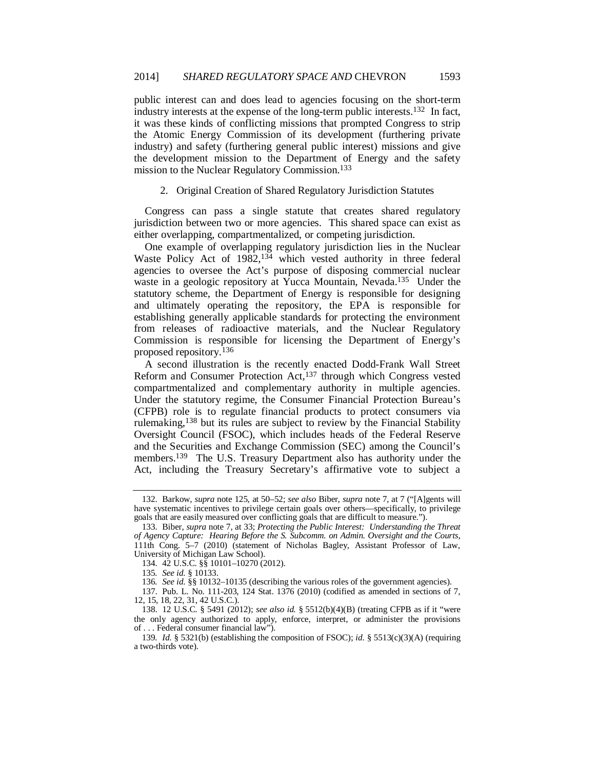public interest can and does lead to agencies focusing on the short-term industry interests at the expense of the long-term public interests.[132] In fact, it was these kinds of conflicting missions that prompted Congress to strip the Atomic Energy Commission of its development (furthering private industry) and safety (furthering general public interest) missions and give the development mission to the Department of Energy and the safety mission to the Nuclear Regulatory Commission.[133]

### 2. Original Creation of Shared Regulatory Jurisdiction Statutes

Congress can pass a single statute that creates shared regulatory jurisdiction between two or more agencies. This shared space can exist as either overlapping, compartmentalized, or competing jurisdiction.

One example of overlapping regulatory jurisdiction lies in the Nuclear Waste Policy Act of 1982,[134] which vested authority in three federal agencies to oversee the Act's purpose of disposing commercial nuclear waste in a geologic repository at Yucca Mountain, Nevada.[135] Under the statutory scheme, the Department of Energy is responsible for designing and ultimately operating the repository, the EPA is responsible for establishing generally applicable standards for protecting the environment from releases of radioactive materials, and the Nuclear Regulatory Commission is responsible for licensing the Department of Energy's proposed repository.[136]

A second illustration is the recently enacted Dodd-Frank Wall Street Reform and Consumer Protection Act,[137] through which Congress vested compartmentalized and complementary authority in multiple agencies. Under the statutory regime, the Consumer Financial Protection Bureau's (CFPB) role is to regulate financial products to protect consumers via rulemaking,[138] but its rules are subject to review by the Financial Stability Oversight Council (FSOC), which includes heads of the Federal Reserve and the Securities and Exchange Commission (SEC) among the Council's members.[139] The U.S. Treasury Department also has authority under the Act, including the Treasury Secretary's affirmative vote to subject a

---

132. Barkow, *supra* note 125, at 50–52; *see also* Biber, *supra* note 7, at 7 ("[A]gents will have systematic incentives to privilege certain goals over others—specifically, to privilege goals that are easily measured over conflicting goals that are difficult to measure.").

133. Biber, *supra* note 7, at 33; *Protecting the Public Interest: Understanding the Threat of Agency Capture: Hearing Before the S. Subcomm. on Admin. Oversight and the Courts*, 111th Cong. 5–7 (2010) (statement of Nicholas Bagley, Assistant Professor of Law, University of Michigan Law School).

134. 42 U.S.C. §§ 10101–10270 (2012).

135. *See id.* § 10133.

136. *See id.* §§ 10132–10135 (describing the various roles of the government agencies).

137. Pub. L. No. 111-203, 124 Stat. 1376 (2010) (codified as amended in sections of 7, 12, 15, 18, 22, 31, 42 U.S.C.).

138. 12 U.S.C. § 5491 (2012); *see also id.* § 5512(b)(4)(B) (treating CFPB as if it "were the only agency authorized to apply, enforce, interpret, or administer the provisions of . . . Federal consumer financial law").

139. *Id.* § 5321(b) (establishing the composition of FSOC); *id.* § 5513(c)(3)(A) (requiring a two-thirds vote).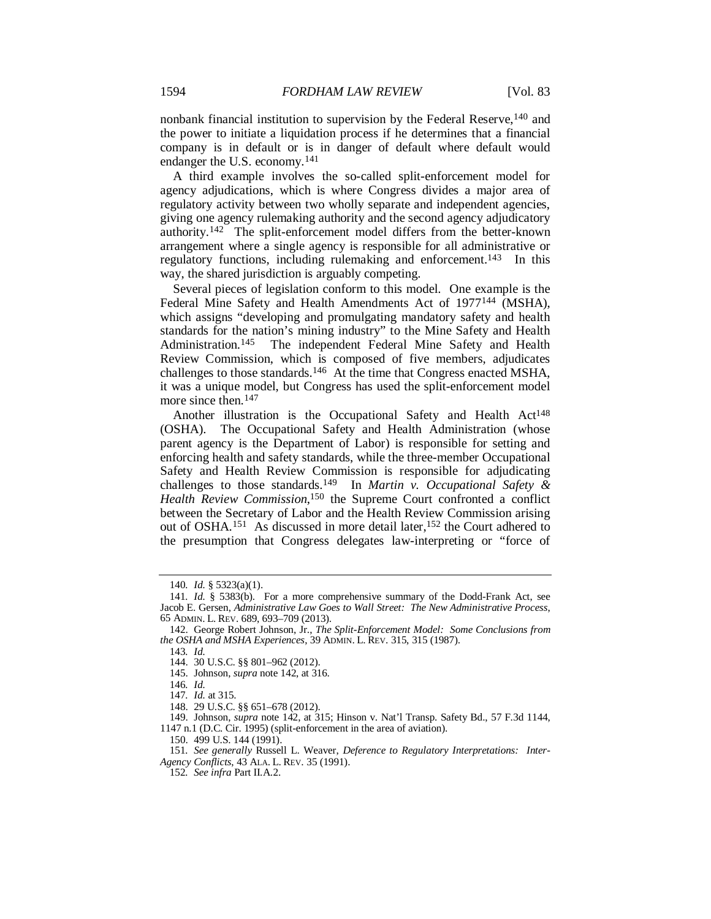nonbank financial institution to supervision by the Federal Reserve,[140] and the power to initiate a liquidation process if he determines that a financial company is in default or is in danger of default where default would endanger the U.S. economy.[141]

A third example involves the so-called split-enforcement model for agency adjudications, which is where Congress divides a major area of regulatory activity between two wholly separate and independent agencies, giving one agency rulemaking authority and the second agency adjudicatory authority.[142] The split-enforcement model differs from the better-known arrangement where a single agency is responsible for all administrative or regulatory functions, including rulemaking and enforcement.[143] In this way, the shared jurisdiction is arguably competing.

Several pieces of legislation conform to this model. One example is the Federal Mine Safety and Health Amendments Act of 1977[144] (MSHA), which assigns "developing and promulgating mandatory safety and health standards for the nation's mining industry" to the Mine Safety and Health Administration.[145] The independent Federal Mine Safety and Health Review Commission, which is composed of five members, adjudicates challenges to those standards.[146] At the time that Congress enacted MSHA, it was a unique model, but Congress has used the split-enforcement model more since then.[147]

Another illustration is the Occupational Safety and Health Act[148] (OSHA). The Occupational Safety and Health Administration (whose parent agency is the Department of Labor) is responsible for setting and enforcing health and safety standards, while the three-member Occupational Safety and Health Review Commission is responsible for adjudicating challenges to those standards.[149] In *Martin v. Occupational Safety & Health Review Commission*,[150] the Supreme Court confronted a conflict between the Secretary of Labor and the Health Review Commission arising out of OSHA.[151] As discussed in more detail later,[152] the Court adhered to the presumption that Congress delegates law-interpreting or "force of

---

140. *Id.* § 5323(a)(1).

141. *Id.* § 5383(b). For a more comprehensive summary of the Dodd-Frank Act, see Jacob E. Gersen, *Administrative Law Goes to Wall Street: The New Administrative Process*, 65 ADMIN. L. REV. 689, 693–709 (2013).

142. George Robert Johnson, Jr., *The Split-Enforcement Model: Some Conclusions from the OSHA and MSHA Experiences*, 39 ADMIN. L. REV. 315, 315 (1987).

143. *Id.*

144. 30 U.S.C. §§ 801–962 (2012).

145. Johnson, *supra* note 142, at 316.

146. *Id.*

147. *Id.* at 315.

148. 29 U.S.C. §§ 651–678 (2012).

149. Johnson, *supra* note 142, at 315; Hinson v. Nat'l Transp. Safety Bd., 57 F.3d 1144, 1147 n.1 (D.C. Cir. 1995) (split-enforcement in the area of aviation).

150. 499 U.S. 144 (1991).

151. *See generally* Russell L. Weaver, *Deference to Regulatory Interpretations: Inter-Agency Conflicts*, 43 ALA. L. REV. 35 (1991).

152. *See infra* Part II.A.2.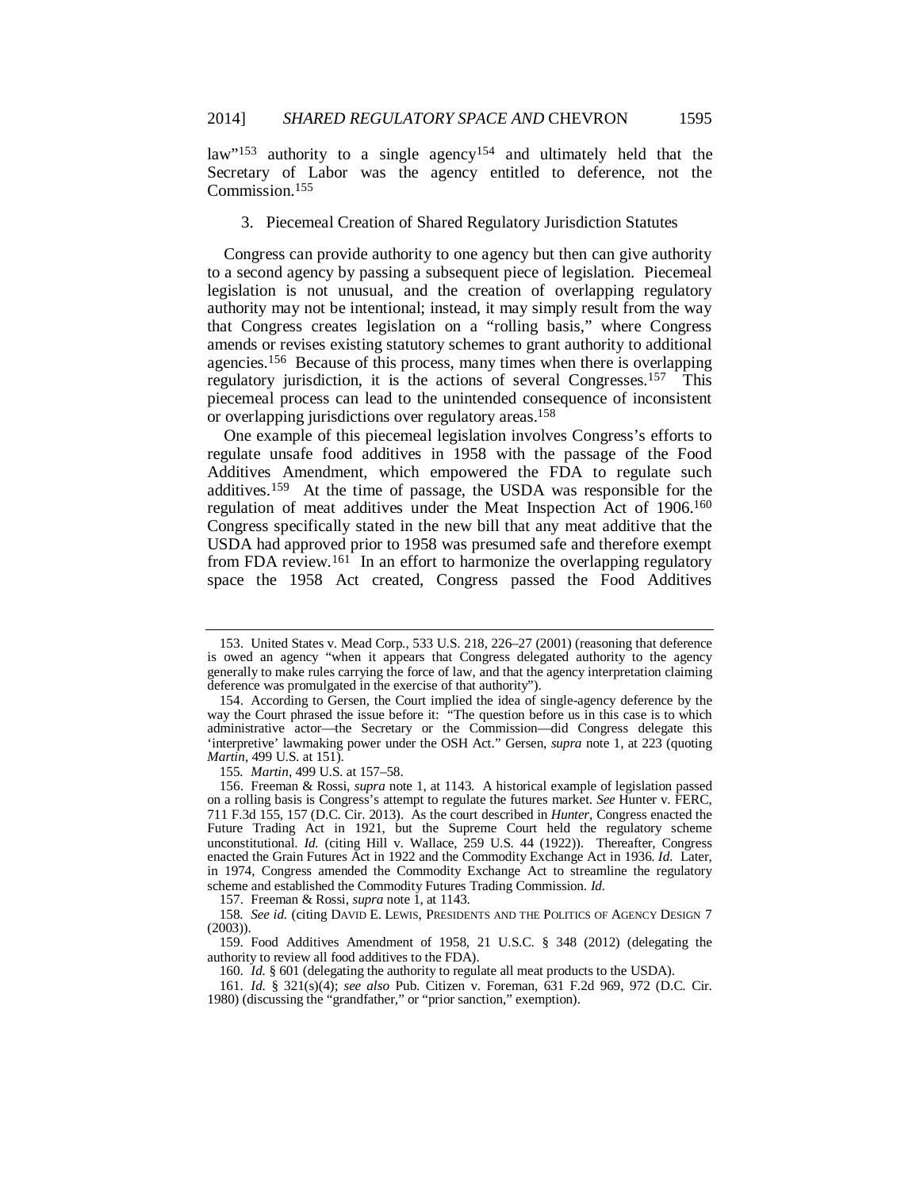law"[153] authority to a single agency[154] and ultimately held that the Secretary of Labor was the agency entitled to deference, not the Commission.[155]

### 3. Piecemeal Creation of Shared Regulatory Jurisdiction Statutes

Congress can provide authority to one agency but then can give authority to a second agency by passing a subsequent piece of legislation. Piecemeal legislation is not unusual, and the creation of overlapping regulatory authority may not be intentional; instead, it may simply result from the way that Congress creates legislation on a "rolling basis," where Congress amends or revises existing statutory schemes to grant authority to additional agencies.[156] Because of this process, many times when there is overlapping regulatory jurisdiction, it is the actions of several Congresses.[157] This piecemeal process can lead to the unintended consequence of inconsistent or overlapping jurisdictions over regulatory areas.[158]

One example of this piecemeal legislation involves Congress's efforts to regulate unsafe food additives in 1958 with the passage of the Food Additives Amendment, which empowered the FDA to regulate such additives.[159] At the time of passage, the USDA was responsible for the regulation of meat additives under the Meat Inspection Act of 1906.[160] Congress specifically stated in the new bill that any meat additive that the USDA had approved prior to 1958 was presumed safe and therefore exempt from FDA review.[161] In an effort to harmonize the overlapping regulatory space the 1958 Act created, Congress passed the Food Additives

---

153. United States v. Mead Corp., 533 U.S. 218, 226–27 (2001) (reasoning that deference is owed an agency "when it appears that Congress delegated authority to the agency generally to make rules carrying the force of law, and that the agency interpretation claiming deference was promulgated in the exercise of that authority").

154. According to Gersen, the Court implied the idea of single-agency deference by the way the Court phrased the issue before it: "The question before us in this case is to which administrative actor—the Secretary or the Commission—did Congress delegate this 'interpretive' lawmaking power under the OSH Act." Gersen, *supra* note 1, at 223 (quoting *Martin*, 499 U.S. at 151).

155. *Martin*, 499 U.S. at 157–58.

156. Freeman & Rossi, *supra* note 1, at 1143. A historical example of legislation passed on a rolling basis is Congress's attempt to regulate the futures market. *See* Hunter v. FERC, 711 F.3d 155, 157 (D.C. Cir. 2013). As the court described in *Hunter*, Congress enacted the Future Trading Act in 1921, but the Supreme Court held the regulatory scheme unconstitutional. *Id.* (citing Hill v. Wallace, 259 U.S. 44 (1922)). Thereafter, Congress enacted the Grain Futures Act in 1922 and the Commodity Exchange Act in 1936. *Id.* Later, in 1974, Congress amended the Commodity Exchange Act to streamline the regulatory scheme and established the Commodity Futures Trading Commission. *Id.*

157. Freeman & Rossi, *supra* note 1, at 1143.

158. *See id.* (citing DAVID E. LEWIS, PRESIDENTS AND THE POLITICS OF AGENCY DESIGN 7 (2003)).

159. Food Additives Amendment of 1958, 21 U.S.C. § 348 (2012) (delegating the authority to review all food additives to the FDA).

160. *Id.* § 601 (delegating the authority to regulate all meat products to the USDA).

161. *Id.* § 321(s)(4); *see also* Pub. Citizen v. Foreman, 631 F.2d 969, 972 (D.C. Cir. 1980) (discussing the "grandfather," or "prior sanction," exemption).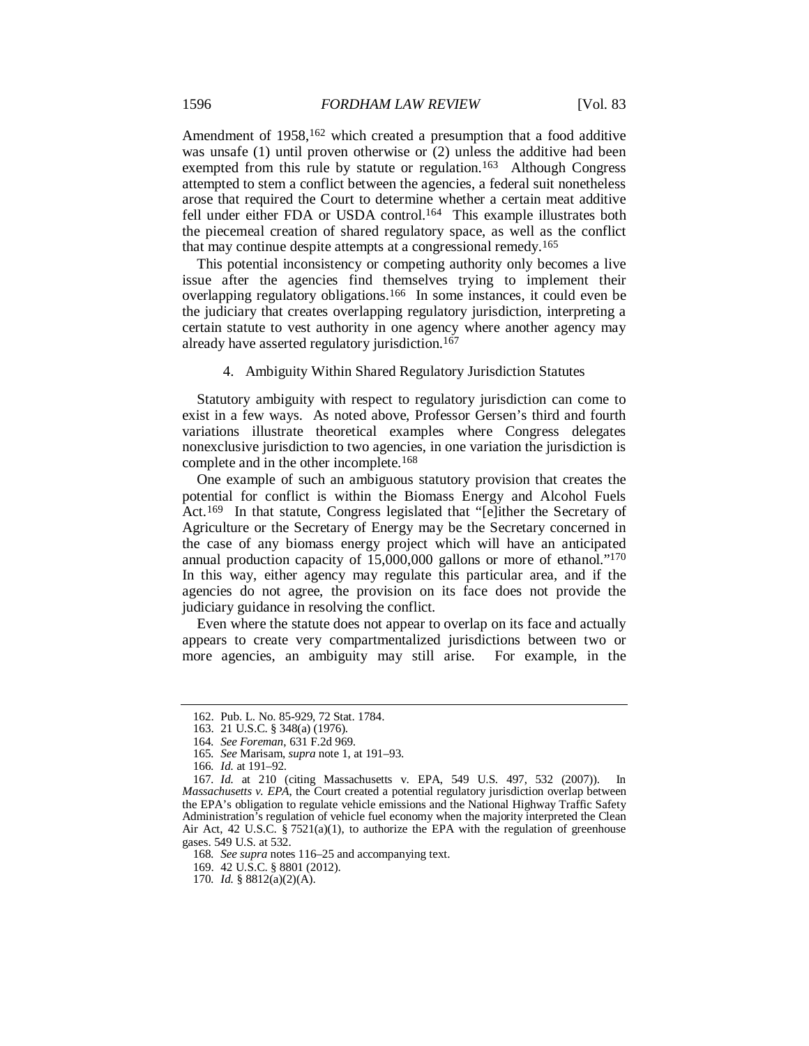Amendment of 1958,[162] which created a presumption that a food additive was unsafe (1) until proven otherwise or (2) unless the additive had been exempted from this rule by statute or regulation.[163] Although Congress attempted to stem a conflict between the agencies, a federal suit nonetheless arose that required the Court to determine whether a certain meat additive fell under either FDA or USDA control.[164] This example illustrates both the piecemeal creation of shared regulatory space, as well as the conflict that may continue despite attempts at a congressional remedy.[165]

This potential inconsistency or competing authority only becomes a live issue after the agencies find themselves trying to implement their overlapping regulatory obligations.[166] In some instances, it could even be the judiciary that creates overlapping regulatory jurisdiction, interpreting a certain statute to vest authority in one agency where another agency may already have asserted regulatory jurisdiction.[167]

#### 4. Ambiguity Within Shared Regulatory Jurisdiction Statutes

Statutory ambiguity with respect to regulatory jurisdiction can come to exist in a few ways. As noted above, Professor Gersen's third and fourth variations illustrate theoretical examples where Congress delegates nonexclusive jurisdiction to two agencies, in one variation the jurisdiction is complete and in the other incomplete.[168]

One example of such an ambiguous statutory provision that creates the potential for conflict is within the Biomass Energy and Alcohol Fuels Act.[169] In that statute, Congress legislated that "[e]ither the Secretary of Agriculture or the Secretary of Energy may be the Secretary concerned in the case of any biomass energy project which will have an anticipated annual production capacity of 15,000,000 gallons or more of ethanol."[170] In this way, either agency may regulate this particular area, and if the agencies do not agree, the provision on its face does not provide the judiciary guidance in resolving the conflict.

Even where the statute does not appear to overlap on its face and actually appears to create very compartmentalized jurisdictions between two or more agencies, an ambiguity may still arise. For example, in the

---

162. Pub. L. No. 85-929, 72 Stat. 1784.

163. 21 U.S.C. § 348(a) (1976).

164. *See Foreman*, 631 F.2d 969.

165. *See* Marisam, *supra* note 1, at 191–93.

166. *Id.* at 191–92.

167. *Id.* at 210 (citing Massachusetts v. EPA, 549 U.S. 497, 532 (2007)). In *Massachusetts v. EPA*, the Court created a potential regulatory jurisdiction overlap between the EPA's obligation to regulate vehicle emissions and the National Highway Traffic Safety Administration's regulation of vehicle fuel economy when the majority interpreted the Clean Air Act, 42 U.S.C. § 7521(a)(1), to authorize the EPA with the regulation of greenhouse gases. 549 U.S. at 532.

168. *See supra* notes 116–25 and accompanying text.

169. 42 U.S.C. § 8801 (2012).

170. *Id.* § 8812(a)(2)(A).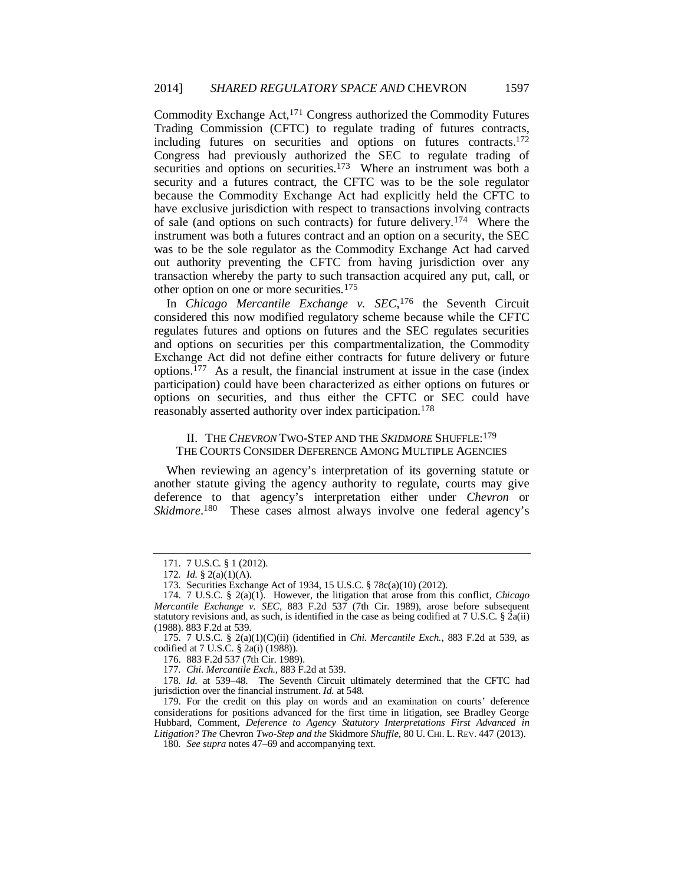Commodity Exchange Act,[171] Congress authorized the Commodity Futures Trading Commission (CFTC) to regulate trading of futures contracts, including futures on securities and options on futures contracts.[172] Congress had previously authorized the SEC to regulate trading of securities and options on securities.[173] Where an instrument was both a security and a futures contract, the CFTC was to be the sole regulator because the Commodity Exchange Act had explicitly held the CFTC to have exclusive jurisdiction with respect to transactions involving contracts of sale (and options on such contracts) for future delivery.[174] Where the instrument was both a futures contract and an option on a security, the SEC was to be the sole regulator as the Commodity Exchange Act had carved out authority preventing the CFTC from having jurisdiction over any transaction whereby the party to such transaction acquired any put, call, or other option on one or more securities.[175]

In *Chicago Mercantile Exchange v. SEC*,[176] the Seventh Circuit considered this now modified regulatory scheme because while the CFTC regulates futures and options on futures and the SEC regulates securities and options on securities per this compartmentalization, the Commodity Exchange Act did not define either contracts for future delivery or future options.[177] As a result, the financial instrument at issue in the case (index participation) could have been characterized as either options on futures or options on securities, and thus either the CFTC or SEC could have reasonably asserted authority over index participation.[178]

## II. THE *CHEVRON* TWO-STEP AND THE *SKIDMORE* SHUFFLE:[179] THE COURTS CONSIDER DEFERENCE AMONG MULTIPLE AGENCIES

When reviewing an agency's interpretation of its governing statute or another statute giving the agency authority to regulate, courts may give deference to that agency's interpretation either under *Chevron* or *Skidmore*.[180] These cases almost always involve one federal agency's

---

171. 7 U.S.C. § 1 (2012).

172. *Id.* § 2(a)(1)(A).

173. Securities Exchange Act of 1934, 15 U.S.C. § 78c(a)(10) (2012).

174. 7 U.S.C. § 2(a)(1). However, the litigation that arose from this conflict, *Chicago Mercantile Exchange v. SEC*, 883 F.2d 537 (7th Cir. 1989), arose before subsequent statutory revisions and, as such, is identified in the case as being codified at 7 U.S.C. § 2a(ii) (1988). 883 F.2d at 539.

175. 7 U.S.C. § 2(a)(1)(C)(ii) (identified in *Chi. Mercantile Exch.*, 883 F.2d at 539, as codified at 7 U.S.C. § 2a(i) (1988)).

176. 883 F.2d 537 (7th Cir. 1989).

177. *Chi. Mercantile Exch.*, 883 F.2d at 539.

178. *Id.* at 539–48. The Seventh Circuit ultimately determined that the CFTC had jurisdiction over the financial instrument. *Id.* at 548.

179. For the credit on this play on words and an examination on courts' deference considerations for positions advanced for the first time in litigation, see Bradley George Hubbard, Comment, *Deference to Agency Statutory Interpretations First Advanced in Litigation? The* Chevron *Two-Step and the* Skidmore *Shuffle*, 80 U. CHI. L. REV. 447 (2013).

180. *See supra* notes 47–69 and accompanying text.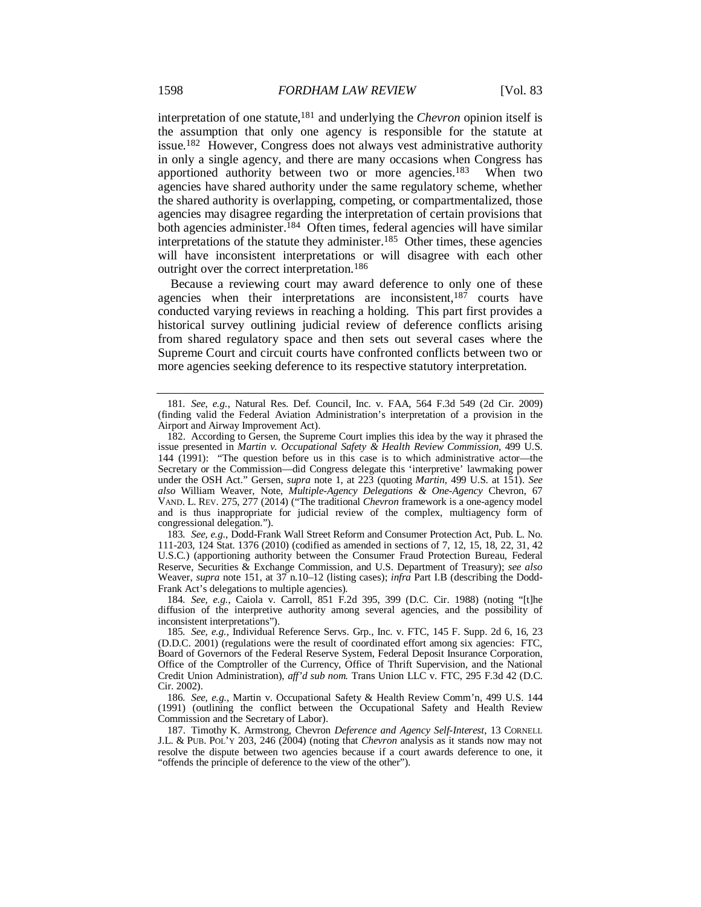interpretation of one statute,[181] and underlying the *Chevron* opinion itself is the assumption that only one agency is responsible for the statute at issue.[182] However, Congress does not always vest administrative authority in only a single agency, and there are many occasions when Congress has apportioned authority between two or more agencies.[183] When two agencies have shared authority under the same regulatory scheme, whether the shared authority is overlapping, competing, or compartmentalized, those agencies may disagree regarding the interpretation of certain provisions that both agencies administer.[184] Often times, federal agencies will have similar interpretations of the statute they administer.[185] Other times, these agencies will have inconsistent interpretations or will disagree with each other outright over the correct interpretation.[186]

Because a reviewing court may award deference to only one of these agencies when their interpretations are inconsistent,[187] courts have conducted varying reviews in reaching a holding. This part first provides a historical survey outlining judicial review of deference conflicts arising from shared regulatory space and then sets out several cases where the Supreme Court and circuit courts have confronted conflicts between two or more agencies seeking deference to its respective statutory interpretation.

---

181. *See, e.g.*, Natural Res. Def. Council, Inc. v. FAA, 564 F.3d 549 (2d Cir. 2009) (finding valid the Federal Aviation Administration's interpretation of a provision in the Airport and Airway Improvement Act).

182. According to Gersen, the Supreme Court implies this idea by the way it phrased the issue presented in *Martin v. Occupational Safety & Health Review Commission*, 499 U.S. 144 (1991): "The question before us in this case is to which administrative actor—the Secretary or the Commission—did Congress delegate this 'interpretive' lawmaking power under the OSH Act." Gersen, *supra* note 1, at 223 (quoting *Martin*, 499 U.S. at 151). *See also* William Weaver, Note, *Multiple-Agency Delegations & One-Agency* Chevron, 67 VAND. L. REV. 275, 277 (2014) ("The traditional *Chevron* framework is a one-agency model and is thus inappropriate for judicial review of the complex, multiagency form of congressional delegation.").

183. *See, e.g.*, Dodd-Frank Wall Street Reform and Consumer Protection Act, Pub. L. No. 111-203, 124 Stat. 1376 (2010) (codified as amended in sections of 7, 12, 15, 18, 22, 31, 42 U.S.C.) (apportioning authority between the Consumer Fraud Protection Bureau, Federal Reserve, Securities & Exchange Commission, and U.S. Department of Treasury); *see also* Weaver, *supra* note 151, at 37 n.10–12 (listing cases); *infra* Part I.B (describing the Dodd-Frank Act's delegations to multiple agencies).

184. *See, e.g.*, Caiola v. Carroll, 851 F.2d 395, 399 (D.C. Cir. 1988) (noting "[t]he diffusion of the interpretive authority among several agencies, and the possibility of inconsistent interpretations").

185. *See, e.g.*, Individual Reference Servs. Grp., Inc. v. FTC, 145 F. Supp. 2d 6, 16, 23 (D.D.C. 2001) (regulations were the result of coordinated effort among six agencies: FTC, Board of Governors of the Federal Reserve System, Federal Deposit Insurance Corporation, Office of the Comptroller of the Currency, Office of Thrift Supervision, and the National Credit Union Administration), *aff'd sub nom.* Trans Union LLC v. FTC, 295 F.3d 42 (D.C. Cir. 2002).

186. *See, e.g.*, Martin v. Occupational Safety & Health Review Comm'n, 499 U.S. 144 (1991) (outlining the conflict between the Occupational Safety and Health Review Commission and the Secretary of Labor).

187. Timothy K. Armstrong, Chevron *Deference and Agency Self-Interest*, 13 CORNELL J.L. & PUB. POL'Y 203, 246 (2004) (noting that *Chevron* analysis as it stands now may not resolve the dispute between two agencies because if a court awards deference to one, it "offends the principle of deference to the view of the other").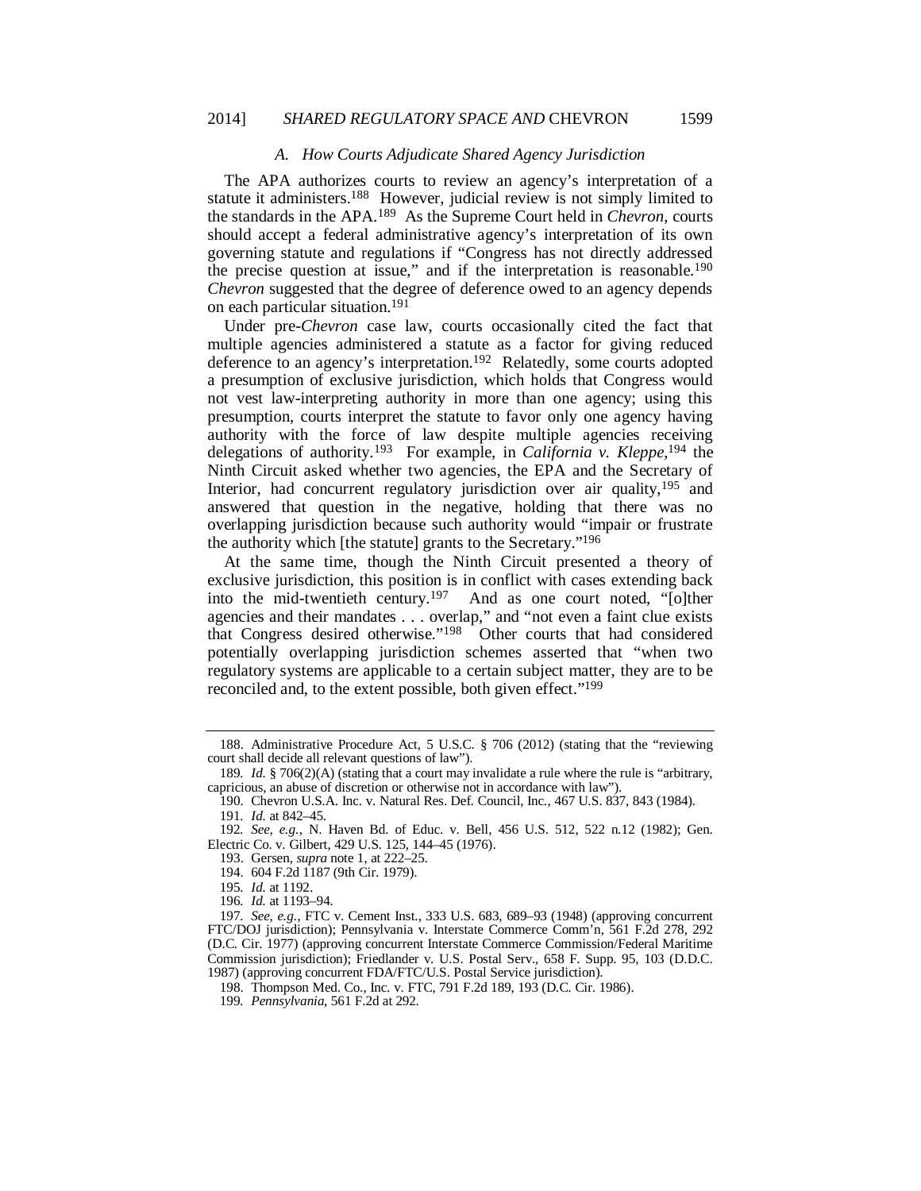### *A. How Courts Adjudicate Shared Agency Jurisdiction*

The APA authorizes courts to review an agency's interpretation of a statute it administers.[188] However, judicial review is not simply limited to the standards in the APA.[189] As the Supreme Court held in *Chevron*, courts should accept a federal administrative agency's interpretation of its own governing statute and regulations if "Congress has not directly addressed the precise question at issue," and if the interpretation is reasonable.[190] *Chevron* suggested that the degree of deference owed to an agency depends on each particular situation.[191]

Under pre-*Chevron* case law, courts occasionally cited the fact that multiple agencies administered a statute as a factor for giving reduced deference to an agency's interpretation.[192] Relatedly, some courts adopted a presumption of exclusive jurisdiction, which holds that Congress would not vest law-interpreting authority in more than one agency; using this presumption, courts interpret the statute to favor only one agency having authority with the force of law despite multiple agencies receiving delegations of authority.[193] For example, in *California v. Kleppe*,[194] the Ninth Circuit asked whether two agencies, the EPA and the Secretary of Interior, had concurrent regulatory jurisdiction over air quality,[195] and answered that question in the negative, holding that there was no overlapping jurisdiction because such authority would "impair or frustrate the authority which [the statute] grants to the Secretary."[196]

At the same time, though the Ninth Circuit presented a theory of exclusive jurisdiction, this position is in conflict with cases extending back into the mid-twentieth century.[197] And as one court noted, "[o]ther agencies and their mandates . . . overlap," and "not even a faint clue exists that Congress desired otherwise."[198] Other courts that had considered potentially overlapping jurisdiction schemes asserted that "when two regulatory systems are applicable to a certain subject matter, they are to be reconciled and, to the extent possible, both given effect."[199]

---

188. Administrative Procedure Act, 5 U.S.C. § 706 (2012) (stating that the "reviewing court shall decide all relevant questions of law").

189. *Id.* § 706(2)(A) (stating that a court may invalidate a rule where the rule is "arbitrary, capricious, an abuse of discretion or otherwise not in accordance with law").

190. Chevron U.S.A. Inc. v. Natural Res. Def. Council, Inc., 467 U.S. 837, 843 (1984).

191. *Id.* at 842–45.

192. *See, e.g.*, N. Haven Bd. of Educ. v. Bell, 456 U.S. 512, 522 n.12 (1982); Gen. Electric Co. v. Gilbert, 429 U.S. 125, 144–45 (1976).

193. Gersen, *supra* note 1, at 222–25.

194. 604 F.2d 1187 (9th Cir. 1979).

195. *Id.* at 1192.

196. *Id.* at 1193–94.

197. *See, e.g.*, FTC v. Cement Inst., 333 U.S. 683, 689–93 (1948) (approving concurrent FTC/DOJ jurisdiction); Pennsylvania v. Interstate Commerce Comm'n, 561 F.2d 278, 292 (D.C. Cir. 1977) (approving concurrent Interstate Commerce Commission/Federal Maritime Commission jurisdiction); Friedlander v. U.S. Postal Serv., 658 F. Supp. 95, 103 (D.D.C. 1987) (approving concurrent FDA/FTC/U.S. Postal Service jurisdiction).

198. Thompson Med. Co., Inc. v. FTC, 791 F.2d 189, 193 (D.C. Cir. 1986).

199. *Pennsylvania*, 561 F.2d at 292.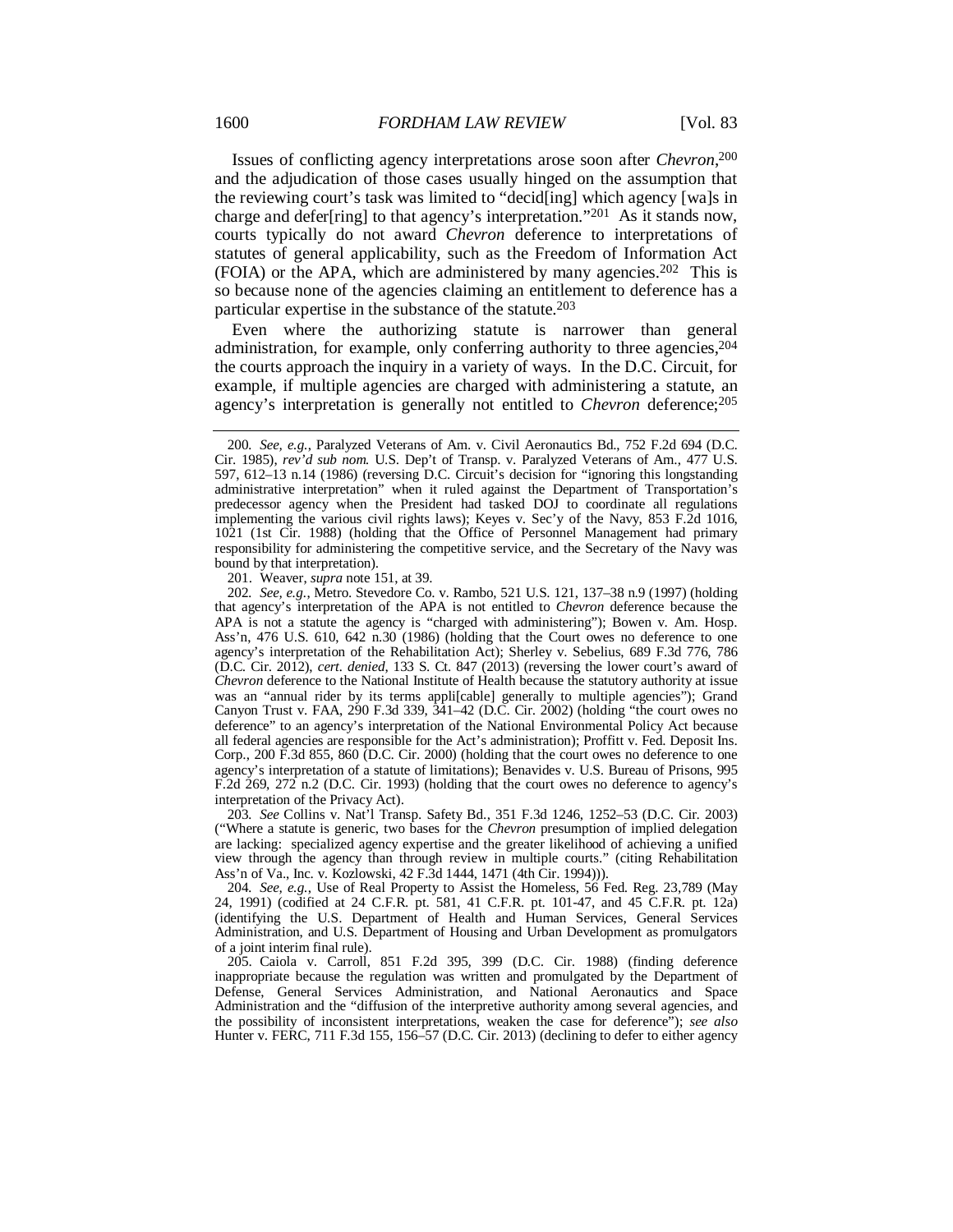Issues of conflicting agency interpretations arose soon after *Chevron*,[200] and the adjudication of those cases usually hinged on the assumption that the reviewing court's task was limited to "decid[ing] which agency [wa]s in charge and defer[ring] to that agency's interpretation."[201] As it stands now, courts typically do not award *Chevron* deference to interpretations of statutes of general applicability, such as the Freedom of Information Act (FOIA) or the APA, which are administered by many agencies.[202] This is so because none of the agencies claiming an entitlement to deference has a particular expertise in the substance of the statute.[203]

Even where the authorizing statute is narrower than general administration, for example, only conferring authority to three agencies,[204] the courts approach the inquiry in a variety of ways. In the D.C. Circuit, for example, if multiple agencies are charged with administering a statute, an agency's interpretation is generally not entitled to *Chevron* deference;[205]

---

200. *See, e.g.*, Paralyzed Veterans of Am. v. Civil Aeronautics Bd., 752 F.2d 694 (D.C. Cir. 1985), *rev'd sub nom.* U.S. Dep't of Transp. v. Paralyzed Veterans of Am., 477 U.S. 597, 612–13 n.14 (1986) (reversing D.C. Circuit's decision for "ignoring this longstanding administrative interpretation" when it ruled against the Department of Transportation's predecessor agency when the President had tasked DOJ to coordinate all regulations implementing the various civil rights laws); Keyes v. Sec'y of the Navy, 853 F.2d 1016, 1021 (1st Cir. 1988) (holding that the Office of Personnel Management had primary responsibility for administering the competitive service, and the Secretary of the Navy was bound by that interpretation).

201. Weaver, *supra* note 151, at 39.

202. *See, e.g.*, Metro. Stevedore Co. v. Rambo, 521 U.S. 121, 137–38 n.9 (1997) (holding that agency's interpretation of the APA is not entitled to *Chevron* deference because the APA is not a statute the agency is "charged with administering"); Bowen v. Am. Hosp. Ass'n, 476 U.S. 610, 642 n.30 (1986) (holding that the Court owes no deference to one agency's interpretation of the Rehabilitation Act); Sherley v. Sebelius, 689 F.3d 776, 786 (D.C. Cir. 2012), *cert. denied*, 133 S. Ct. 847 (2013) (reversing the lower court's award of *Chevron* deference to the National Institute of Health because the statutory authority at issue was an "annual rider by its terms appli[cable] generally to multiple agencies"); Grand Canyon Trust v. FAA, 290 F.3d 339, 341–42 (D.C. Cir. 2002) (holding "the court owes no deference" to an agency's interpretation of the National Environmental Policy Act because all federal agencies are responsible for the Act's administration); Proffitt v. Fed. Deposit Ins. Corp., 200 F.3d 855, 860 (D.C. Cir. 2000) (holding that the court owes no deference to one agency's interpretation of a statute of limitations); Benavides v. U.S. Bureau of Prisons, 995 F.2d 269, 272 n.2 (D.C. Cir. 1993) (holding that the court owes no deference to agency's interpretation of the Privacy Act).

203. *See* Collins v. Nat'l Transp. Safety Bd., 351 F.3d 1246, 1252–53 (D.C. Cir. 2003) ("Where a statute is generic, two bases for the *Chevron* presumption of implied delegation are lacking: specialized agency expertise and the greater likelihood of achieving a unified view through the agency than through review in multiple courts." (citing Rehabilitation Ass'n of Va., Inc. v. Kozlowski, 42 F.3d 1444, 1471 (4th Cir. 1994))).

204. *See, e.g.*, Use of Real Property to Assist the Homeless, 56 Fed. Reg. 23,789 (May 24, 1991) (codified at 24 C.F.R. pt. 581, 41 C.F.R. pt. 101-47, and 45 C.F.R. pt. 12a) (identifying the U.S. Department of Health and Human Services, General Services Administration, and U.S. Department of Housing and Urban Development as promulgators of a joint interim final rule).

205. Caiola v. Carroll, 851 F.2d 395, 399 (D.C. Cir. 1988) (finding deference inappropriate because the regulation was written and promulgated by the Department of Defense, General Services Administration, and National Aeronautics and Space Administration and the "diffusion of the interpretive authority among several agencies, and the possibility of inconsistent interpretations, weaken the case for deference"); *see also* Hunter v. FERC, 711 F.3d 155, 156–57 (D.C. Cir. 2013) (declining to defer to either agency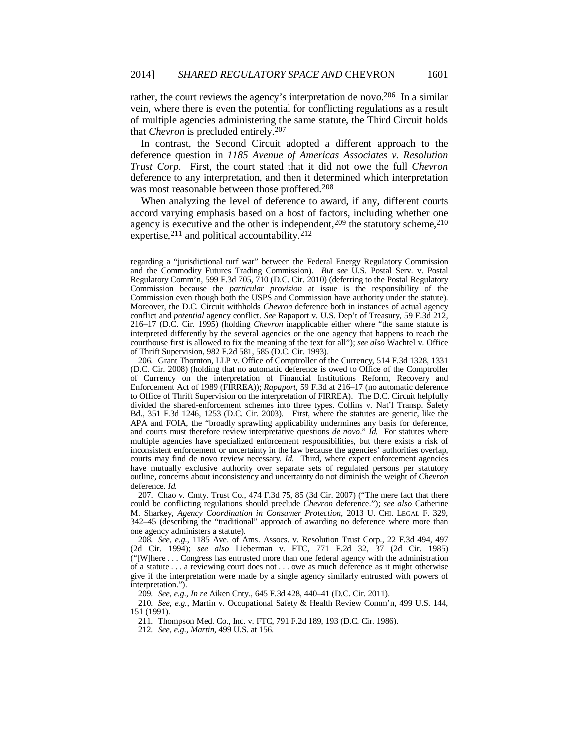rather, the court reviews the agency's interpretation de novo.[206] In a similar vein, where there is even the potential for conflicting regulations as a result of multiple agencies administering the same statute, the Third Circuit holds that *Chevron* is precluded entirely.[207]

In contrast, the Second Circuit adopted a different approach to the deference question in *1185 Avenue of Americas Associates v. Resolution Trust Corp.* First, the court stated that it did not owe the full *Chevron* deference to any interpretation, and then it determined which interpretation was most reasonable between those proffered.[208]

When analyzing the level of deference to award, if any, different courts accord varying emphasis based on a host of factors, including whether one agency is executive and the other is independent,[209] the statutory scheme,[210] expertise,[211] and political accountability.[212]

---

regarding a "jurisdictional turf war" between the Federal Energy Regulatory Commission and the Commodity Futures Trading Commission). *But see* U.S. Postal Serv. v. Postal Regulatory Comm'n, 599 F.3d 705, 710 (D.C. Cir. 2010) (deferring to the Postal Regulatory Commission because the *particular provision* at issue is the responsibility of the Commission even though both the USPS and Commission have authority under the statute). Moreover, the D.C. Circuit withholds *Chevron* deference both in instances of actual agency conflict and *potential* agency conflict. *See* Rapaport v. U.S. Dep't of Treasury, 59 F.3d 212, 216–17 (D.C. Cir. 1995) (holding *Chevron* inapplicable either where "the same statute is interpreted differently by the several agencies or the one agency that happens to reach the courthouse first is allowed to fix the meaning of the text for all"); *see also* Wachtel v. Office of Thrift Supervision, 982 F.2d 581, 585 (D.C. Cir. 1993).

206. Grant Thornton, LLP v. Office of Comptroller of the Currency, 514 F.3d 1328, 1331 (D.C. Cir. 2008) (holding that no automatic deference is owed to Office of the Comptroller of Currency on the interpretation of Financial Institutions Reform, Recovery and Enforcement Act of 1989 (FIRREA)); *Rapaport*, 59 F.3d at 216–17 (no automatic deference to Office of Thrift Supervision on the interpretation of FIRREA). The D.C. Circuit helpfully divided the shared-enforcement schemes into three types. Collins v. Nat'l Transp. Safety Bd., 351 F.3d 1246, 1253 (D.C. Cir. 2003). First, where the statutes are generic, like the APA and FOIA, the "broadly sprawling applicability undermines any basis for deference, and courts must therefore review interpretative questions *de novo*." *Id.* For statutes where multiple agencies have specialized enforcement responsibilities, but there exists a risk of inconsistent enforcement or uncertainty in the law because the agencies' authorities overlap, courts may find de novo review necessary. *Id.* Third, where expert enforcement agencies have mutually exclusive authority over separate sets of regulated persons per statutory outline, concerns about inconsistency and uncertainty do not diminish the weight of *Chevron* deference. *Id.*

207. Chao v. Cmty. Trust Co., 474 F.3d 75, 85 (3d Cir. 2007) ("The mere fact that there could be conflicting regulations should preclude *Chevron* deference."); *see also* Catherine M. Sharkey, *Agency Coordination in Consumer Protection*, 2013 U. CHI. LEGAL F. 329, 342–45 (describing the "traditional" approach of awarding no deference where more than one agency administers a statute).

208. *See, e.g.*, 1185 Ave. of Ams. Assocs. v. Resolution Trust Corp., 22 F.3d 494, 497 (2d Cir. 1994); *see also* Lieberman v. FTC, 771 F.2d 32, 37 (2d Cir. 1985) ("[W]here . . . Congress has entrusted more than one federal agency with the administration of a statute . . . a reviewing court does not . . . owe as much deference as it might otherwise give if the interpretation were made by a single agency similarly entrusted with powers of interpretation.").

209. *See, e.g.*, *In re* Aiken Cnty., 645 F.3d 428, 440–41 (D.C. Cir. 2011).

210. *See, e.g.*, Martin v. Occupational Safety & Health Review Comm'n, 499 U.S. 144, 151 (1991).

211. Thompson Med. Co., Inc. v. FTC, 791 F.2d 189, 193 (D.C. Cir. 1986).

212. *See, e.g.*, *Martin*, 499 U.S. at 156.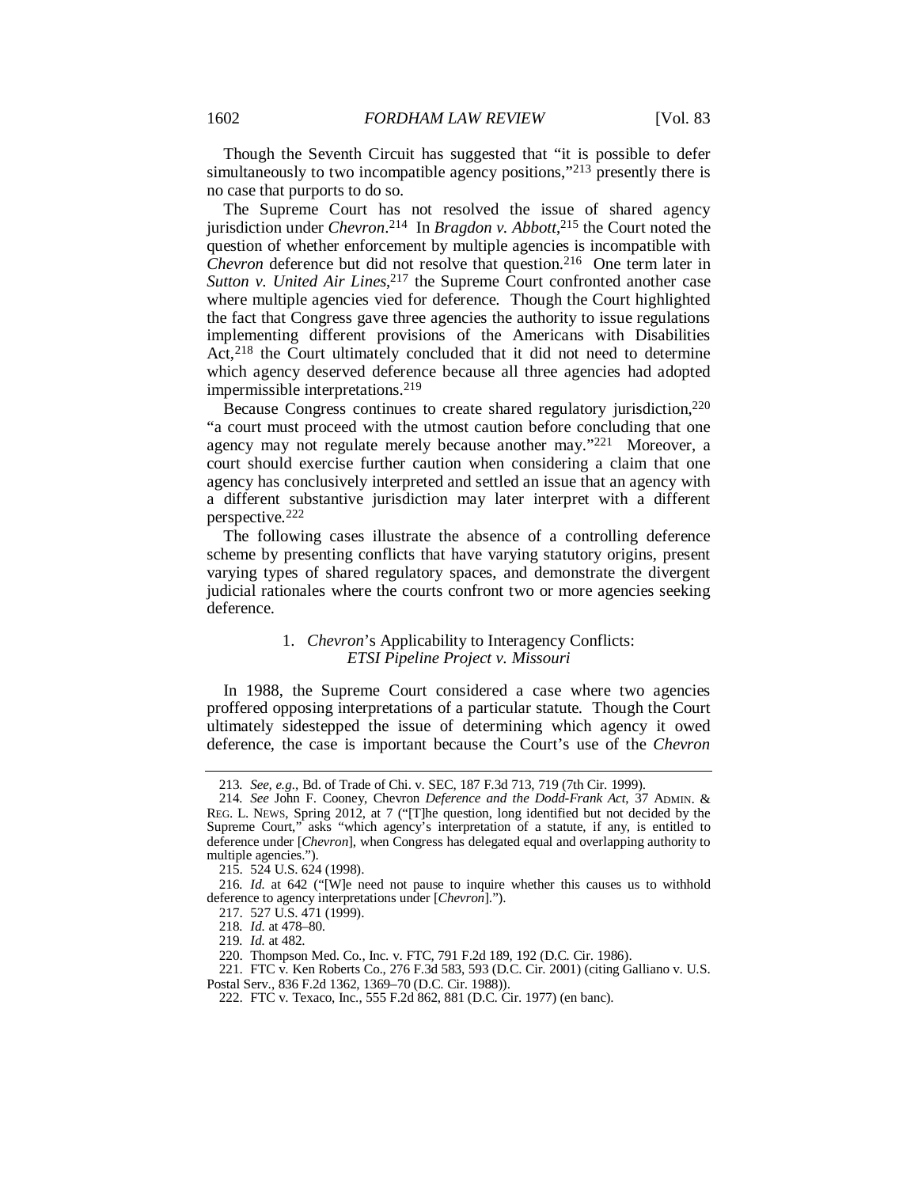Though the Seventh Circuit has suggested that "it is possible to defer simultaneously to two incompatible agency positions,"[213] presently there is no case that purports to do so.

The Supreme Court has not resolved the issue of shared agency jurisdiction under *Chevron*.[214] In *Bragdon v. Abbott*,[215] the Court noted the question of whether enforcement by multiple agencies is incompatible with *Chevron* deference but did not resolve that question.[216] One term later in *Sutton v. United Air Lines*,[217] the Supreme Court confronted another case where multiple agencies vied for deference. Though the Court highlighted the fact that Congress gave three agencies the authority to issue regulations implementing different provisions of the Americans with Disabilities Act,[218] the Court ultimately concluded that it did not need to determine which agency deserved deference because all three agencies had adopted impermissible interpretations.[219]

Because Congress continues to create shared regulatory jurisdiction,[220] "a court must proceed with the utmost caution before concluding that one agency may not regulate merely because another may."[221] Moreover, a court should exercise further caution when considering a claim that one agency has conclusively interpreted and settled an issue that an agency with a different substantive jurisdiction may later interpret with a different perspective.[222]

The following cases illustrate the absence of a controlling deference scheme by presenting conflicts that have varying statutory origins, present varying types of shared regulatory spaces, and demonstrate the divergent judicial rationales where the courts confront two or more agencies seeking deference.

### 1. *Chevron*'s Applicability to Interagency Conflicts: *ETSI Pipeline Project v. Missouri*

In 1988, the Supreme Court considered a case where two agencies proffered opposing interpretations of a particular statute. Though the Court ultimately sidestepped the issue of determining which agency it owed deference, the case is important because the Court's use of the *Chevron*

---

213. *See, e.g.*, Bd. of Trade of Chi. v. SEC, 187 F.3d 713, 719 (7th Cir. 1999).

214. *See* John F. Cooney, Chevron *Deference and the Dodd-Frank Act*, 37 ADMIN. & REG. L. NEWS, Spring 2012, at 7 ("[T]he question, long identified but not decided by the Supreme Court," asks "which agency's interpretation of a statute, if any, is entitled to deference under [*Chevron*], when Congress has delegated equal and overlapping authority to multiple agencies.").

215. 524 U.S. 624 (1998).

216. *Id.* at 642 ("[W]e need not pause to inquire whether this causes us to withhold deference to agency interpretations under [*Chevron*].").

217. 527 U.S. 471 (1999).

218. *Id.* at 478–80.

219. *Id.* at 482.

220. Thompson Med. Co., Inc. v. FTC, 791 F.2d 189, 192 (D.C. Cir. 1986).

221. FTC v. Ken Roberts Co., 276 F.3d 583, 593 (D.C. Cir. 2001) (citing Galliano v. U.S. Postal Serv., 836 F.2d 1362, 1369–70 (D.C. Cir. 1988)).

222. FTC v. Texaco, Inc., 555 F.2d 862, 881 (D.C. Cir. 1977) (en banc).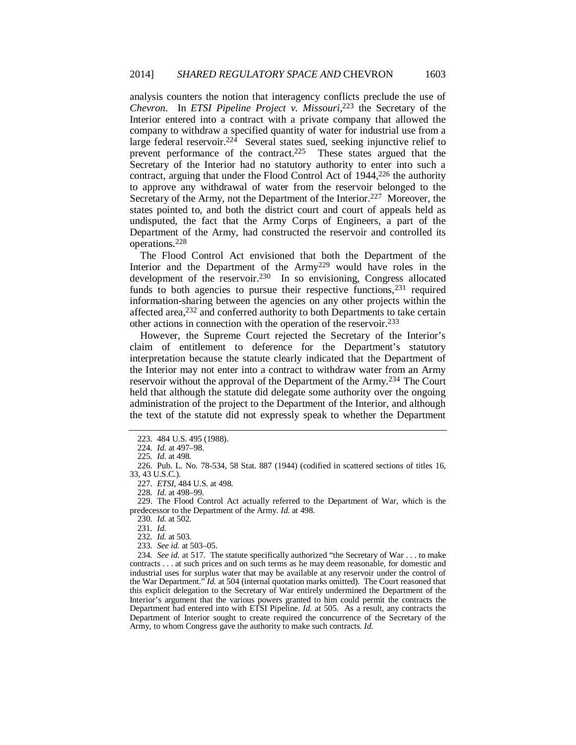analysis counters the notion that interagency conflicts preclude the use of *Chevron*. In *ETSI Pipeline Project v. Missouri*,[223] the Secretary of the Interior entered into a contract with a private company that allowed the company to withdraw a specified quantity of water for industrial use from a large federal reservoir.[224] Several states sued, seeking injunctive relief to prevent performance of the contract.[225] These states argued that the Secretary of the Interior had no statutory authority to enter into such a contract, arguing that under the Flood Control Act of 1944,[226] the authority to approve any withdrawal of water from the reservoir belonged to the Secretary of the Army, not the Department of the Interior.[227] Moreover, the states pointed to, and both the district court and court of appeals held as undisputed, the fact that the Army Corps of Engineers, a part of the Department of the Army, had constructed the reservoir and controlled its operations.[228]

The Flood Control Act envisioned that both the Department of the Interior and the Department of the Army[229] would have roles in the development of the reservoir.[230] In so envisioning, Congress allocated funds to both agencies to pursue their respective functions,[231] required information-sharing between the agencies on any other projects within the affected area,[232] and conferred authority to both Departments to take certain other actions in connection with the operation of the reservoir.[233]

However, the Supreme Court rejected the Secretary of the Interior's claim of entitlement to deference for the Department's statutory interpretation because the statute clearly indicated that the Department of the Interior may not enter into a contract to withdraw water from an Army reservoir without the approval of the Department of the Army.[234] The Court held that although the statute did delegate some authority over the ongoing administration of the project to the Department of the Interior, and although the text of the statute did not expressly speak to whether the Department

---

223. 484 U.S. 495 (1988).

224. *Id.* at 497–98.

225. *Id.* at 498.

226. Pub. L. No. 78-534, 58 Stat. 887 (1944) (codified in scattered sections of titles 16, 33, 43 U.S.C.).

227. *ETSI*, 484 U.S. at 498.

228. *Id.* at 498–99.

229. The Flood Control Act actually referred to the Department of War, which is the predecessor to the Department of the Army. *Id.* at 498.

230. *Id.* at 502.

231. *Id.*

232. *Id.* at 503.

233. *See id.* at 503–05.

234. *See id.* at 517. The statute specifically authorized "the Secretary of War . . . to make contracts . . . at such prices and on such terms as he may deem reasonable, for domestic and industrial uses for surplus water that may be available at any reservoir under the control of the War Department." *Id.* at 504 (internal quotation marks omitted). The Court reasoned that this explicit delegation to the Secretary of War entirely undermined the Department of the Interior's argument that the various powers granted to him could permit the contracts the Department had entered into with ETSI Pipeline. *Id.* at 505. As a result, any contracts the Department of Interior sought to create required the concurrence of the Secretary of the Army, to whom Congress gave the authority to make such contracts. *Id.*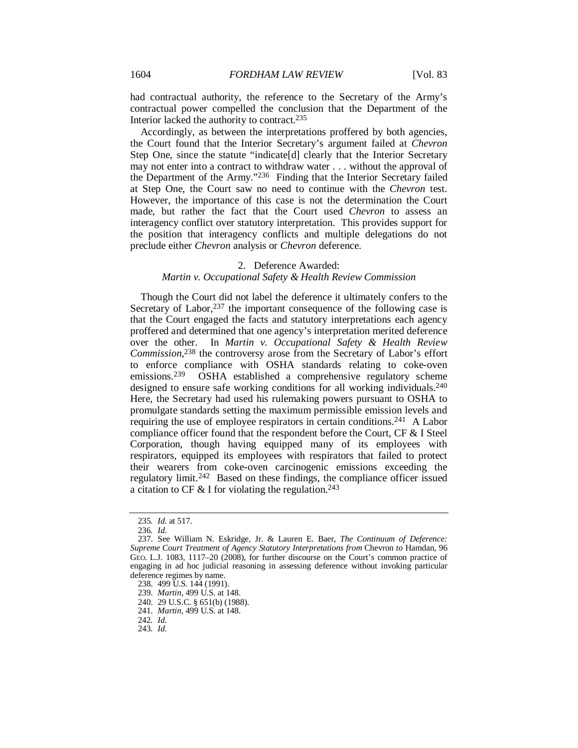had contractual authority, the reference to the Secretary of the Army's contractual power compelled the conclusion that the Department of the Interior lacked the authority to contract.[235]

Accordingly, as between the interpretations proffered by both agencies, the Court found that the Interior Secretary's argument failed at *Chevron* Step One, since the statute "indicate[d] clearly that the Interior Secretary may not enter into a contract to withdraw water . . . without the approval of the Department of the Army."[236] Finding that the Interior Secretary failed at Step One, the Court saw no need to continue with the *Chevron* test. However, the importance of this case is not the determination the Court made, but rather the fact that the Court used *Chevron* to assess an interagency conflict over statutory interpretation. This provides support for the position that interagency conflicts and multiple delegations do not preclude either *Chevron* analysis or *Chevron* deference.

### 2. Deference Awarded: *Martin v. Occupational Safety & Health Review Commission*

Though the Court did not label the deference it ultimately confers to the Secretary of Labor,[237] the important consequence of the following case is that the Court engaged the facts and statutory interpretations each agency proffered and determined that one agency's interpretation merited deference over the other. In *Martin v. Occupational Safety & Health Review Commission*,[238] the controversy arose from the Secretary of Labor's effort to enforce compliance with OSHA standards relating to coke-oven emissions.[239] OSHA established a comprehensive regulatory scheme designed to ensure safe working conditions for all working individuals.[240] Here, the Secretary had used his rulemaking powers pursuant to OSHA to promulgate standards setting the maximum permissible emission levels and requiring the use of employee respirators in certain conditions.[241] A Labor compliance officer found that the respondent before the Court, CF & I Steel Corporation, though having equipped many of its employees with respirators, equipped its employees with respirators that failed to protect their wearers from coke-oven carcinogenic emissions exceeding the regulatory limit.[242] Based on these findings, the compliance officer issued a citation to CF & I for violating the regulation.[243]

---

235. *Id.* at 517.

236. *Id.*

237. See William N. Eskridge, Jr. & Lauren E. Baer, *The Continuum of Deference: Supreme Court Treatment of Agency Statutory Interpretations from* Chevron *to* Hamdan, 96 GEO. L.J. 1083, 1117–20 (2008), for further discourse on the Court's common practice of engaging in ad hoc judicial reasoning in assessing deference without invoking particular deference regimes by name.

238. 499 U.S. 144 (1991).

239. *Martin*, 499 U.S. at 148.

240. 29 U.S.C. § 651(b) (1988).

241. *Martin*, 499 U.S. at 148.

242. *Id.*

243. *Id.*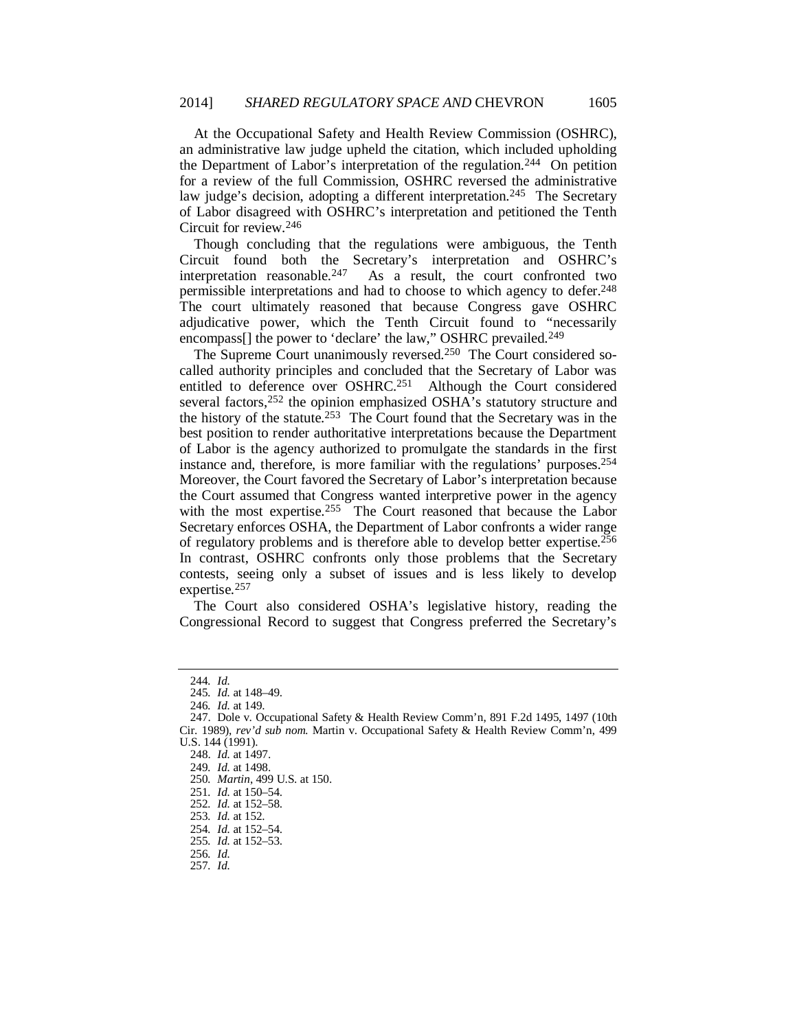At the Occupational Safety and Health Review Commission (OSHRC), an administrative law judge upheld the citation, which included upholding the Department of Labor's interpretation of the regulation.[244] On petition for a review of the full Commission, OSHRC reversed the administrative law judge's decision, adopting a different interpretation.[245] The Secretary of Labor disagreed with OSHRC's interpretation and petitioned the Tenth Circuit for review.[246]

Though concluding that the regulations were ambiguous, the Tenth Circuit found both the Secretary's interpretation and OSHRC's interpretation reasonable.[247] As a result, the court confronted two permissible interpretations and had to choose to which agency to defer.[248] The court ultimately reasoned that because Congress gave OSHRC adjudicative power, which the Tenth Circuit found to "necessarily encompass[] the power to 'declare' the law," OSHRC prevailed.[249]

The Supreme Court unanimously reversed.[250] The Court considered so-called authority principles and concluded that the Secretary of Labor was entitled to deference over OSHRC.[251] Although the Court considered several factors,[252] the opinion emphasized OSHA's statutory structure and the history of the statute.[253] The Court found that the Secretary was in the best position to render authoritative interpretations because the Department of Labor is the agency authorized to promulgate the standards in the first instance and, therefore, is more familiar with the regulations' purposes.[254] Moreover, the Court favored the Secretary of Labor's interpretation because the Court assumed that Congress wanted interpretive power in the agency with the most expertise.[255] The Court reasoned that because the Labor Secretary enforces OSHA, the Department of Labor confronts a wider range of regulatory problems and is therefore able to develop better expertise.[256] In contrast, OSHRC confronts only those problems that the Secretary contests, seeing only a subset of issues and is less likely to develop expertise.[257]

The Court also considered OSHA's legislative history, reading the Congressional Record to suggest that Congress preferred the Secretary's

---

244. *Id.*

245. *Id.* at 148–49.

246. *Id.* at 149.

247. Dole v. Occupational Safety & Health Review Comm'n, 891 F.2d 1495, 1497 (10th Cir. 1989), *rev'd sub nom.* Martin v. Occupational Safety & Health Review Comm'n, 499 U.S. 144 (1991).

248. *Id.* at 1497.

249. *Id.* at 1498.

250. *Martin*, 499 U.S. at 150.

251. *Id.* at 150–54.

252. *Id.* at 152–58.

253. *Id.* at 152.

254. *Id.* at 152–54.

255. *Id.* at 152–53.

256. *Id.*

257. *Id.*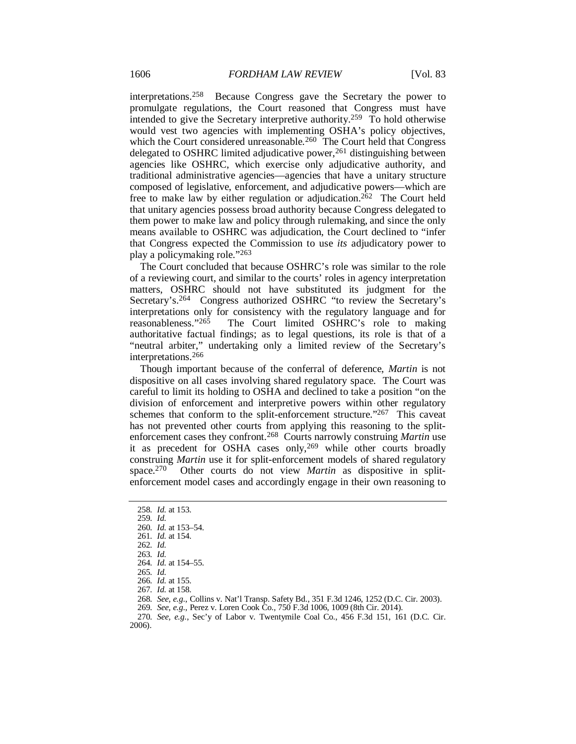interpretations.[258] Because Congress gave the Secretary the power to promulgate regulations, the Court reasoned that Congress must have intended to give the Secretary interpretive authority.[259] To hold otherwise would vest two agencies with implementing OSHA's policy objectives, which the Court considered unreasonable.[260] The Court held that Congress delegated to OSHRC limited adjudicative power,[261] distinguishing between agencies like OSHRC, which exercise only adjudicative authority, and traditional administrative agencies—agencies that have a unitary structure composed of legislative, enforcement, and adjudicative powers—which are free to make law by either regulation or adjudication.[262] The Court held that unitary agencies possess broad authority because Congress delegated to them power to make law and policy through rulemaking, and since the only means available to OSHRC was adjudication, the Court declined to "infer that Congress expected the Commission to use *its* adjudicatory power to play a policymaking role."[263]

The Court concluded that because OSHRC's role was similar to the role of a reviewing court, and similar to the courts' roles in agency interpretation matters, OSHRC should not have substituted its judgment for the Secretary's.[264] Congress authorized OSHRC "to review the Secretary's interpretations only for consistency with the regulatory language and for reasonableness."[265] The Court limited OSHRC's role to making authoritative factual findings; as to legal questions, its role is that of a "neutral arbiter," undertaking only a limited review of the Secretary's interpretations.[266]

Though important because of the conferral of deference, *Martin* is not dispositive on all cases involving shared regulatory space. The Court was careful to limit its holding to OSHA and declined to take a position "on the division of enforcement and interpretive powers within other regulatory schemes that conform to the split-enforcement structure."[267] This caveat has not prevented other courts from applying this reasoning to the split-enforcement cases they confront.[268] Courts narrowly construing *Martin* use it as precedent for OSHA cases only,[269] while other courts broadly construing *Martin* use it for split-enforcement models of shared regulatory space.[270] Other courts do not view *Martin* as dispositive in split-enforcement model cases and accordingly engage in their own reasoning to

---

258. *Id.* at 153.

259. *Id.*

260. *Id.* at 153–54.

261. *Id.* at 154.

262. *Id.*

263. *Id.*

264. *Id.* at 154–55.

265. *Id.*

266. *Id.* at 155.

267. *Id.* at 158.

268. *See, e.g.*, Collins v. Nat'l Transp. Safety Bd., 351 F.3d 1246, 1252 (D.C. Cir. 2003).

269. *See, e.g.*, Perez v. Loren Cook Co., 750 F.3d 1006, 1009 (8th Cir. 2014).

270. *See, e.g.*, Sec'y of Labor v. Twentymile Coal Co., 456 F.3d 151, 161 (D.C. Cir. 2006).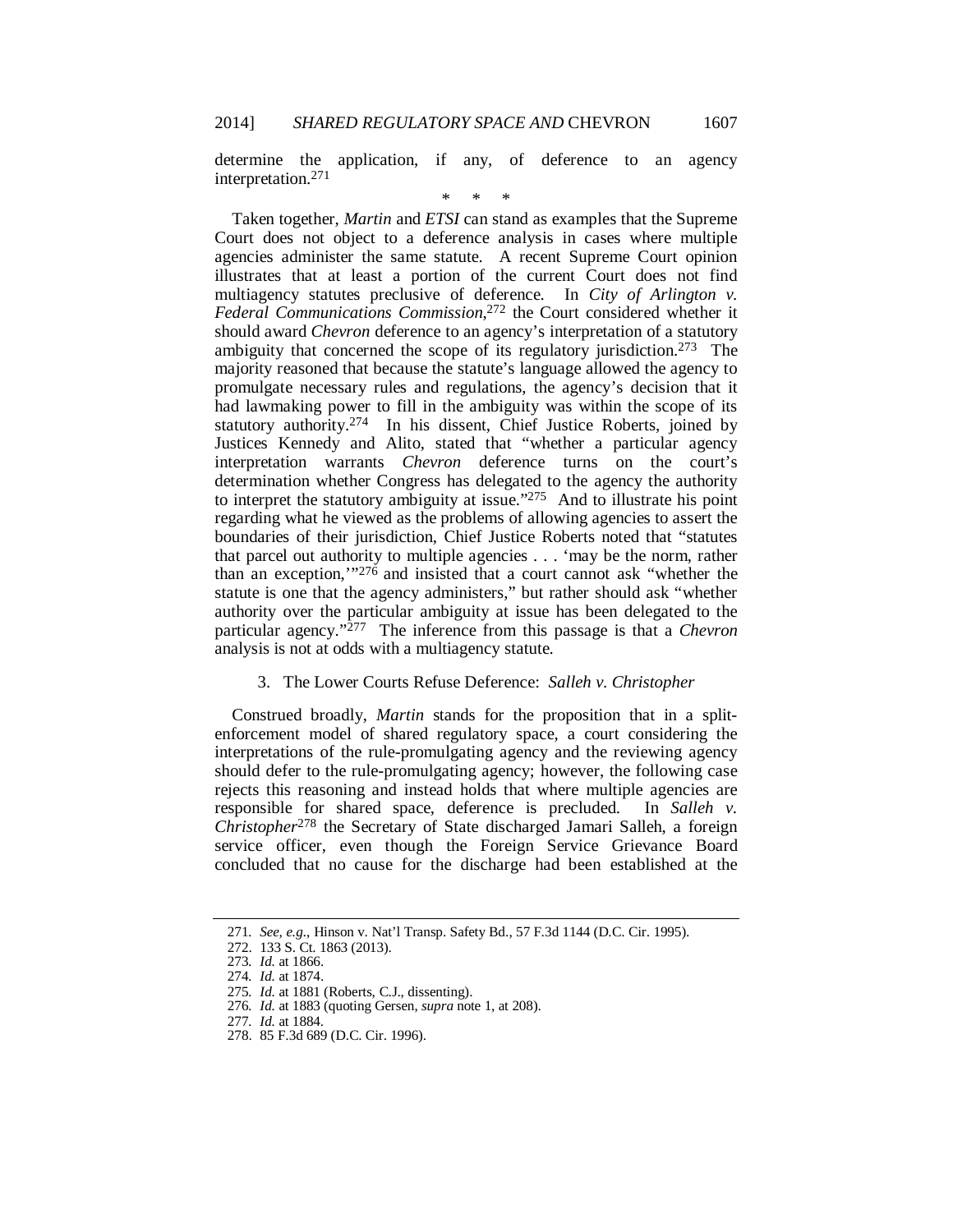determine the application, if any, of deference to an agency interpretation.[271]

\* \* \*

Taken together, *Martin* and *ETSI* can stand as examples that the Supreme Court does not object to a deference analysis in cases where multiple agencies administer the same statute. A recent Supreme Court opinion illustrates that at least a portion of the current Court does not find multiagency statutes preclusive of deference. In *City of Arlington v. Federal Communications Commission*,[272] the Court considered whether it should award *Chevron* deference to an agency's interpretation of a statutory ambiguity that concerned the scope of its regulatory jurisdiction.[273] The majority reasoned that because the statute's language allowed the agency to promulgate necessary rules and regulations, the agency's decision that it had lawmaking power to fill in the ambiguity was within the scope of its statutory authority.[274] In his dissent, Chief Justice Roberts, joined by Justices Kennedy and Alito, stated that "whether a particular agency interpretation warrants *Chevron* deference turns on the court's determination whether Congress has delegated to the agency the authority to interpret the statutory ambiguity at issue."[275] And to illustrate his point regarding what he viewed as the problems of allowing agencies to assert the boundaries of their jurisdiction, Chief Justice Roberts noted that "statutes that parcel out authority to multiple agencies . . . 'may be the norm, rather than an exception,'"[276] and insisted that a court cannot ask "whether the statute is one that the agency administers," but rather should ask "whether authority over the particular ambiguity at issue has been delegated to the particular agency."[277] The inference from this passage is that a *Chevron* analysis is not at odds with a multiagency statute.

### 3. The Lower Courts Refuse Deference: *Salleh v. Christopher*

Construed broadly, *Martin* stands for the proposition that in a split-enforcement model of shared regulatory space, a court considering the interpretations of the rule-promulgating agency and the reviewing agency should defer to the rule-promulgating agency; however, the following case rejects this reasoning and instead holds that where multiple agencies are responsible for shared space, deference is precluded. In *Salleh v. Christopher*[278] the Secretary of State discharged Jamari Salleh, a foreign service officer, even though the Foreign Service Grievance Board concluded that no cause for the discharge had been established at the

---

271. *See, e.g.*, Hinson v. Nat'l Transp. Safety Bd., 57 F.3d 1144 (D.C. Cir. 1995).

272. 133 S. Ct. 1863 (2013).

273. *Id.* at 1866.

274. *Id.* at 1874.

275. *Id.* at 1881 (Roberts, C.J., dissenting).

276. *Id.* at 1883 (quoting Gersen, *supra* note 1, at 208).

277. *Id.* at 1884.

278. 85 F.3d 689 (D.C. Cir. 1996).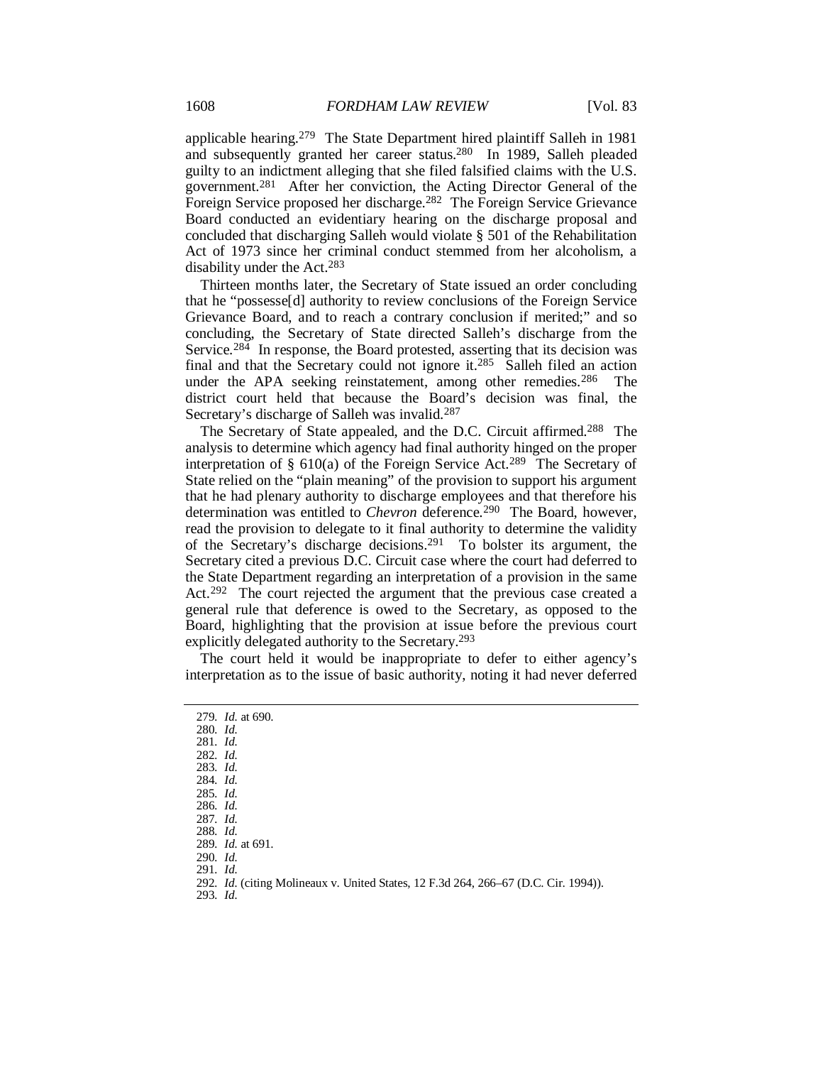applicable hearing.[279] The State Department hired plaintiff Salleh in 1981 and subsequently granted her career status.[280] In 1989, Salleh pleaded guilty to an indictment alleging that she filed falsified claims with the U.S. government.[281] After her conviction, the Acting Director General of the Foreign Service proposed her discharge.[282] The Foreign Service Grievance Board conducted an evidentiary hearing on the discharge proposal and concluded that discharging Salleh would violate § 501 of the Rehabilitation Act of 1973 since her criminal conduct stemmed from her alcoholism, a disability under the Act.[283]

Thirteen months later, the Secretary of State issued an order concluding that he "possesse[d] authority to review conclusions of the Foreign Service Grievance Board, and to reach a contrary conclusion if merited;" and so concluding, the Secretary of State directed Salleh's discharge from the Service.[284] In response, the Board protested, asserting that its decision was final and that the Secretary could not ignore it.[285] Salleh filed an action under the APA seeking reinstatement, among other remedies.[286] The district court held that because the Board's decision was final, the Secretary's discharge of Salleh was invalid.[287]

The Secretary of State appealed, and the D.C. Circuit affirmed.[288] The analysis to determine which agency had final authority hinged on the proper interpretation of § 610(a) of the Foreign Service Act.[289] The Secretary of State relied on the "plain meaning" of the provision to support his argument that he had plenary authority to discharge employees and that therefore his determination was entitled to *Chevron* deference.[290] The Board, however, read the provision to delegate to it final authority to determine the validity of the Secretary's discharge decisions.[291] To bolster its argument, the Secretary cited a previous D.C. Circuit case where the court had deferred to the State Department regarding an interpretation of a provision in the same Act.[292] The court rejected the argument that the previous case created a general rule that deference is owed to the Secretary, as opposed to the Board, highlighting that the provision at issue before the previous court explicitly delegated authority to the Secretary.[293]

The court held it would be inappropriate to defer to either agency's interpretation as to the issue of basic authority, noting it had never deferred

---

279. *Id.* at 690.
280. *Id.*
281. *Id.*
282. *Id.*
283. *Id.*
284. *Id.*
285. *Id.*
286. *Id.*
287. *Id.*
288. *Id.*
289. *Id.* at 691.
290. *Id.*
291. *Id.*
292. *Id.* (citing Molineaux v. United States, 12 F.3d 264, 266–67 (D.C. Cir. 1994)).
293. *Id.*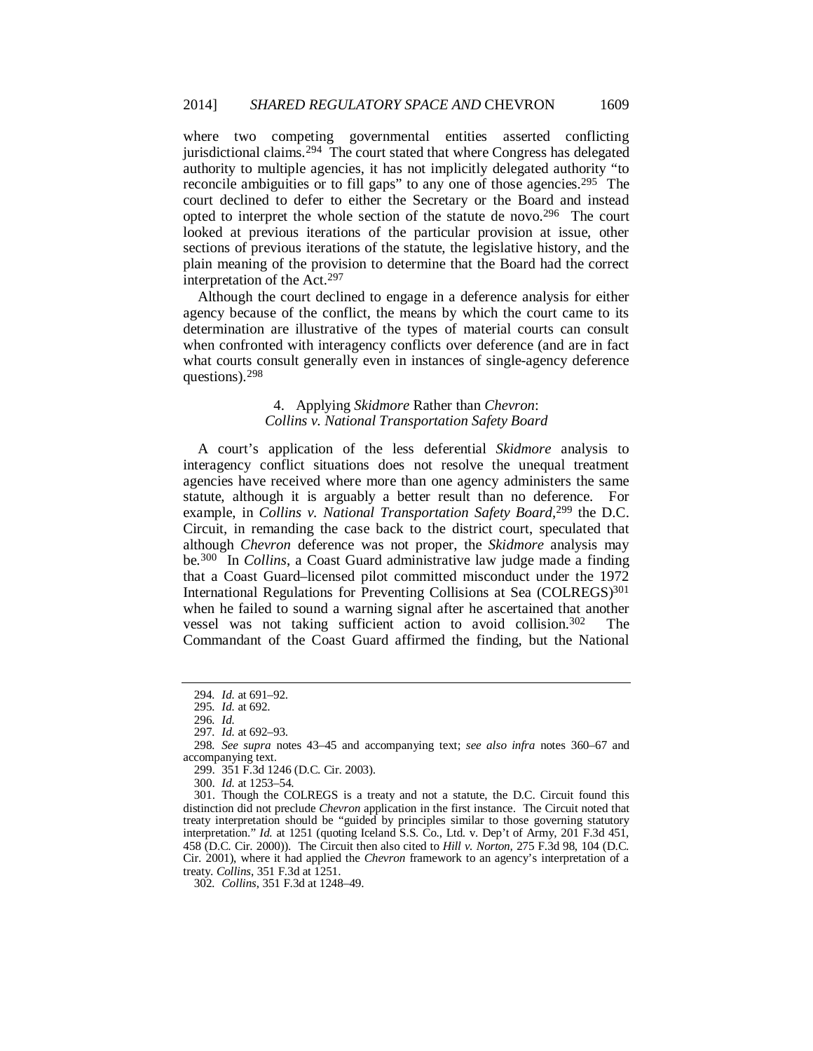where two competing governmental entities asserted conflicting jurisdictional claims.[294] The court stated that where Congress has delegated authority to multiple agencies, it has not implicitly delegated authority "to reconcile ambiguities or to fill gaps" to any one of those agencies.[295] The court declined to defer to either the Secretary or the Board and instead opted to interpret the whole section of the statute de novo.[296] The court looked at previous iterations of the particular provision at issue, other sections of previous iterations of the statute, the legislative history, and the plain meaning of the provision to determine that the Board had the correct interpretation of the Act.[297]

Although the court declined to engage in a deference analysis for either agency because of the conflict, the means by which the court came to its determination are illustrative of the types of material courts can consult when confronted with interagency conflicts over deference (and are in fact what courts consult generally even in instances of single-agency deference questions).[298]

#### 4. Applying *Skidmore* Rather than *Chevron*: *Collins v. National Transportation Safety Board*

A court's application of the less deferential *Skidmore* analysis to interagency conflict situations does not resolve the unequal treatment agencies have received where more than one agency administers the same statute, although it is arguably a better result than no deference. For example, in *Collins v. National Transportation Safety Board*,[299] the D.C. Circuit, in remanding the case back to the district court, speculated that although *Chevron* deference was not proper, the *Skidmore* analysis may be.[300] In *Collins*, a Coast Guard administrative law judge made a finding that a Coast Guard–licensed pilot committed misconduct under the 1972 International Regulations for Preventing Collisions at Sea (COLREGS)[301] when he failed to sound a warning signal after he ascertained that another vessel was not taking sufficient action to avoid collision.[302] The Commandant of the Coast Guard affirmed the finding, but the National

---

294. *Id.* at 691–92.

295. *Id.* at 692.

296. *Id.*

297. *Id.* at 692–93.

298. *See supra* notes 43–45 and accompanying text; *see also infra* notes 360–67 and accompanying text.

299. 351 F.3d 1246 (D.C. Cir. 2003).

300. *Id.* at 1253–54.

301. Though the COLREGS is a treaty and not a statute, the D.C. Circuit found this distinction did not preclude *Chevron* application in the first instance. The Circuit noted that treaty interpretation should be "guided by principles similar to those governing statutory interpretation." *Id.* at 1251 (quoting Iceland S.S. Co., Ltd. v. Dep't of Army, 201 F.3d 451, 458 (D.C. Cir. 2000)). The Circuit then also cited to *Hill v. Norton*, 275 F.3d 98, 104 (D.C. Cir. 2001), where it had applied the *Chevron* framework to an agency's interpretation of a treaty. *Collins*, 351 F.3d at 1251.

302. *Collins*, 351 F.3d at 1248–49.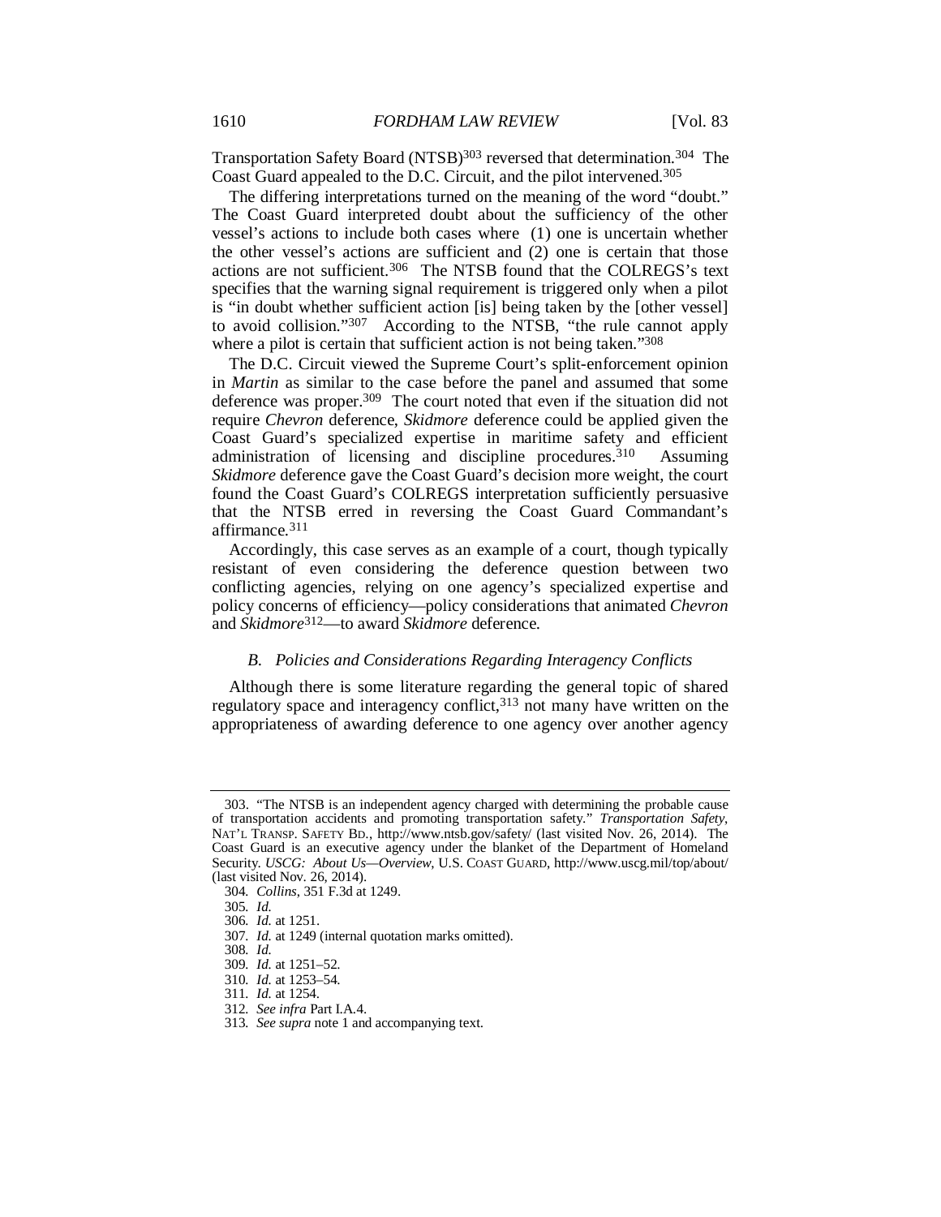Transportation Safety Board (NTSB)[303] reversed that determination.[304] The Coast Guard appealed to the D.C. Circuit, and the pilot intervened.[305]

The differing interpretations turned on the meaning of the word "doubt." The Coast Guard interpreted doubt about the sufficiency of the other vessel's actions to include both cases where (1) one is uncertain whether the other vessel's actions are sufficient and (2) one is certain that those actions are not sufficient.[306] The NTSB found that the COLREGS's text specifies that the warning signal requirement is triggered only when a pilot is "in doubt whether sufficient action [is] being taken by the [other vessel] to avoid collision."[307] According to the NTSB, "the rule cannot apply where a pilot is certain that sufficient action is not being taken."[308]

The D.C. Circuit viewed the Supreme Court's split-enforcement opinion in *Martin* as similar to the case before the panel and assumed that some deference was proper.[309] The court noted that even if the situation did not require *Chevron* deference, *Skidmore* deference could be applied given the Coast Guard's specialized expertise in maritime safety and efficient administration of licensing and discipline procedures.[310] Assuming *Skidmore* deference gave the Coast Guard's decision more weight, the court found the Coast Guard's COLREGS interpretation sufficiently persuasive that the NTSB erred in reversing the Coast Guard Commandant's affirmance.[311]

Accordingly, this case serves as an example of a court, though typically resistant of even considering the deference question between two conflicting agencies, relying on one agency's specialized expertise and policy concerns of efficiency—policy considerations that animated *Chevron* and *Skidmore*[312]—to award *Skidmore* deference.

### *B. Policies and Considerations Regarding Interagency Conflicts*

Although there is some literature regarding the general topic of shared regulatory space and interagency conflict,[313] not many have written on the appropriateness of awarding deference to one agency over another agency

---

303. "The NTSB is an independent agency charged with determining the probable cause of transportation accidents and promoting transportation safety." *Transportation Safety*, NAT'L TRANSP. SAFETY BD., http://www.ntsb.gov/safety/ (last visited Nov. 26, 2014). The Coast Guard is an executive agency under the blanket of the Department of Homeland Security. *USCG: About Us—Overview*, U.S. COAST GUARD, http://www.uscg.mil/top/about/ (last visited Nov. 26, 2014).

304. *Collins*, 351 F.3d at 1249.

305. *Id.*

306. *Id.* at 1251.

307. *Id.* at 1249 (internal quotation marks omitted).

308. *Id.*

309. *Id.* at 1251–52.

310. *Id.* at 1253–54.

311. *Id.* at 1254.

312. *See infra* Part I.A.4.

313. *See supra* note 1 and accompanying text.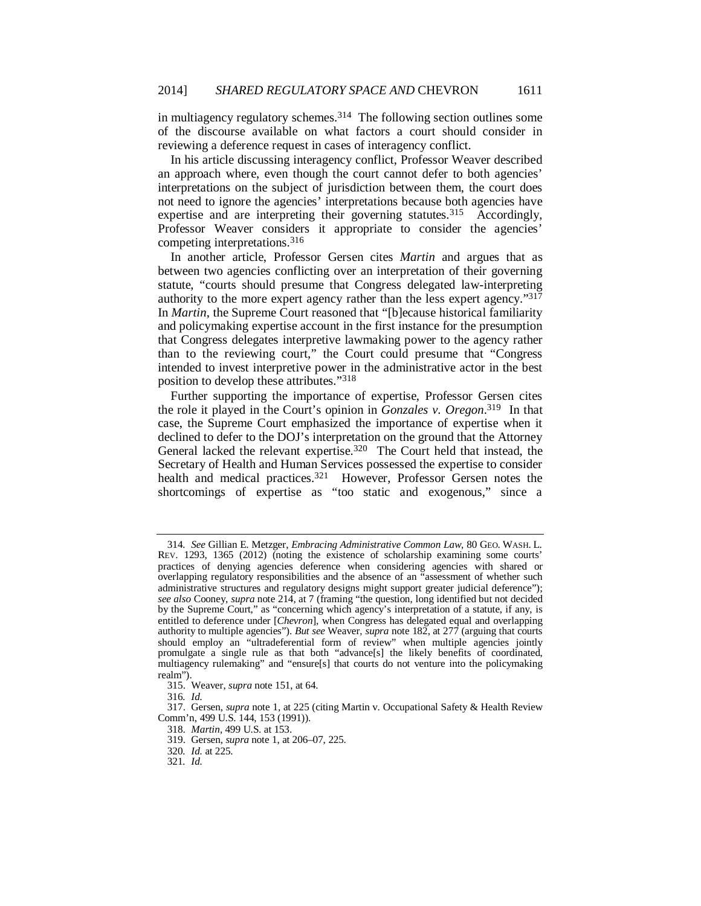in multiagency regulatory schemes.[314] The following section outlines some of the discourse available on what factors a court should consider in reviewing a deference request in cases of interagency conflict.

In his article discussing interagency conflict, Professor Weaver described an approach where, even though the court cannot defer to both agencies' interpretations on the subject of jurisdiction between them, the court does not need to ignore the agencies' interpretations because both agencies have expertise and are interpreting their governing statutes.[315] Accordingly, Professor Weaver considers it appropriate to consider the agencies' competing interpretations.[316]

In another article, Professor Gersen cites *Martin* and argues that as between two agencies conflicting over an interpretation of their governing statute, "courts should presume that Congress delegated law-interpreting authority to the more expert agency rather than the less expert agency."[317] In *Martin*, the Supreme Court reasoned that "[b]ecause historical familiarity and policymaking expertise account in the first instance for the presumption that Congress delegates interpretive lawmaking power to the agency rather than to the reviewing court," the Court could presume that "Congress intended to invest interpretive power in the administrative actor in the best position to develop these attributes."[318]

Further supporting the importance of expertise, Professor Gersen cites the role it played in the Court's opinion in *Gonzales v. Oregon*.[319] In that case, the Supreme Court emphasized the importance of expertise when it declined to defer to the DOJ's interpretation on the ground that the Attorney General lacked the relevant expertise.[320] The Court held that instead, the Secretary of Health and Human Services possessed the expertise to consider health and medical practices.[321] However, Professor Gersen notes the shortcomings of expertise as "too static and exogenous," since a

---

314. *See* Gillian E. Metzger, *Embracing Administrative Common Law*, 80 GEO. WASH. L. REV. 1293, 1365 (2012) (noting the existence of scholarship examining some courts' practices of denying agencies deference when considering agencies with shared or overlapping regulatory responsibilities and the absence of an "assessment of whether such administrative structures and regulatory designs might support greater judicial deference"); *see also* Cooney, *supra* note 214, at 7 (framing "the question, long identified but not decided by the Supreme Court," as "concerning which agency's interpretation of a statute, if any, is entitled to deference under [*Chevron*], when Congress has delegated equal and overlapping authority to multiple agencies"). *But see* Weaver, *supra* note 182, at 277 (arguing that courts should employ an "ultradeferential form of review" when multiple agencies jointly promulgate a single rule as that both "advance[s] the likely benefits of coordinated, multiagency rulemaking" and "ensure[s] that courts do not venture into the policymaking realm").

315. Weaver, *supra* note 151, at 64.

316. *Id.*

317. Gersen, *supra* note 1, at 225 (citing Martin v. Occupational Safety & Health Review Comm'n, 499 U.S. 144, 153 (1991)).

318. *Martin*, 499 U.S. at 153.

319. Gersen, *supra* note 1, at 206–07, 225.

320. *Id.* at 225.

321. *Id.*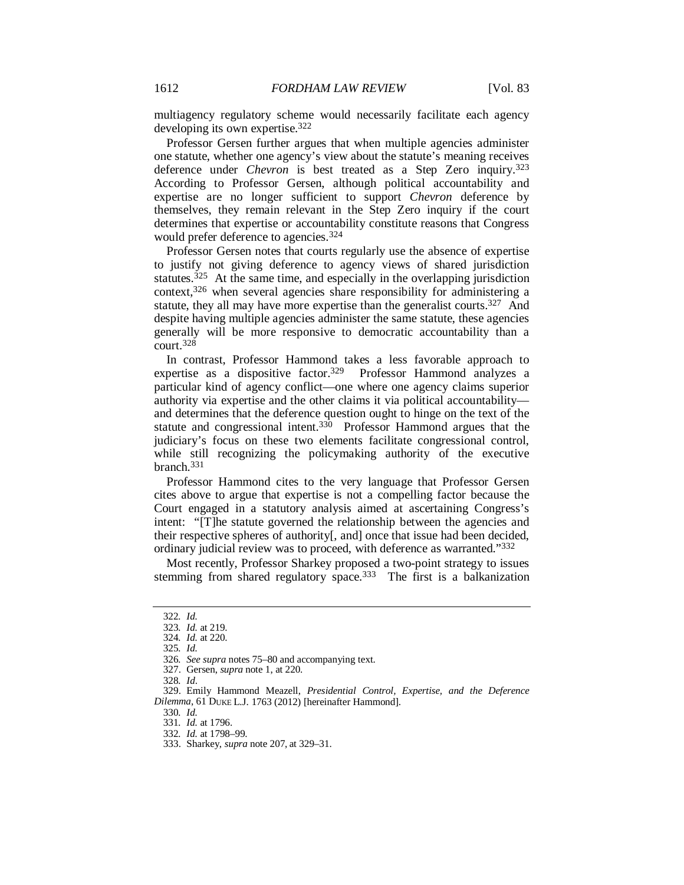multiagency regulatory scheme would necessarily facilitate each agency developing its own expertise.[322]

Professor Gersen further argues that when multiple agencies administer one statute, whether one agency's view about the statute's meaning receives deference under *Chevron* is best treated as a Step Zero inquiry.[323] According to Professor Gersen, although political accountability and expertise are no longer sufficient to support *Chevron* deference by themselves, they remain relevant in the Step Zero inquiry if the court determines that expertise or accountability constitute reasons that Congress would prefer deference to agencies.[324]

Professor Gersen notes that courts regularly use the absence of expertise to justify not giving deference to agency views of shared jurisdiction statutes.[325] At the same time, and especially in the overlapping jurisdiction context,[326] when several agencies share responsibility for administering a statute, they all may have more expertise than the generalist courts.[327] And despite having multiple agencies administer the same statute, these agencies generally will be more responsive to democratic accountability than a court.[328]

In contrast, Professor Hammond takes a less favorable approach to expertise as a dispositive factor.[329] Professor Hammond analyzes a particular kind of agency conflict—one where one agency claims superior authority via expertise and the other claims it via political accountability—and determines that the deference question ought to hinge on the text of the statute and congressional intent.[330] Professor Hammond argues that the judiciary's focus on these two elements facilitate congressional control, while still recognizing the policymaking authority of the executive branch.[331]

Professor Hammond cites to the very language that Professor Gersen cites above to argue that expertise is not a compelling factor because the Court engaged in a statutory analysis aimed at ascertaining Congress's intent: "[T]he statute governed the relationship between the agencies and their respective spheres of authority[, and] once that issue had been decided, ordinary judicial review was to proceed, with deference as warranted."[332]

Most recently, Professor Sharkey proposed a two-point strategy to issues stemming from shared regulatory space.[333] The first is a balkanization

---

322. *Id.*

323. *Id.* at 219.

324. *Id.* at 220.

325. *Id.*

326. *See supra* notes 75–80 and accompanying text.

327. Gersen, *supra* note 1, at 220.

328. *Id*.

329. Emily Hammond Meazell, *Presidential Control, Expertise, and the Deference Dilemma*, 61 DUKE L.J. 1763 (2012) [hereinafter Hammond].

330. *Id.*

331. *Id.* at 1796.

332. *Id.* at 1798–99.

333. Sharkey, *supra* note 207, at 329–31.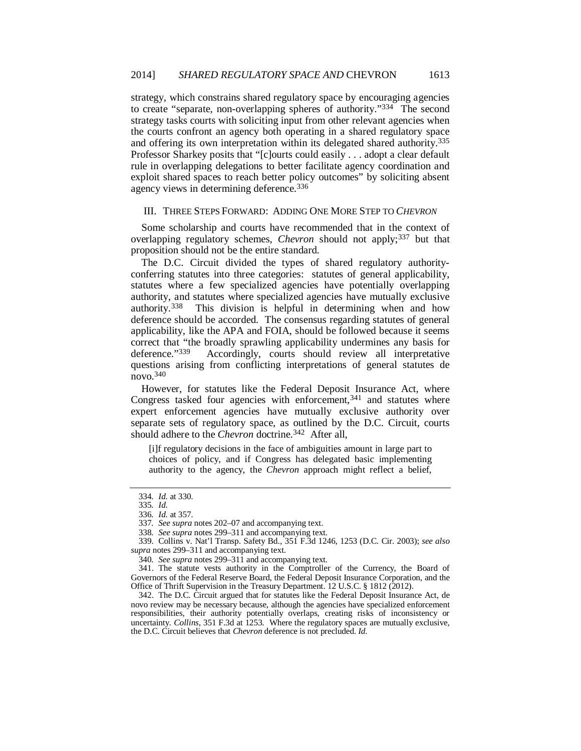strategy, which constrains shared regulatory space by encouraging agencies to create "separate, non-overlapping spheres of authority."[334] The second strategy tasks courts with soliciting input from other relevant agencies when the courts confront an agency both operating in a shared regulatory space and offering its own interpretation within its delegated shared authority.[335] Professor Sharkey posits that "[c]ourts could easily . . . adopt a clear default rule in overlapping delegations to better facilitate agency coordination and exploit shared spaces to reach better policy outcomes" by soliciting absent agency views in determining deference.[336]

## III. THREE STEPS FORWARD: ADDING ONE MORE STEP TO *CHEVRON*

Some scholarship and courts have recommended that in the context of overlapping regulatory schemes, *Chevron* should not apply;[337] but that proposition should not be the entire standard.

The D.C. Circuit divided the types of shared regulatory authority-conferring statutes into three categories: statutes of general applicability, statutes where a few specialized agencies have potentially overlapping authority, and statutes where specialized agencies have mutually exclusive authority.[338] This division is helpful in determining when and how deference should be accorded. The consensus regarding statutes of general applicability, like the APA and FOIA, should be followed because it seems correct that "the broadly sprawling applicability undermines any basis for deference."[339] Accordingly, courts should review all interpretative questions arising from conflicting interpretations of general statutes de novo.[340]

However, for statutes like the Federal Deposit Insurance Act, where Congress tasked four agencies with enforcement,[341] and statutes where expert enforcement agencies have mutually exclusive authority over separate sets of regulatory space, as outlined by the D.C. Circuit, courts should adhere to the *Chevron* doctrine.[342] After all,

> [i]f regulatory decisions in the face of ambiguities amount in large part to choices of policy, and if Congress has delegated basic implementing authority to the agency, the *Chevron* approach might reflect a belief,

---

334. *Id.* at 330.

335. *Id.*

336. *Id.* at 357.

337. *See supra* notes 202–07 and accompanying text.

338. *See supra* notes 299–311 and accompanying text.

339. Collins v. Nat'l Transp. Safety Bd., 351 F.3d 1246, 1253 (D.C. Cir. 2003); *see also supra* notes 299–311 and accompanying text.

340. *See supra* notes 299–311 and accompanying text.

341. The statute vests authority in the Comptroller of the Currency, the Board of Governors of the Federal Reserve Board, the Federal Deposit Insurance Corporation, and the Office of Thrift Supervision in the Treasury Department. 12 U.S.C. § 1812 (2012).

342. The D.C. Circuit argued that for statutes like the Federal Deposit Insurance Act, de novo review may be necessary because, although the agencies have specialized enforcement responsibilities, their authority potentially overlaps, creating risks of inconsistency or uncertainty. *Collins*, 351 F.3d at 1253. Where the regulatory spaces are mutually exclusive, the D.C. Circuit believes that *Chevron* deference is not precluded. *Id.*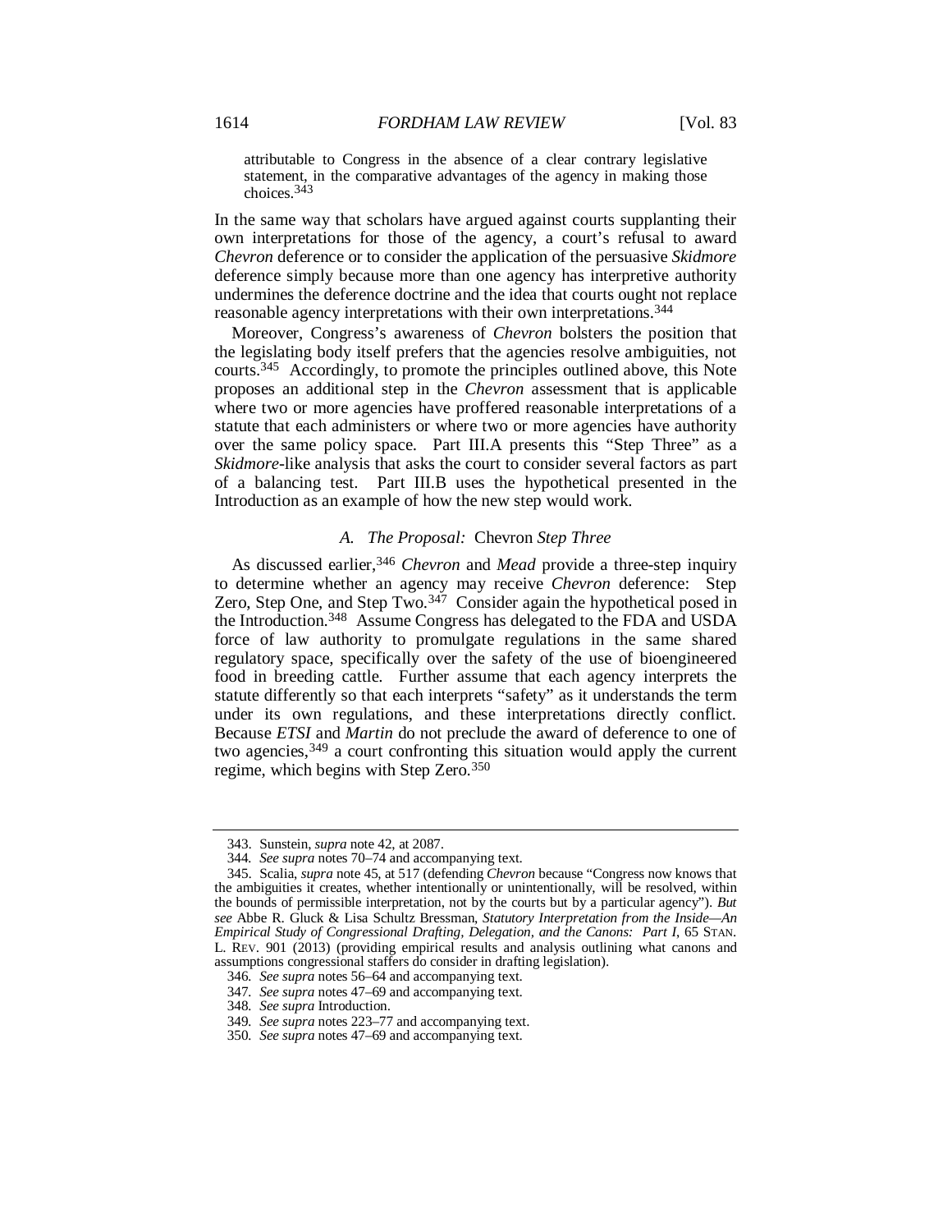attributable to Congress in the absence of a clear contrary legislative statement, in the comparative advantages of the agency in making those choices.[343]

In the same way that scholars have argued against courts supplanting their own interpretations for those of the agency, a court's refusal to award *Chevron* deference or to consider the application of the persuasive *Skidmore* deference simply because more than one agency has interpretive authority undermines the deference doctrine and the idea that courts ought not replace reasonable agency interpretations with their own interpretations.[344]

Moreover, Congress's awareness of *Chevron* bolsters the position that the legislating body itself prefers that the agencies resolve ambiguities, not courts.[345] Accordingly, to promote the principles outlined above, this Note proposes an additional step in the *Chevron* assessment that is applicable where two or more agencies have proffered reasonable interpretations of a statute that each administers or where two or more agencies have authority over the same policy space. Part III.A presents this "Step Three" as a *Skidmore*-like analysis that asks the court to consider several factors as part of a balancing test. Part III.B uses the hypothetical presented in the Introduction as an example of how the new step would work.

### *A. The Proposal:* Chevron *Step Three*

As discussed earlier,[346] *Chevron* and *Mead* provide a three-step inquiry to determine whether an agency may receive *Chevron* deference: Step Zero, Step One, and Step Two.[347] Consider again the hypothetical posed in the Introduction.[348] Assume Congress has delegated to the FDA and USDA force of law authority to promulgate regulations in the same shared regulatory space, specifically over the safety of the use of bioengineered food in breeding cattle. Further assume that each agency interprets the statute differently so that each interprets "safety" as it understands the term under its own regulations, and these interpretations directly conflict. Because *ETSI* and *Martin* do not preclude the award of deference to one of two agencies,[349] a court confronting this situation would apply the current regime, which begins with Step Zero.[350]

---

343. Sunstein, *supra* note 42, at 2087.

344. *See supra* notes 70–74 and accompanying text.

345. Scalia, *supra* note 45, at 517 (defending *Chevron* because "Congress now knows that the ambiguities it creates, whether intentionally or unintentionally, will be resolved, within the bounds of permissible interpretation, not by the courts but by a particular agency"). *But see* Abbe R. Gluck & Lisa Schultz Bressman, *Statutory Interpretation from the Inside—An Empirical Study of Congressional Drafting, Delegation, and the Canons: Part I*, 65 STAN. L. REV. 901 (2013) (providing empirical results and analysis outlining what canons and assumptions congressional staffers do consider in drafting legislation).

346. *See supra* notes 56–64 and accompanying text.

347. *See supra* notes 47–69 and accompanying text.

348. *See supra* Introduction.

349. *See supra* notes 223–77 and accompanying text.

350. *See supra* notes 47–69 and accompanying text.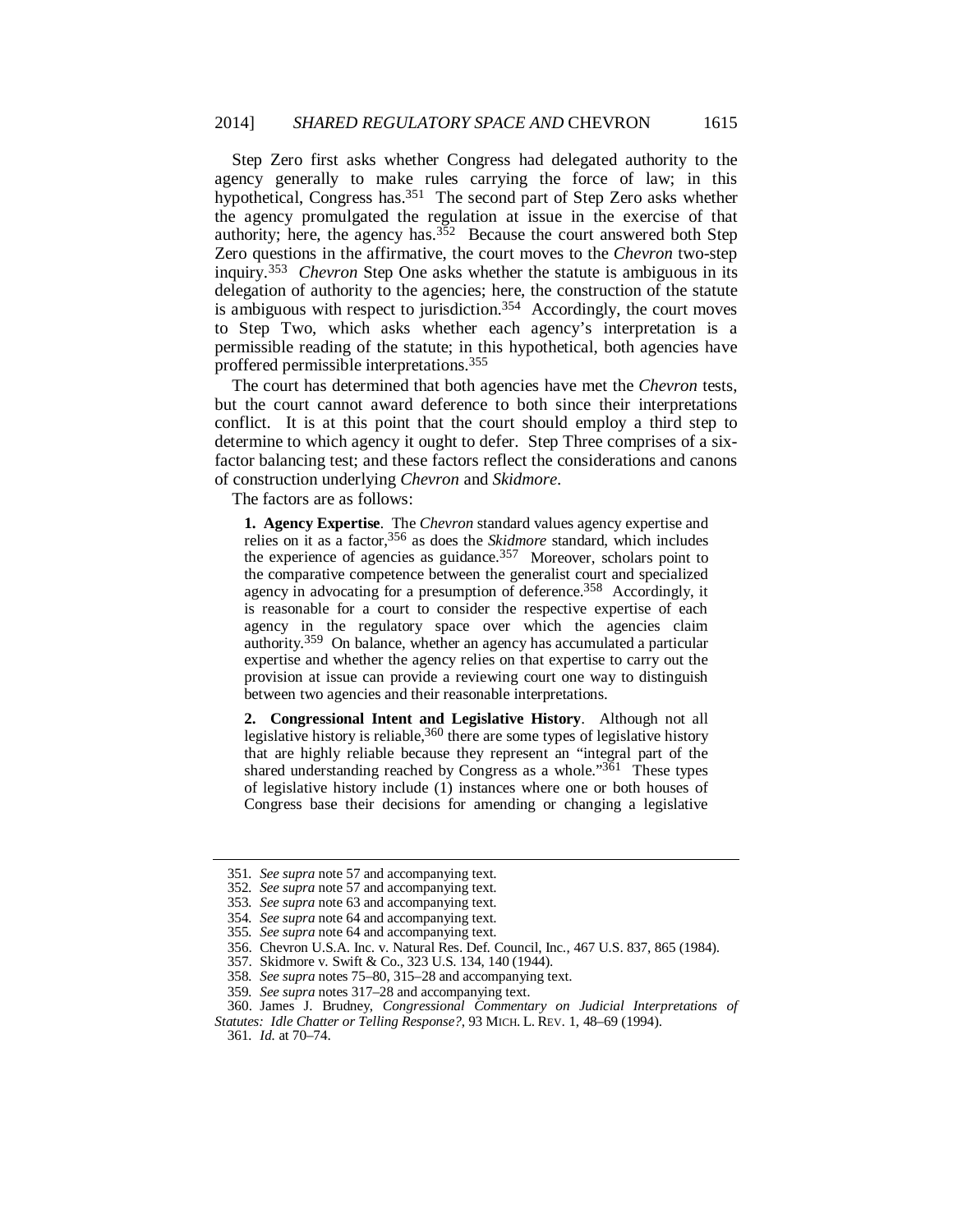Step Zero first asks whether Congress had delegated authority to the agency generally to make rules carrying the force of law; in this hypothetical, Congress has.[351] The second part of Step Zero asks whether the agency promulgated the regulation at issue in the exercise of that authority; here, the agency has.[352] Because the court answered both Step Zero questions in the affirmative, the court moves to the *Chevron* two-step inquiry.[353] *Chevron* Step One asks whether the statute is ambiguous in its delegation of authority to the agencies; here, the construction of the statute is ambiguous with respect to jurisdiction.[354] Accordingly, the court moves to Step Two, which asks whether each agency's interpretation is a permissible reading of the statute; in this hypothetical, both agencies have proffered permissible interpretations.[355]

The court has determined that both agencies have met the *Chevron* tests, but the court cannot award deference to both since their interpretations conflict. It is at this point that the court should employ a third step to determine to which agency it ought to defer. Step Three comprises of a six-factor balancing test; and these factors reflect the considerations and canons of construction underlying *Chevron* and *Skidmore*.

The factors are as follows:

> **1. Agency Expertise**. The *Chevron* standard values agency expertise and relies on it as a factor,[356] as does the *Skidmore* standard, which includes the experience of agencies as guidance.[357] Moreover, scholars point to the comparative competence between the generalist court and specialized agency in advocating for a presumption of deference.[358] Accordingly, it is reasonable for a court to consider the respective expertise of each agency in the regulatory space over which the agencies claim authority.[359] On balance, whether an agency has accumulated a particular expertise and whether the agency relies on that expertise to carry out the provision at issue can provide a reviewing court one way to distinguish between two agencies and their reasonable interpretations.
>
> **2. Congressional Intent and Legislative History**. Although not all legislative history is reliable,[360] there are some types of legislative history that are highly reliable because they represent an "integral part of the shared understanding reached by Congress as a whole."[361] These types of legislative history include (1) instances where one or both houses of Congress base their decisions for amending or changing a legislative

---

351. *See supra* note 57 and accompanying text.

352. *See supra* note 57 and accompanying text.

353. *See supra* note 63 and accompanying text.

354. *See supra* note 64 and accompanying text.

355. *See supra* note 64 and accompanying text.

356. Chevron U.S.A. Inc. v. Natural Res. Def. Council, Inc., 467 U.S. 837, 865 (1984).

357. Skidmore v. Swift & Co., 323 U.S. 134, 140 (1944).

358. *See supra* notes 75–80, 315–28 and accompanying text.

359. *See supra* notes 317–28 and accompanying text.

360. James J. Brudney, *Congressional Commentary on Judicial Interpretations of Statutes: Idle Chatter or Telling Response?*, 93 MICH. L. REV. 1, 48–69 (1994).

361. *Id.* at 70–74.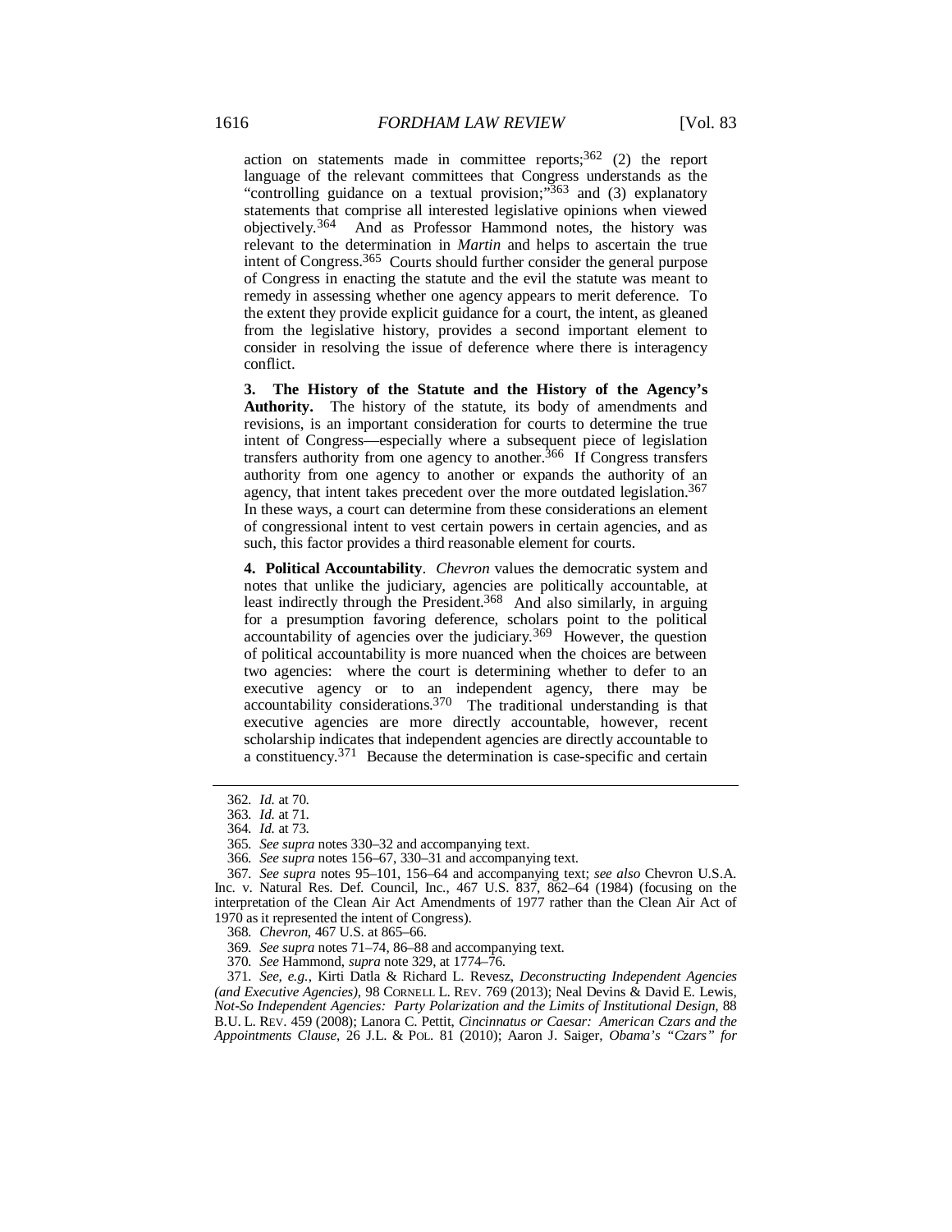action on statements made in committee reports;[362] (2) the report language of the relevant committees that Congress understands as the "controlling guidance on a textual provision;"[363] and (3) explanatory statements that comprise all interested legislative opinions when viewed objectively.[364] And as Professor Hammond notes, the history was relevant to the determination in *Martin* and helps to ascertain the true intent of Congress.[365] Courts should further consider the general purpose of Congress in enacting the statute and the evil the statute was meant to remedy in assessing whether one agency appears to merit deference. To the extent they provide explicit guidance for a court, the intent, as gleaned from the legislative history, provides a second important element to consider in resolving the issue of deference where there is interagency conflict.

**3. The History of the Statute and the History of the Agency's Authority.** The history of the statute, its body of amendments and revisions, is an important consideration for courts to determine the true intent of Congress—especially where a subsequent piece of legislation transfers authority from one agency to another.[366] If Congress transfers authority from one agency to another or expands the authority of an agency, that intent takes precedent over the more outdated legislation.[367] In these ways, a court can determine from these considerations an element of congressional intent to vest certain powers in certain agencies, and as such, this factor provides a third reasonable element for courts.

**4. Political Accountability**. *Chevron* values the democratic system and notes that unlike the judiciary, agencies are politically accountable, at least indirectly through the President.[368] And also similarly, in arguing for a presumption favoring deference, scholars point to the political accountability of agencies over the judiciary.[369] However, the question of political accountability is more nuanced when the choices are between two agencies: where the court is determining whether to defer to an executive agency or to an independent agency, there may be accountability considerations.[370] The traditional understanding is that executive agencies are more directly accountable, however, recent scholarship indicates that independent agencies are directly accountable to a constituency.[371] Because the determination is case-specific and certain

---

362. *Id.* at 70.

363. *Id.* at 71.

364. *Id.* at 73.

365. *See supra* notes 330–32 and accompanying text.

366. *See supra* notes 156–67, 330–31 and accompanying text.

367. *See supra* notes 95–101, 156–64 and accompanying text; *see also* Chevron U.S.A. Inc. v. Natural Res. Def. Council, Inc., 467 U.S. 837, 862–64 (1984) (focusing on the interpretation of the Clean Air Act Amendments of 1977 rather than the Clean Air Act of 1970 as it represented the intent of Congress).

368. *Chevron*, 467 U.S. at 865–66.

369. *See supra* notes 71–74, 86–88 and accompanying text.

370. *See* Hammond, *supra* note 329, at 1774–76.

371. *See, e.g.*, Kirti Datla & Richard L. Revesz, *Deconstructing Independent Agencies (and Executive Agencies)*, 98 CORNELL L. REV. 769 (2013); Neal Devins & David E. Lewis, *Not-So Independent Agencies: Party Polarization and the Limits of Institutional Design*, 88 B.U. L. REV. 459 (2008); Lanora C. Pettit, *Cincinnatus or Caesar: American Czars and the Appointments Clause*, 26 J.L. & POL. 81 (2010); Aaron J. Saiger, *Obama's "Czars" for*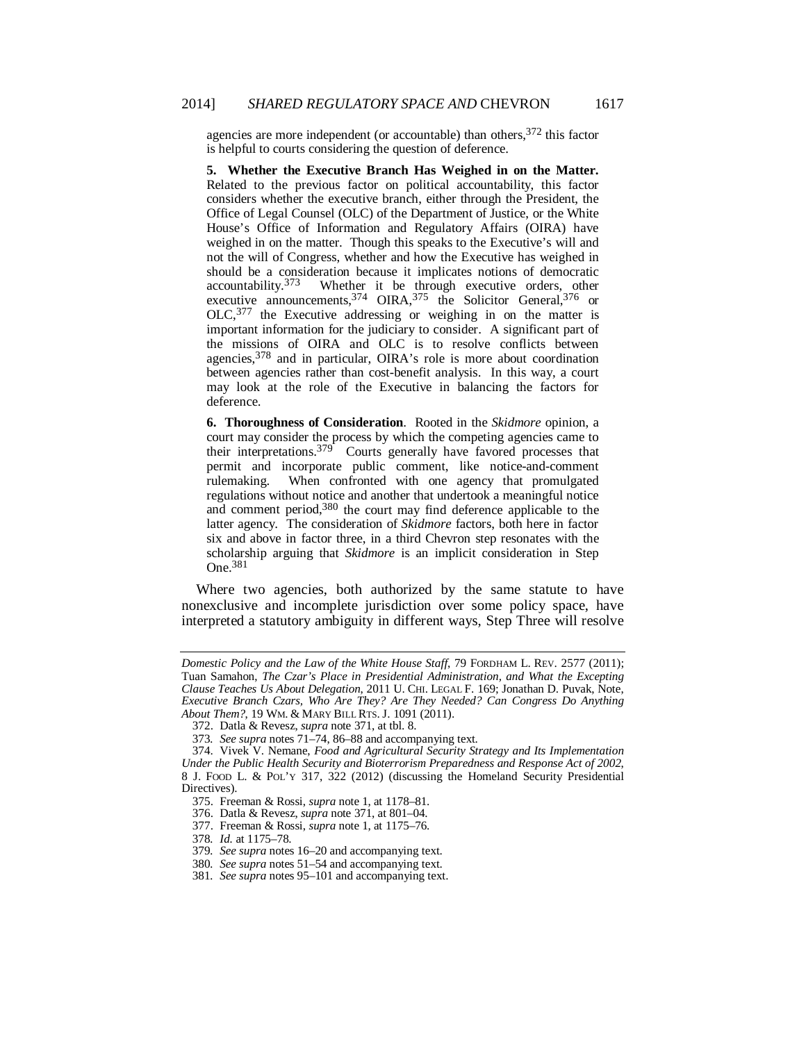agencies are more independent (or accountable) than others,[372] this factor is helpful to courts considering the question of deference.

**5. Whether the Executive Branch Has Weighed in on the Matter.** Related to the previous factor on political accountability, this factor considers whether the executive branch, either through the President, the Office of Legal Counsel (OLC) of the Department of Justice, or the White House's Office of Information and Regulatory Affairs (OIRA) have weighed in on the matter. Though this speaks to the Executive's will and not the will of Congress, whether and how the Executive has weighed in should be a consideration because it implicates notions of democratic accountability.[373] Whether it be through executive orders, other executive announcements,[374] OIRA,[375] the Solicitor General,[376] or OLC,[377] the Executive addressing or weighing in on the matter is important information for the judiciary to consider. A significant part of the missions of OIRA and OLC is to resolve conflicts between agencies,[378] and in particular, OIRA's role is more about coordination between agencies rather than cost-benefit analysis. In this way, a court may look at the role of the Executive in balancing the factors for deference.

**6. Thoroughness of Consideration**. Rooted in the *Skidmore* opinion, a court may consider the process by which the competing agencies came to their interpretations.[379] Courts generally have favored processes that permit and incorporate public comment, like notice-and-comment rulemaking. When confronted with one agency that promulgated regulations without notice and another that undertook a meaningful notice and comment period,[380] the court may find deference applicable to the latter agency. The consideration of *Skidmore* factors, both here in factor six and above in factor three, in a third Chevron step resonates with the scholarship arguing that *Skidmore* is an implicit consideration in Step One.[381]

Where two agencies, both authorized by the same statute to have nonexclusive and incomplete jurisdiction over some policy space, have interpreted a statutory ambiguity in different ways, Step Three will resolve

---

*Domestic Policy and the Law of the White House Staff*, 79 FORDHAM L. REV. 2577 (2011); Tuan Samahon, *The Czar's Place in Presidential Administration, and What the Excepting Clause Teaches Us About Delegation*, 2011 U. CHI. LEGAL F. 169; Jonathan D. Puvak, Note, *Executive Branch Czars, Who Are They? Are They Needed? Can Congress Do Anything About Them?*, 19 WM. & MARY BILL RTS. J. 1091 (2011).

372. Datla & Revesz, *supra* note 371, at tbl. 8.

373. *See supra* notes 71–74, 86–88 and accompanying text.

374. Vivek V. Nemane, *Food and Agricultural Security Strategy and Its Implementation Under the Public Health Security and Bioterrorism Preparedness and Response Act of 2002*, 8 J. FOOD L. & POL'Y 317, 322 (2012) (discussing the Homeland Security Presidential Directives).

375. Freeman & Rossi, *supra* note 1, at 1178–81.

376. Datla & Revesz, *supra* note 371, at 801–04.

377. Freeman & Rossi, *supra* note 1, at 1175–76.

378. *Id.* at 1175–78.

379. *See supra* notes 16–20 and accompanying text.

380. *See supra* notes 51–54 and accompanying text.

381. *See supra* notes 95–101 and accompanying text.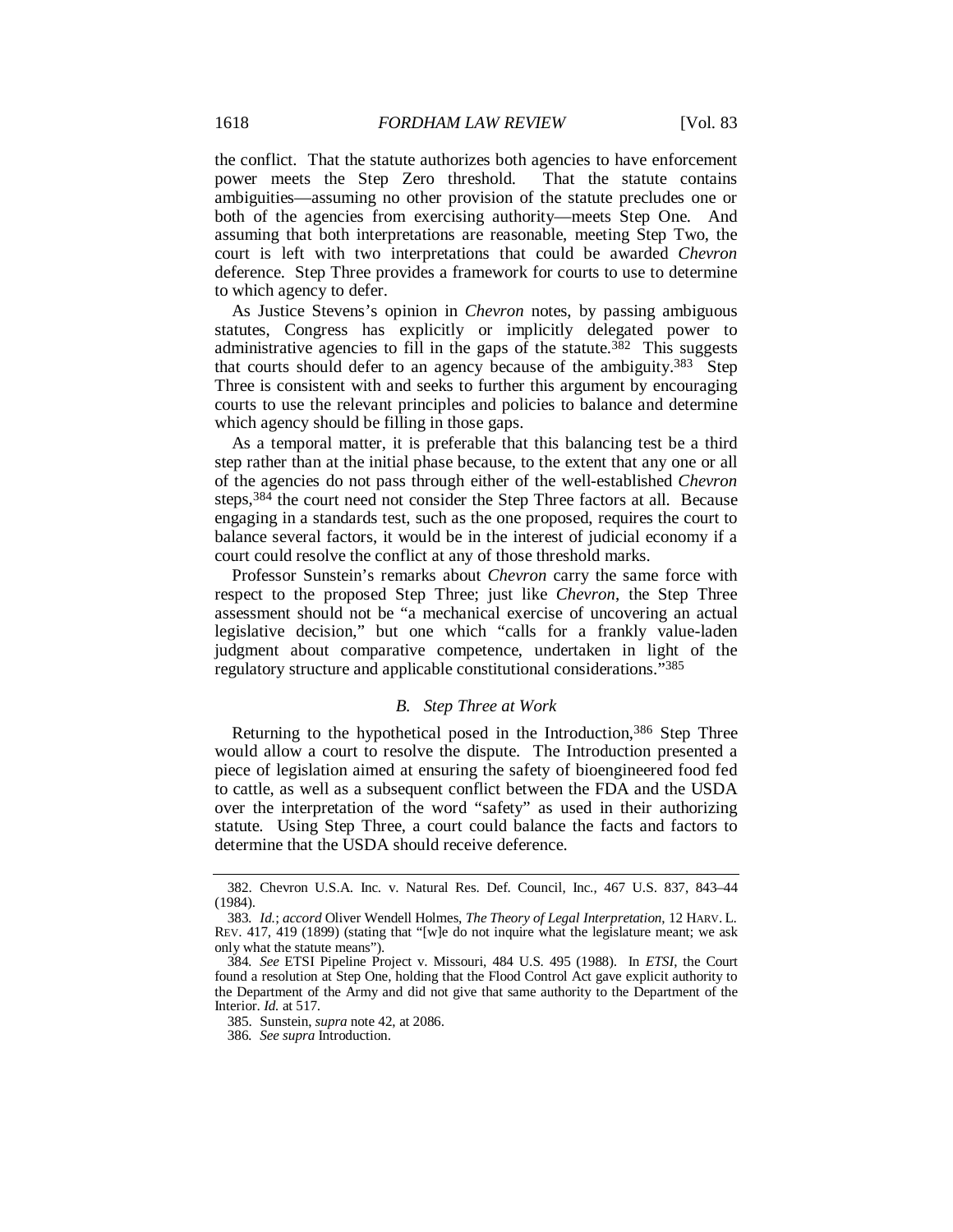the conflict. That the statute authorizes both agencies to have enforcement power meets the Step Zero threshold. That the statute contains ambiguities—assuming no other provision of the statute precludes one or both of the agencies from exercising authority—meets Step One. And assuming that both interpretations are reasonable, meeting Step Two, the court is left with two interpretations that could be awarded *Chevron* deference. Step Three provides a framework for courts to use to determine to which agency to defer.

As Justice Stevens's opinion in *Chevron* notes, by passing ambiguous statutes, Congress has explicitly or implicitly delegated power to administrative agencies to fill in the gaps of the statute.[382] This suggests that courts should defer to an agency because of the ambiguity.[383] Step Three is consistent with and seeks to further this argument by encouraging courts to use the relevant principles and policies to balance and determine which agency should be filling in those gaps.

As a temporal matter, it is preferable that this balancing test be a third step rather than at the initial phase because, to the extent that any one or all of the agencies do not pass through either of the well-established *Chevron* steps,[384] the court need not consider the Step Three factors at all. Because engaging in a standards test, such as the one proposed, requires the court to balance several factors, it would be in the interest of judicial economy if a court could resolve the conflict at any of those threshold marks.

Professor Sunstein's remarks about *Chevron* carry the same force with respect to the proposed Step Three; just like *Chevron*, the Step Three assessment should not be "a mechanical exercise of uncovering an actual legislative decision," but one which "calls for a frankly value-laden judgment about comparative competence, undertaken in light of the regulatory structure and applicable constitutional considerations."[385]

### *B. Step Three at Work*

Returning to the hypothetical posed in the Introduction,[386] Step Three would allow a court to resolve the dispute. The Introduction presented a piece of legislation aimed at ensuring the safety of bioengineered food fed to cattle, as well as a subsequent conflict between the FDA and the USDA over the interpretation of the word "safety" as used in their authorizing statute. Using Step Three, a court could balance the facts and factors to determine that the USDA should receive deference.

---

382. Chevron U.S.A. Inc. v. Natural Res. Def. Council, Inc., 467 U.S. 837, 843–44 (1984).

383. *Id.*; *accord* Oliver Wendell Holmes, *The Theory of Legal Interpretation*, 12 HARV. L. REV. 417, 419 (1899) (stating that "[w]e do not inquire what the legislature meant; we ask only what the statute means").

384. *See* ETSI Pipeline Project v. Missouri, 484 U.S. 495 (1988). In *ETSI*, the Court found a resolution at Step One, holding that the Flood Control Act gave explicit authority to the Department of the Army and did not give that same authority to the Department of the Interior. *Id.* at 517.

385. Sunstein, *supra* note 42, at 2086.

386. *See supra* Introduction.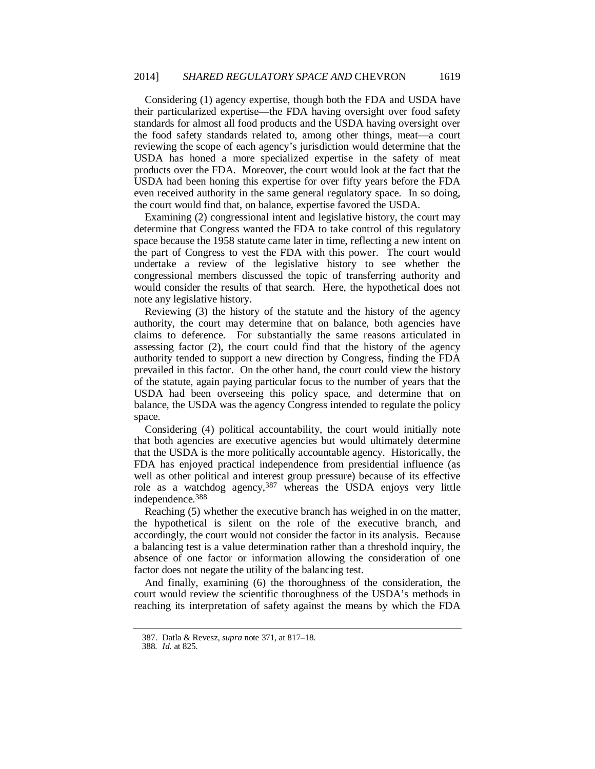Considering (1) agency expertise, though both the FDA and USDA have their particularized expertise—the FDA having oversight over food safety standards for almost all food products and the USDA having oversight over the food safety standards related to, among other things, meat—a court reviewing the scope of each agency's jurisdiction would determine that the USDA has honed a more specialized expertise in the safety of meat products over the FDA. Moreover, the court would look at the fact that the USDA had been honing this expertise for over fifty years before the FDA even received authority in the same general regulatory space. In so doing, the court would find that, on balance, expertise favored the USDA.

Examining (2) congressional intent and legislative history, the court may determine that Congress wanted the FDA to take control of this regulatory space because the 1958 statute came later in time, reflecting a new intent on the part of Congress to vest the FDA with this power. The court would undertake a review of the legislative history to see whether the congressional members discussed the topic of transferring authority and would consider the results of that search. Here, the hypothetical does not note any legislative history.

Reviewing (3) the history of the statute and the history of the agency authority, the court may determine that on balance, both agencies have claims to deference. For substantially the same reasons articulated in assessing factor (2), the court could find that the history of the agency authority tended to support a new direction by Congress, finding the FDA prevailed in this factor. On the other hand, the court could view the history of the statute, again paying particular focus to the number of years that the USDA had been overseeing this policy space, and determine that on balance, the USDA was the agency Congress intended to regulate the policy space.

Considering (4) political accountability, the court would initially note that both agencies are executive agencies but would ultimately determine that the USDA is the more politically accountable agency. Historically, the FDA has enjoyed practical independence from presidential influence (as well as other political and interest group pressure) because of its effective role as a watchdog agency,[387] whereas the USDA enjoys very little independence.[388]

Reaching (5) whether the executive branch has weighed in on the matter, the hypothetical is silent on the role of the executive branch, and accordingly, the court would not consider the factor in its analysis. Because a balancing test is a value determination rather than a threshold inquiry, the absence of one factor or information allowing the consideration of one factor does not negate the utility of the balancing test.

And finally, examining (6) the thoroughness of the consideration, the court would review the scientific thoroughness of the USDA's methods in reaching its interpretation of safety against the means by which the FDA

---

387. Datla & Revesz, *supra* note 371, at 817–18.

388. *Id.* at 825.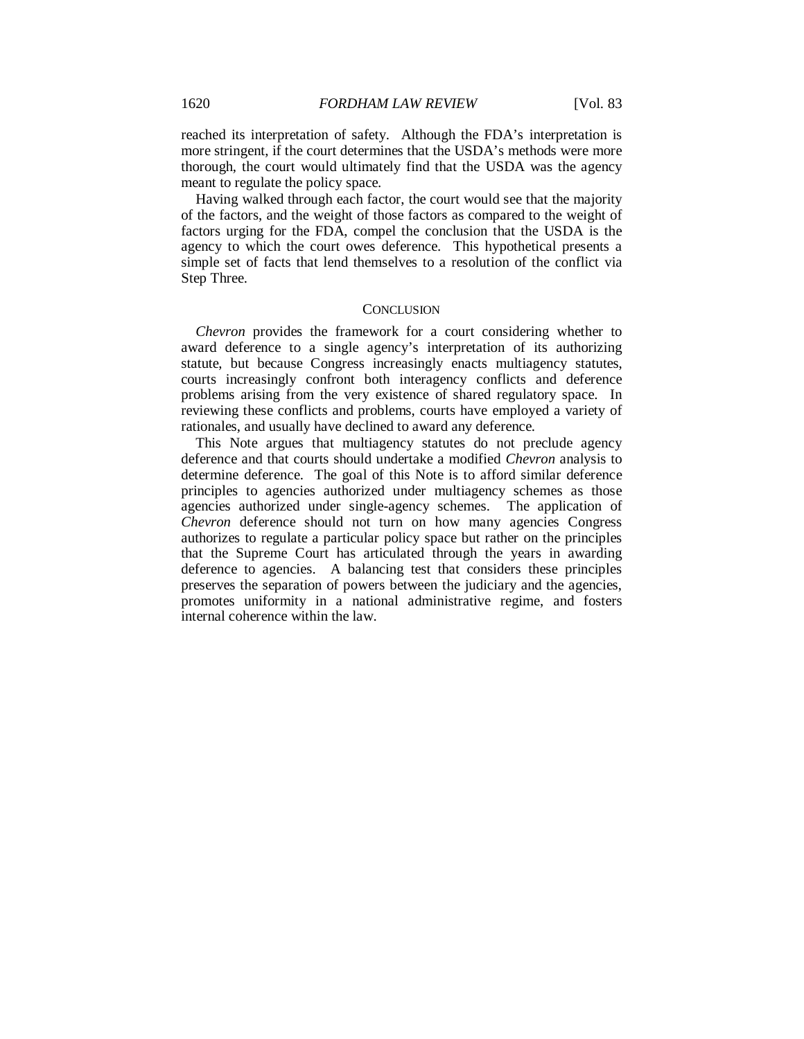reached its interpretation of safety. Although the FDA's interpretation is more stringent, if the court determines that the USDA's methods were more thorough, the court would ultimately find that the USDA was the agency meant to regulate the policy space.

Having walked through each factor, the court would see that the majority of the factors, and the weight of those factors as compared to the weight of factors urging for the FDA, compel the conclusion that the USDA is the agency to which the court owes deference. This hypothetical presents a simple set of facts that lend themselves to a resolution of the conflict via Step Three.

## CONCLUSION

*Chevron* provides the framework for a court considering whether to award deference to a single agency's interpretation of its authorizing statute, but because Congress increasingly enacts multiagency statutes, courts increasingly confront both interagency conflicts and deference problems arising from the very existence of shared regulatory space. In reviewing these conflicts and problems, courts have employed a variety of rationales, and usually have declined to award any deference.

This Note argues that multiagency statutes do not preclude agency deference and that courts should undertake a modified *Chevron* analysis to determine deference. The goal of this Note is to afford similar deference principles to agencies authorized under multiagency schemes as those agencies authorized under single-agency schemes. The application of *Chevron* deference should not turn on how many agencies Congress authorizes to regulate a particular policy space but rather on the principles that the Supreme Court has articulated through the years in awarding deference to agencies. A balancing test that considers these principles preserves the separation of powers between the judiciary and the agencies, promotes uniformity in a national administrative regime, and fosters internal coherence within the law.